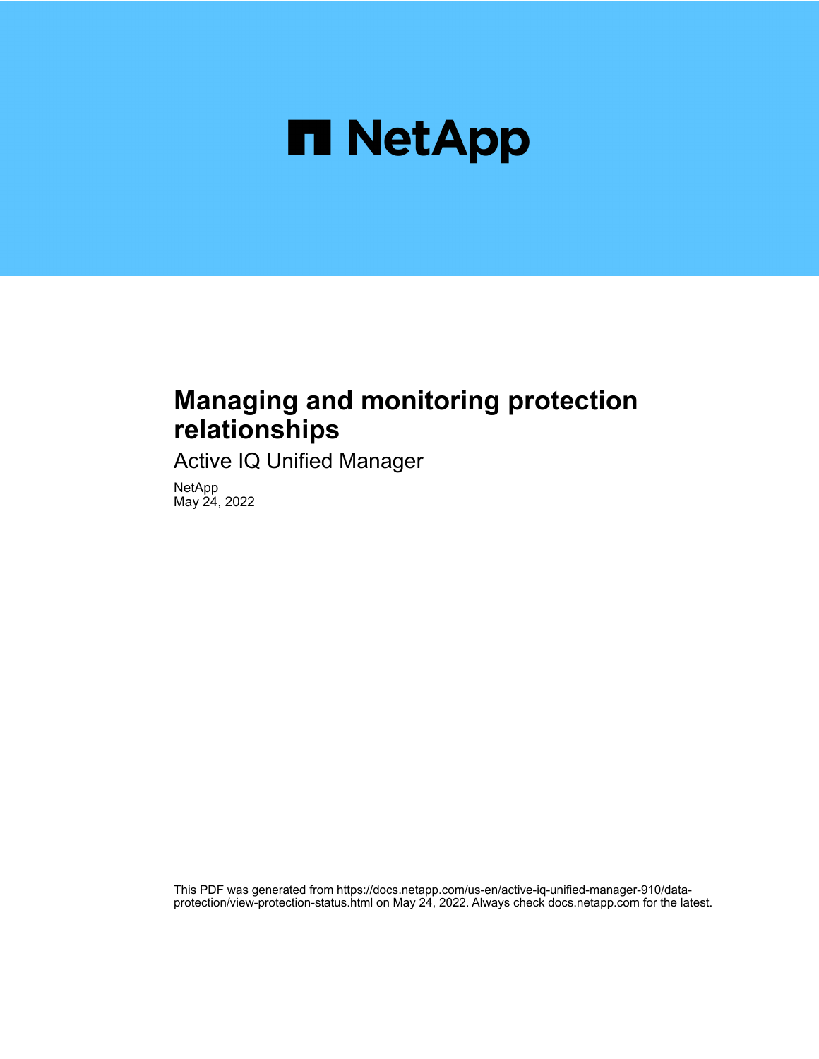NetApp

# Managing and monitoring protection relationships

Active IQ Unified Manager

NetApp
May 24, 2022

This PDF was generated from https://docs.netapp.com/us-en/active-iq-unified-manager-910/data-protection/view-protection-status.html on May 24, 2022. Always check docs.netapp.com for the latest.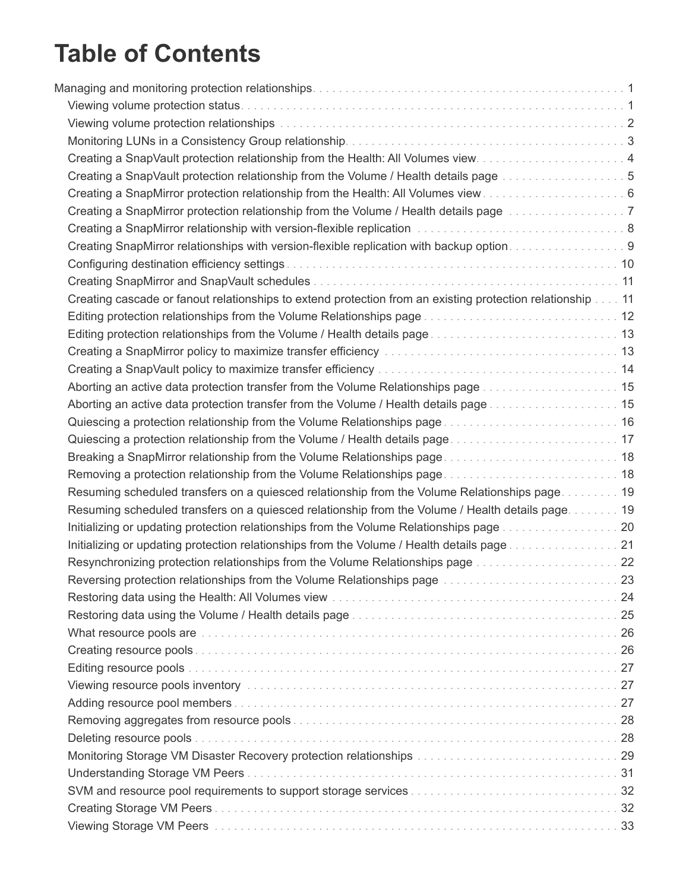# Table of Contents

- Managing and monitoring protection relationships . . . 1
  - Viewing volume protection status . . . 1
  - Viewing volume protection relationships . . . 2
  - Monitoring LUNs in a Consistency Group relationship . . . 3
  - Creating a SnapVault protection relationship from the Health: All Volumes view . . . 4
  - Creating a SnapVault protection relationship from the Volume / Health details page . . . 5
  - Creating a SnapMirror protection relationship from the Health: All Volumes view . . . 6
  - Creating a SnapMirror protection relationship from the Volume / Health details page . . . 7
  - Creating a SnapMirror relationship with version-flexible replication . . . 8
  - Creating SnapMirror relationships with version-flexible replication with backup option . . . 9
  - Configuring destination efficiency settings . . . 10
  - Creating SnapMirror and SnapVault schedules . . . 11
  - Creating cascade or fanout relationships to extend protection from an existing protection relationship . . . 11
  - Editing protection relationships from the Volume Relationships page . . . 12
  - Editing protection relationships from the Volume / Health details page . . . 13
  - Creating a SnapMirror policy to maximize transfer efficiency . . . 13
  - Creating a SnapVault policy to maximize transfer efficiency . . . 14
  - Aborting an active data protection transfer from the Volume Relationships page . . . 15
  - Aborting an active data protection transfer from the Volume / Health details page . . . 15
  - Quiescing a protection relationship from the Volume Relationships page . . . 16
  - Quiescing a protection relationship from the Volume / Health details page . . . 17
  - Breaking a SnapMirror relationship from the Volume Relationships page . . . 18
  - Removing a protection relationship from the Volume Relationships page . . . 18
  - Resuming scheduled transfers on a quiesced relationship from the Volume Relationships page . . . 19
  - Resuming scheduled transfers on a quiesced relationship from the Volume / Health details page . . . 19
  - Initializing or updating protection relationships from the Volume Relationships page . . . 20
  - Initializing or updating protection relationships from the Volume / Health details page . . . 21
  - Resynchronizing protection relationships from the Volume Relationships page . . . 22
  - Reversing protection relationships from the Volume Relationships page . . . 23
  - Restoring data using the Health: All Volumes view . . . 24
  - Restoring data using the Volume / Health details page . . . 25
  - What resource pools are . . . 26
  - Creating resource pools . . . 26
  - Editing resource pools . . . 27
  - Viewing resource pools inventory . . . 27
  - Adding resource pool members . . . 27
  - Removing aggregates from resource pools . . . 28
  - Deleting resource pools . . . 28
  - Monitoring Storage VM Disaster Recovery protection relationships . . . 29
  - Understanding Storage VM Peers . . . 31
  - SVM and resource pool requirements to support storage services . . . 32
  - Creating Storage VM Peers . . . 32
  - Viewing Storage VM Peers . . . 33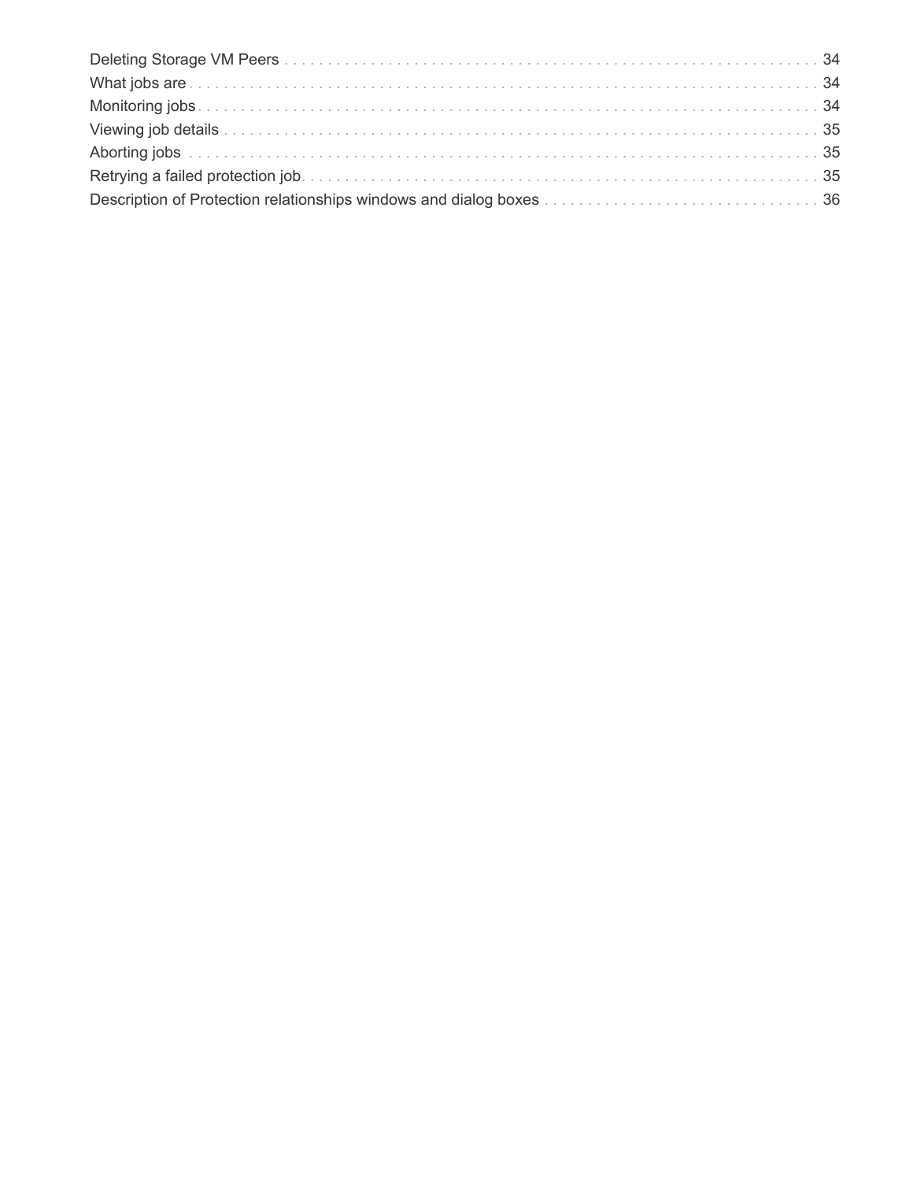Deleting Storage VM Peers . . . . . . . . . . . . . . . . . . . . . . . . . . . . . . . . . . . . . . . . . . . . . . . . . . . . . . . . . . . . 34
What jobs are . . . . . . . . . . . . . . . . . . . . . . . . . . . . . . . . . . . . . . . . . . . . . . . . . . . . . . . . . . . . . . . . . . . . . 34
Monitoring jobs . . . . . . . . . . . . . . . . . . . . . . . . . . . . . . . . . . . . . . . . . . . . . . . . . . . . . . . . . . . . . . . . . . . . 34
Viewing job details . . . . . . . . . . . . . . . . . . . . . . . . . . . . . . . . . . . . . . . . . . . . . . . . . . . . . . . . . . . . . . . . . 35
Aborting jobs . . . . . . . . . . . . . . . . . . . . . . . . . . . . . . . . . . . . . . . . . . . . . . . . . . . . . . . . . . . . . . . . . . . . . 35
Retrying a failed protection job . . . . . . . . . . . . . . . . . . . . . . . . . . . . . . . . . . . . . . . . . . . . . . . . . . . . . . . . 35
Description of Protection relationships windows and dialog boxes . . . . . . . . . . . . . . . . . . . . . . . . . . . . . . . . . 36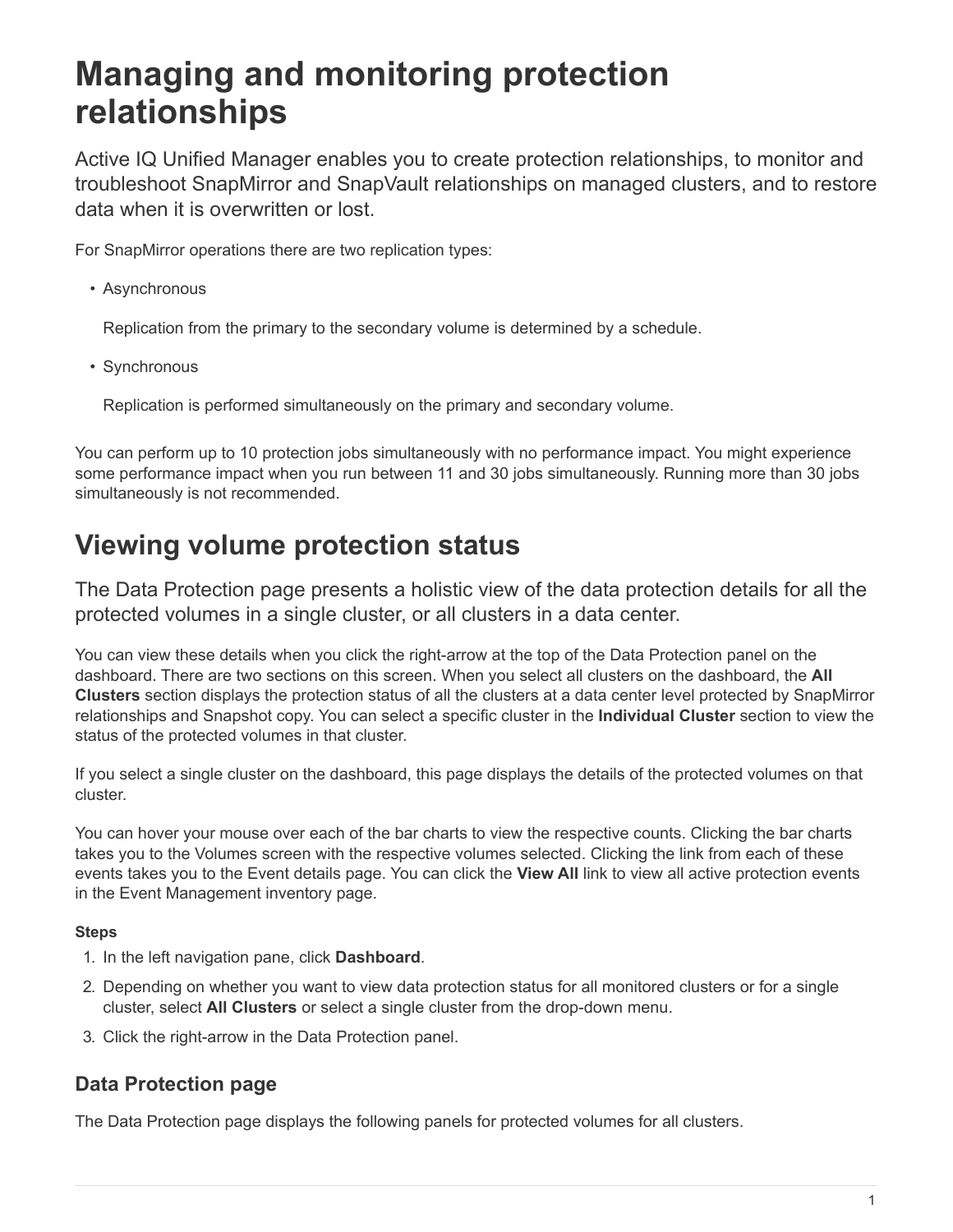# Managing and monitoring protection relationships

Active IQ Unified Manager enables you to create protection relationships, to monitor and troubleshoot SnapMirror and SnapVault relationships on managed clusters, and to restore data when it is overwritten or lost.

For SnapMirror operations there are two replication types:

- Asynchronous

  Replication from the primary to the secondary volume is determined by a schedule.

- Synchronous

  Replication is performed simultaneously on the primary and secondary volume.

You can perform up to 10 protection jobs simultaneously with no performance impact. You might experience some performance impact when you run between 11 and 30 jobs simultaneously. Running more than 30 jobs simultaneously is not recommended.

# Viewing volume protection status

The Data Protection page presents a holistic view of the data protection details for all the protected volumes in a single cluster, or all clusters in a data center.

You can view these details when you click the right-arrow at the top of the Data Protection panel on the dashboard. There are two sections on this screen. When you select all clusters on the dashboard, the **All Clusters** section displays the protection status of all the clusters at a data center level protected by SnapMirror relationships and Snapshot copy. You can select a specific cluster in the **Individual Cluster** section to view the status of the protected volumes in that cluster.

If you select a single cluster on the dashboard, this page displays the details of the protected volumes on that cluster.

You can hover your mouse over each of the bar charts to view the respective counts. Clicking the bar charts takes you to the Volumes screen with the respective volumes selected. Clicking the link from each of these events takes you to the Event details page. You can click the **View All** link to view all active protection events in the Event Management inventory page.

**Steps**

1. In the left navigation pane, click **Dashboard**.
2. Depending on whether you want to view data protection status for all monitored clusters or for a single cluster, select **All Clusters** or select a single cluster from the drop-down menu.
3. Click the right-arrow in the Data Protection panel.

## Data Protection page

The Data Protection page displays the following panels for protected volumes for all clusters.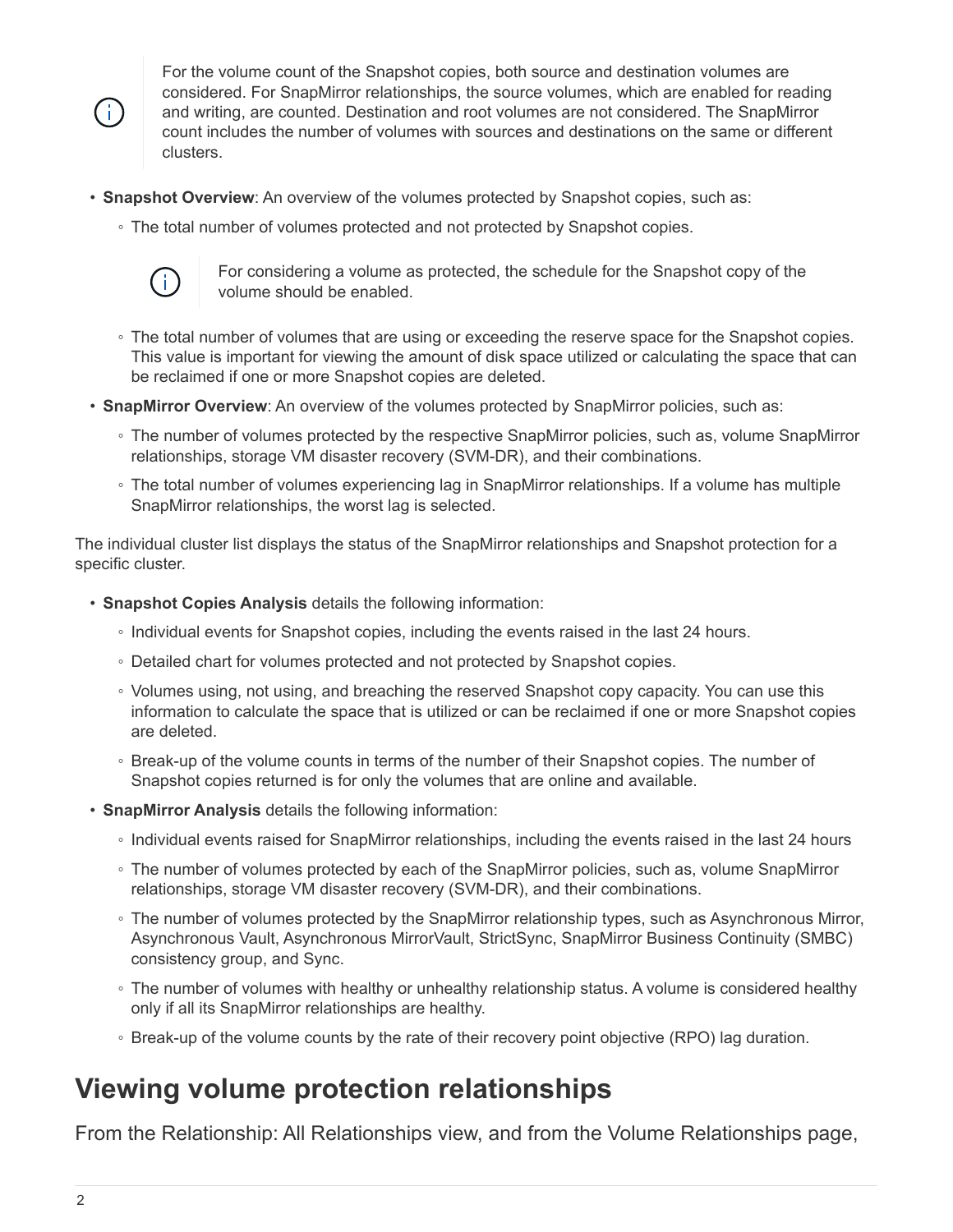> For the volume count of the Snapshot copies, both source and destination volumes are considered. For SnapMirror relationships, the source volumes, which are enabled for reading and writing, are counted. Destination and root volumes are not considered. The SnapMirror count includes the number of volumes with sources and destinations on the same or different clusters.

- **Snapshot Overview**: An overview of the volumes protected by Snapshot copies, such as:
  - The total number of volumes protected and not protected by Snapshot copies.

    > For considering a volume as protected, the schedule for the Snapshot copy of the volume should be enabled.

  - The total number of volumes that are using or exceeding the reserve space for the Snapshot copies. This value is important for viewing the amount of disk space utilized or calculating the space that can be reclaimed if one or more Snapshot copies are deleted.
- **SnapMirror Overview**: An overview of the volumes protected by SnapMirror policies, such as:
  - The number of volumes protected by the respective SnapMirror policies, such as, volume SnapMirror relationships, storage VM disaster recovery (SVM-DR), and their combinations.
  - The total number of volumes experiencing lag in SnapMirror relationships. If a volume has multiple SnapMirror relationships, the worst lag is selected.

The individual cluster list displays the status of the SnapMirror relationships and Snapshot protection for a specific cluster.

- **Snapshot Copies Analysis** details the following information:
  - Individual events for Snapshot copies, including the events raised in the last 24 hours.
  - Detailed chart for volumes protected and not protected by Snapshot copies.
  - Volumes using, not using, and breaching the reserved Snapshot copy capacity. You can use this information to calculate the space that is utilized or can be reclaimed if one or more Snapshot copies are deleted.
  - Break-up of the volume counts in terms of the number of their Snapshot copies. The number of Snapshot copies returned is for only the volumes that are online and available.
- **SnapMirror Analysis** details the following information:
  - Individual events raised for SnapMirror relationships, including the events raised in the last 24 hours
  - The number of volumes protected by each of the SnapMirror policies, such as, volume SnapMirror relationships, storage VM disaster recovery (SVM-DR), and their combinations.
  - The number of volumes protected by the SnapMirror relationship types, such as Asynchronous Mirror, Asynchronous Vault, Asynchronous MirrorVault, StrictSync, SnapMirror Business Continuity (SMBC) consistency group, and Sync.
  - The number of volumes with healthy or unhealthy relationship status. A volume is considered healthy only if all its SnapMirror relationships are healthy.
  - Break-up of the volume counts by the rate of their recovery point objective (RPO) lag duration.

# Viewing volume protection relationships

From the Relationship: All Relationships view, and from the Volume Relationships page,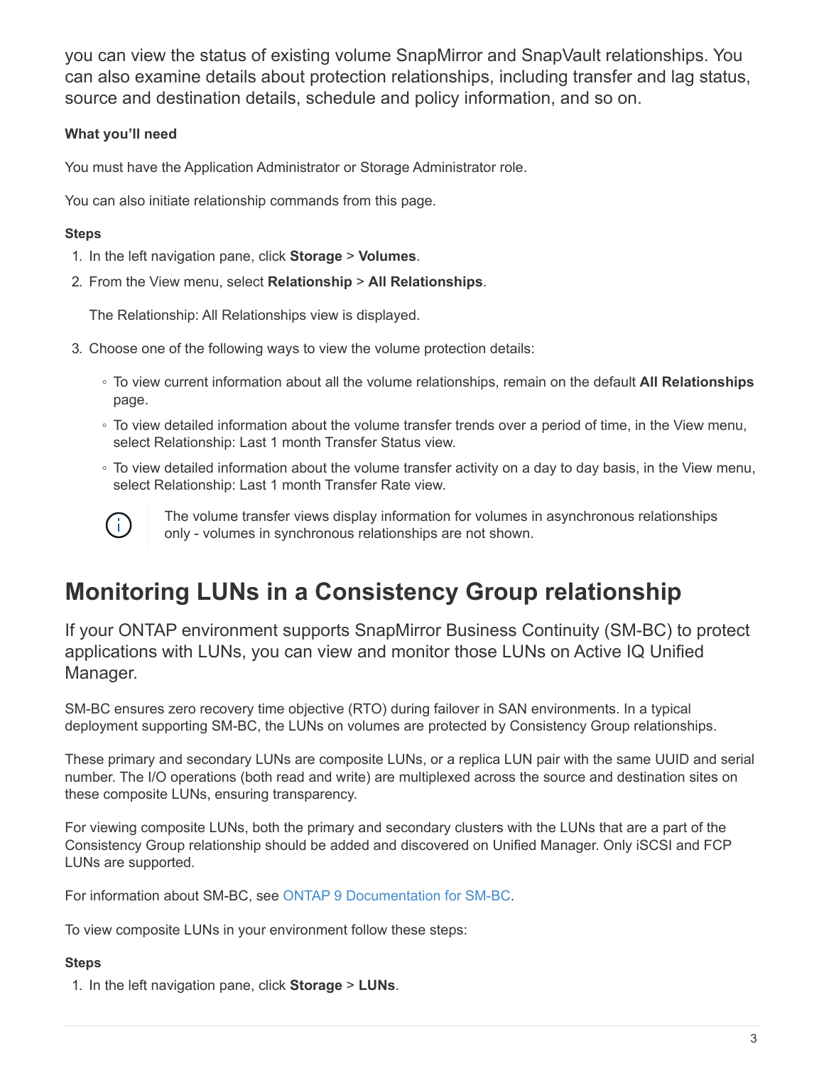you can view the status of existing volume SnapMirror and SnapVault relationships. You can also examine details about protection relationships, including transfer and lag status, source and destination details, schedule and policy information, and so on.

**What you'll need**

You must have the Application Administrator or Storage Administrator role.

You can also initiate relationship commands from this page.

**Steps**

1. In the left navigation pane, click **Storage** > **Volumes**.
2. From the View menu, select **Relationship** > **All Relationships**.

   The Relationship: All Relationships view is displayed.

3. Choose one of the following ways to view the volume protection details:
   - To view current information about all the volume relationships, remain on the default **All Relationships** page.
   - To view detailed information about the volume transfer trends over a period of time, in the View menu, select Relationship: Last 1 month Transfer Status view.
   - To view detailed information about the volume transfer activity on a day to day basis, in the View menu, select Relationship: Last 1 month Transfer Rate view.

   > The volume transfer views display information for volumes in asynchronous relationships only - volumes in synchronous relationships are not shown.

# Monitoring LUNs in a Consistency Group relationship

If your ONTAP environment supports SnapMirror Business Continuity (SM-BC) to protect applications with LUNs, you can view and monitor those LUNs on Active IQ Unified Manager.

SM-BC ensures zero recovery time objective (RTO) during failover in SAN environments. In a typical deployment supporting SM-BC, the LUNs on volumes are protected by Consistency Group relationships.

These primary and secondary LUNs are composite LUNs, or a replica LUN pair with the same UUID and serial number. The I/O operations (both read and write) are multiplexed across the source and destination sites on these composite LUNs, ensuring transparency.

For viewing composite LUNs, both the primary and secondary clusters with the LUNs that are a part of the Consistency Group relationship should be added and discovered on Unified Manager. Only iSCSI and FCP LUNs are supported.

For information about SM-BC, see ONTAP 9 Documentation for SM-BC.

To view composite LUNs in your environment follow these steps:

**Steps**

1. In the left navigation pane, click **Storage** > **LUNs**.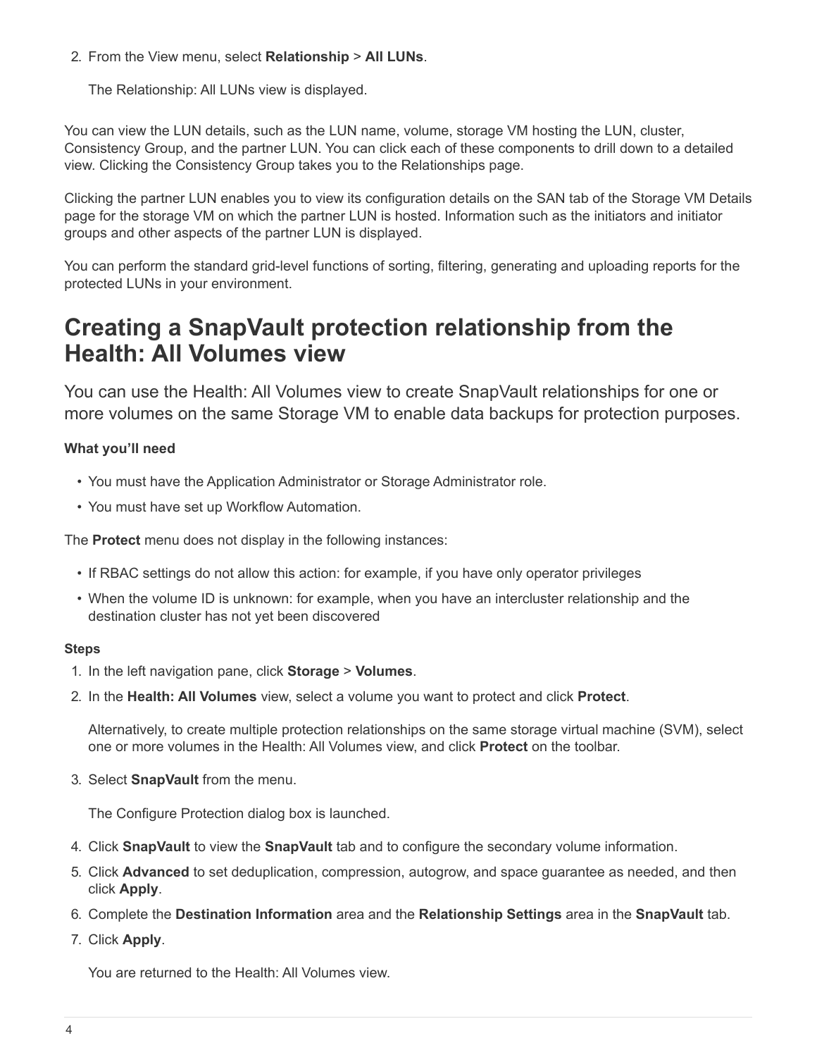2. From the View menu, select **Relationship** > **All LUNs**.

   The Relationship: All LUNs view is displayed.

You can view the LUN details, such as the LUN name, volume, storage VM hosting the LUN, cluster, Consistency Group, and the partner LUN. You can click each of these components to drill down to a detailed view. Clicking the Consistency Group takes you to the Relationships page.

Clicking the partner LUN enables you to view its configuration details on the SAN tab of the Storage VM Details page for the storage VM on which the partner LUN is hosted. Information such as the initiators and initiator groups and other aspects of the partner LUN is displayed.

You can perform the standard grid-level functions of sorting, filtering, generating and uploading reports for the protected LUNs in your environment.

# Creating a SnapVault protection relationship from the Health: All Volumes view

You can use the Health: All Volumes view to create SnapVault relationships for one or more volumes on the same Storage VM to enable data backups for protection purposes.

**What you'll need**

- You must have the Application Administrator or Storage Administrator role.
- You must have set up Workflow Automation.

The **Protect** menu does not display in the following instances:

- If RBAC settings do not allow this action: for example, if you have only operator privileges
- When the volume ID is unknown: for example, when you have an intercluster relationship and the destination cluster has not yet been discovered

**Steps**

1. In the left navigation pane, click **Storage** > **Volumes**.
2. In the **Health: All Volumes** view, select a volume you want to protect and click **Protect**.

   Alternatively, to create multiple protection relationships on the same storage virtual machine (SVM), select one or more volumes in the Health: All Volumes view, and click **Protect** on the toolbar.

3. Select **SnapVault** from the menu.

   The Configure Protection dialog box is launched.

4. Click **SnapVault** to view the **SnapVault** tab and to configure the secondary volume information.
5. Click **Advanced** to set deduplication, compression, autogrow, and space guarantee as needed, and then click **Apply**.
6. Complete the **Destination Information** area and the **Relationship Settings** area in the **SnapVault** tab.
7. Click **Apply**.

   You are returned to the Health: All Volumes view.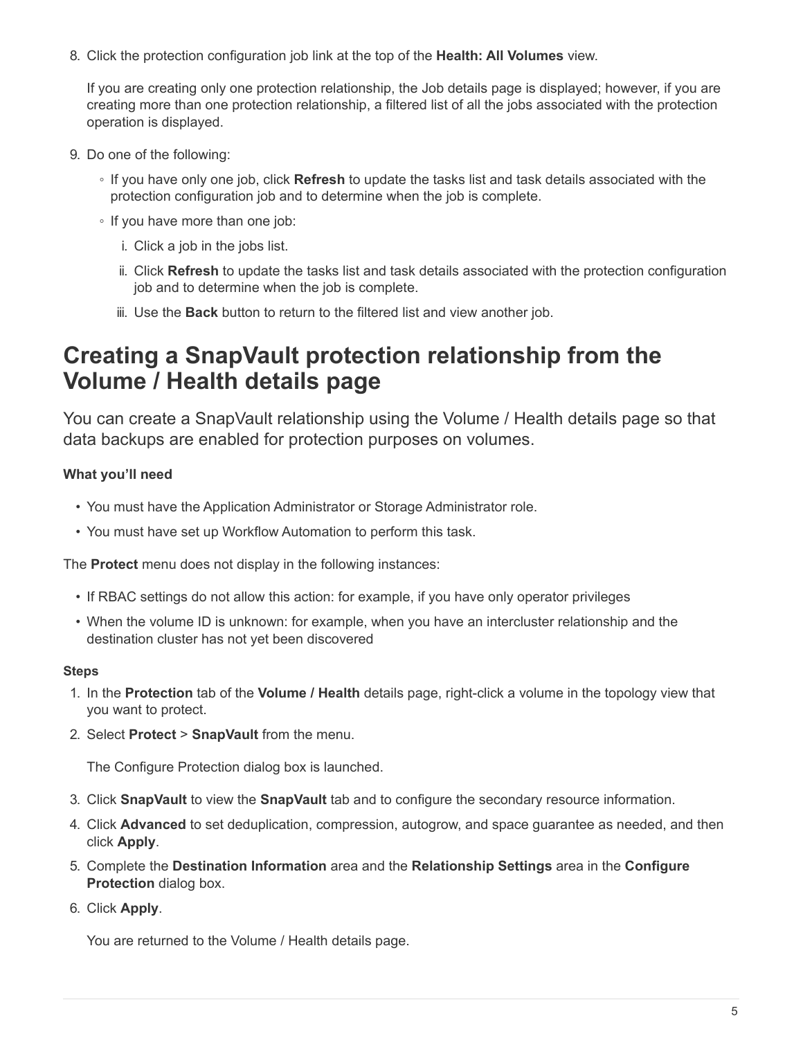8. Click the protection configuration job link at the top of the **Health: All Volumes** view.

   If you are creating only one protection relationship, the Job details page is displayed; however, if you are creating more than one protection relationship, a filtered list of all the jobs associated with the protection operation is displayed.

9. Do one of the following:

   - If you have only one job, click **Refresh** to update the tasks list and task details associated with the protection configuration job and to determine when the job is complete.
   - If you have more than one job:
     i. Click a job in the jobs list.
     ii. Click **Refresh** to update the tasks list and task details associated with the protection configuration job and to determine when the job is complete.
     iii. Use the **Back** button to return to the filtered list and view another job.

# Creating a SnapVault protection relationship from the Volume / Health details page

You can create a SnapVault relationship using the Volume / Health details page so that data backups are enabled for protection purposes on volumes.

**What you'll need**

- You must have the Application Administrator or Storage Administrator role.
- You must have set up Workflow Automation to perform this task.

The **Protect** menu does not display in the following instances:

- If RBAC settings do not allow this action: for example, if you have only operator privileges
- When the volume ID is unknown: for example, when you have an intercluster relationship and the destination cluster has not yet been discovered

**Steps**

1. In the **Protection** tab of the **Volume / Health** details page, right-click a volume in the topology view that you want to protect.
2. Select **Protect** > **SnapVault** from the menu.

   The Configure Protection dialog box is launched.

3. Click **SnapVault** to view the **SnapVault** tab and to configure the secondary resource information.
4. Click **Advanced** to set deduplication, compression, autogrow, and space guarantee as needed, and then click **Apply**.
5. Complete the **Destination Information** area and the **Relationship Settings** area in the **Configure Protection** dialog box.
6. Click **Apply**.

   You are returned to the Volume / Health details page.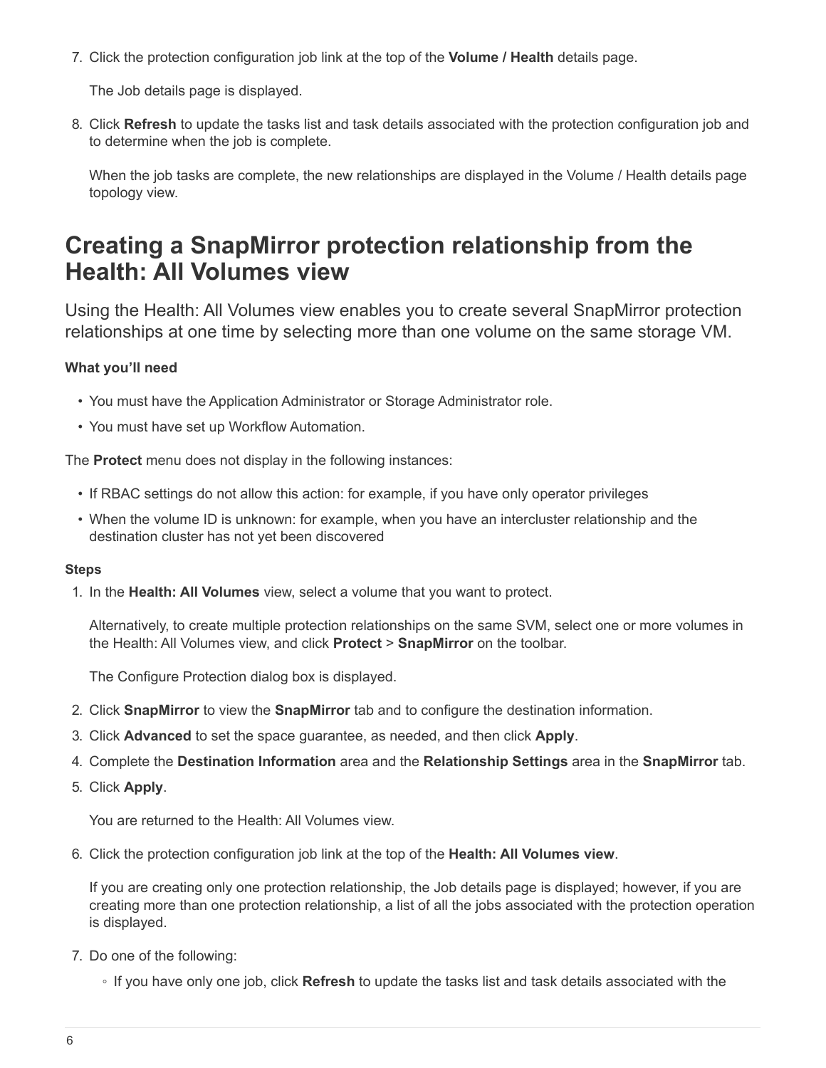7. Click the protection configuration job link at the top of the **Volume / Health** details page.

   The Job details page is displayed.

8. Click **Refresh** to update the tasks list and task details associated with the protection configuration job and to determine when the job is complete.

   When the job tasks are complete, the new relationships are displayed in the Volume / Health details page topology view.

## Creating a SnapMirror protection relationship from the Health: All Volumes view

Using the Health: All Volumes view enables you to create several SnapMirror protection relationships at one time by selecting more than one volume on the same storage VM.

#### What you'll need

- You must have the Application Administrator or Storage Administrator role.
- You must have set up Workflow Automation.

The **Protect** menu does not display in the following instances:

- If RBAC settings do not allow this action: for example, if you have only operator privileges
- When the volume ID is unknown: for example, when you have an intercluster relationship and the destination cluster has not yet been discovered

#### Steps

1. In the **Health: All Volumes** view, select a volume that you want to protect.

   Alternatively, to create multiple protection relationships on the same SVM, select one or more volumes in the Health: All Volumes view, and click **Protect** > **SnapMirror** on the toolbar.

   The Configure Protection dialog box is displayed.

2. Click **SnapMirror** to view the **SnapMirror** tab and to configure the destination information.
3. Click **Advanced** to set the space guarantee, as needed, and then click **Apply**.
4. Complete the **Destination Information** area and the **Relationship Settings** area in the **SnapMirror** tab.
5. Click **Apply**.

   You are returned to the Health: All Volumes view.

6. Click the protection configuration job link at the top of the **Health: All Volumes view**.

   If you are creating only one protection relationship, the Job details page is displayed; however, if you are creating more than one protection relationship, a list of all the jobs associated with the protection operation is displayed.

7. Do one of the following:
   - If you have only one job, click **Refresh** to update the tasks list and task details associated with the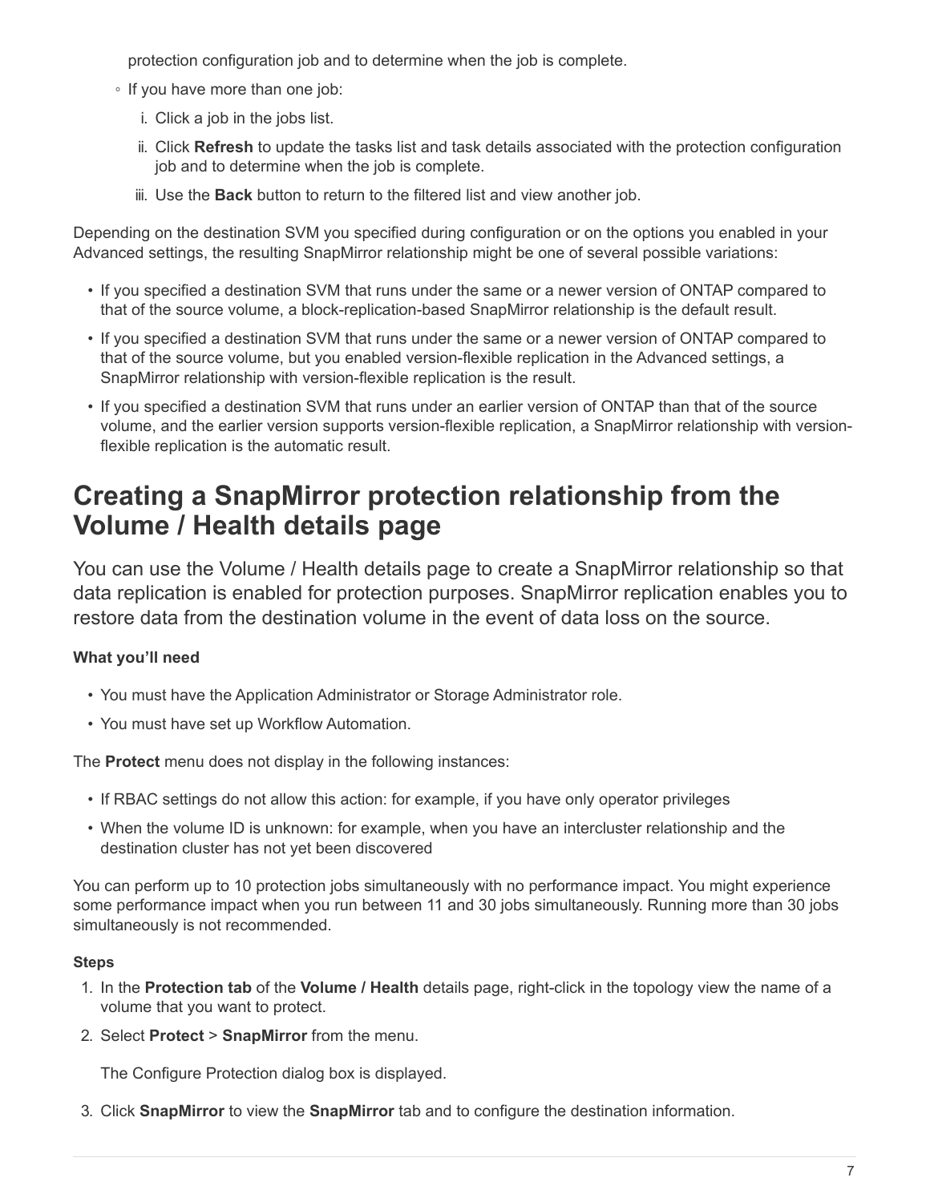protection configuration job and to determine when the job is complete.

- If you have more than one job:
    1. Click a job in the jobs list.
    2. Click **Refresh** to update the tasks list and task details associated with the protection configuration job and to determine when the job is complete.
    3. Use the **Back** button to return to the filtered list and view another job.

Depending on the destination SVM you specified during configuration or on the options you enabled in your Advanced settings, the resulting SnapMirror relationship might be one of several possible variations:

- If you specified a destination SVM that runs under the same or a newer version of ONTAP compared to that of the source volume, a block-replication-based SnapMirror relationship is the default result.
- If you specified a destination SVM that runs under the same or a newer version of ONTAP compared to that of the source volume, but you enabled version-flexible replication in the Advanced settings, a SnapMirror relationship with version-flexible replication is the result.
- If you specified a destination SVM that runs under an earlier version of ONTAP than that of the source volume, and the earlier version supports version-flexible replication, a SnapMirror relationship with version-flexible replication is the automatic result.

# Creating a SnapMirror protection relationship from the Volume / Health details page

You can use the Volume / Health details page to create a SnapMirror relationship so that data replication is enabled for protection purposes. SnapMirror replication enables you to restore data from the destination volume in the event of data loss on the source.

**What you'll need**

- You must have the Application Administrator or Storage Administrator role.
- You must have set up Workflow Automation.

The **Protect** menu does not display in the following instances:

- If RBAC settings do not allow this action: for example, if you have only operator privileges
- When the volume ID is unknown: for example, when you have an intercluster relationship and the destination cluster has not yet been discovered

You can perform up to 10 protection jobs simultaneously with no performance impact. You might experience some performance impact when you run between 11 and 30 jobs simultaneously. Running more than 30 jobs simultaneously is not recommended.

**Steps**

1. In the **Protection tab** of the **Volume / Health** details page, right-click in the topology view the name of a volume that you want to protect.
2. Select **Protect** > **SnapMirror** from the menu.

    The Configure Protection dialog box is displayed.

3. Click **SnapMirror** to view the **SnapMirror** tab and to configure the destination information.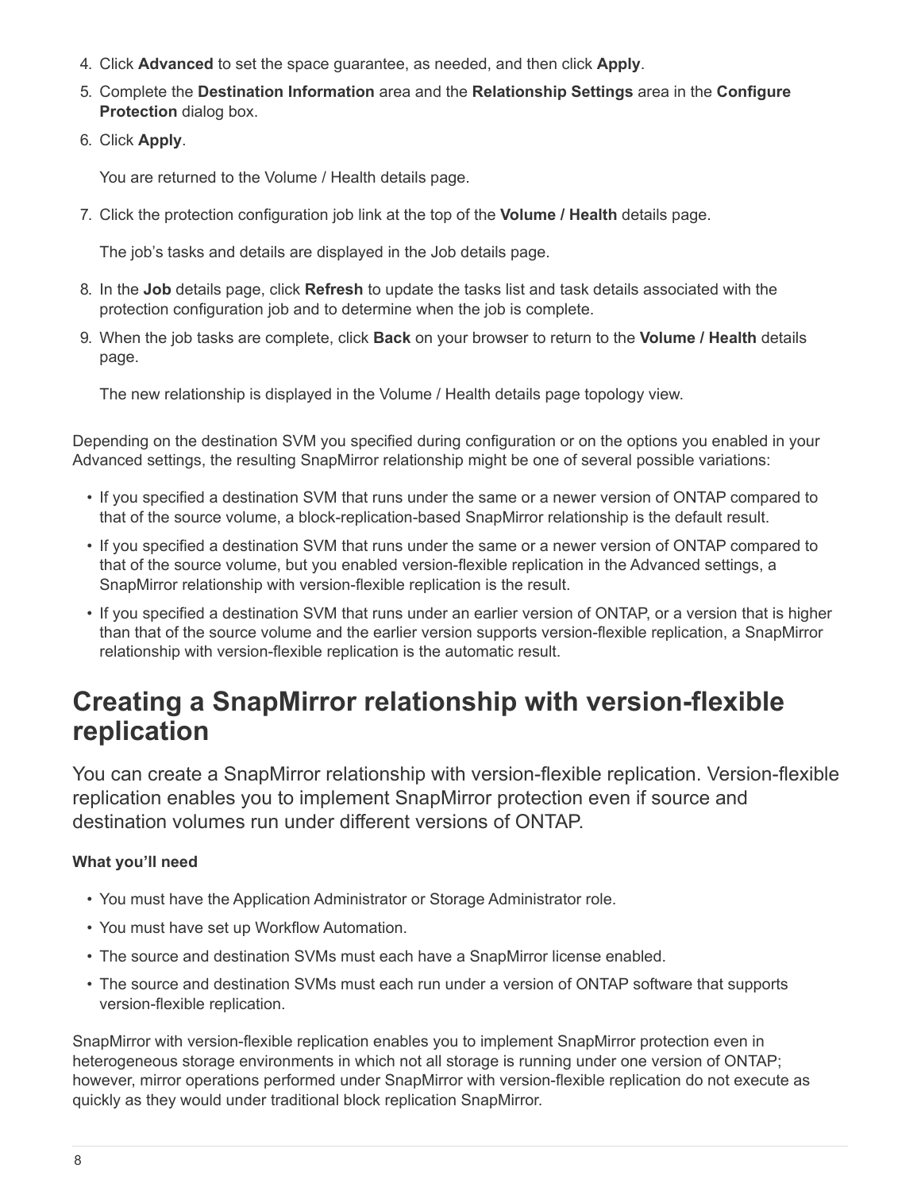4. Click **Advanced** to set the space guarantee, as needed, and then click **Apply**.
5. Complete the **Destination Information** area and the **Relationship Settings** area in the **Configure Protection** dialog box.
6. Click **Apply**.

   You are returned to the Volume / Health details page.

7. Click the protection configuration job link at the top of the **Volume / Health** details page.

   The job's tasks and details are displayed in the Job details page.

8. In the **Job** details page, click **Refresh** to update the tasks list and task details associated with the protection configuration job and to determine when the job is complete.
9. When the job tasks are complete, click **Back** on your browser to return to the **Volume / Health** details page.

   The new relationship is displayed in the Volume / Health details page topology view.

Depending on the destination SVM you specified during configuration or on the options you enabled in your Advanced settings, the resulting SnapMirror relationship might be one of several possible variations:

- If you specified a destination SVM that runs under the same or a newer version of ONTAP compared to that of the source volume, a block-replication-based SnapMirror relationship is the default result.
- If you specified a destination SVM that runs under the same or a newer version of ONTAP compared to that of the source volume, but you enabled version-flexible replication in the Advanced settings, a SnapMirror relationship with version-flexible replication is the result.
- If you specified a destination SVM that runs under an earlier version of ONTAP, or a version that is higher than that of the source volume and the earlier version supports version-flexible replication, a SnapMirror relationship with version-flexible replication is the automatic result.

# Creating a SnapMirror relationship with version-flexible replication

You can create a SnapMirror relationship with version-flexible replication. Version-flexible replication enables you to implement SnapMirror protection even if source and destination volumes run under different versions of ONTAP.

**What you'll need**

- You must have the Application Administrator or Storage Administrator role.
- You must have set up Workflow Automation.
- The source and destination SVMs must each have a SnapMirror license enabled.
- The source and destination SVMs must each run under a version of ONTAP software that supports version-flexible replication.

SnapMirror with version-flexible replication enables you to implement SnapMirror protection even in heterogeneous storage environments in which not all storage is running under one version of ONTAP; however, mirror operations performed under SnapMirror with version-flexible replication do not execute as quickly as they would under traditional block replication SnapMirror.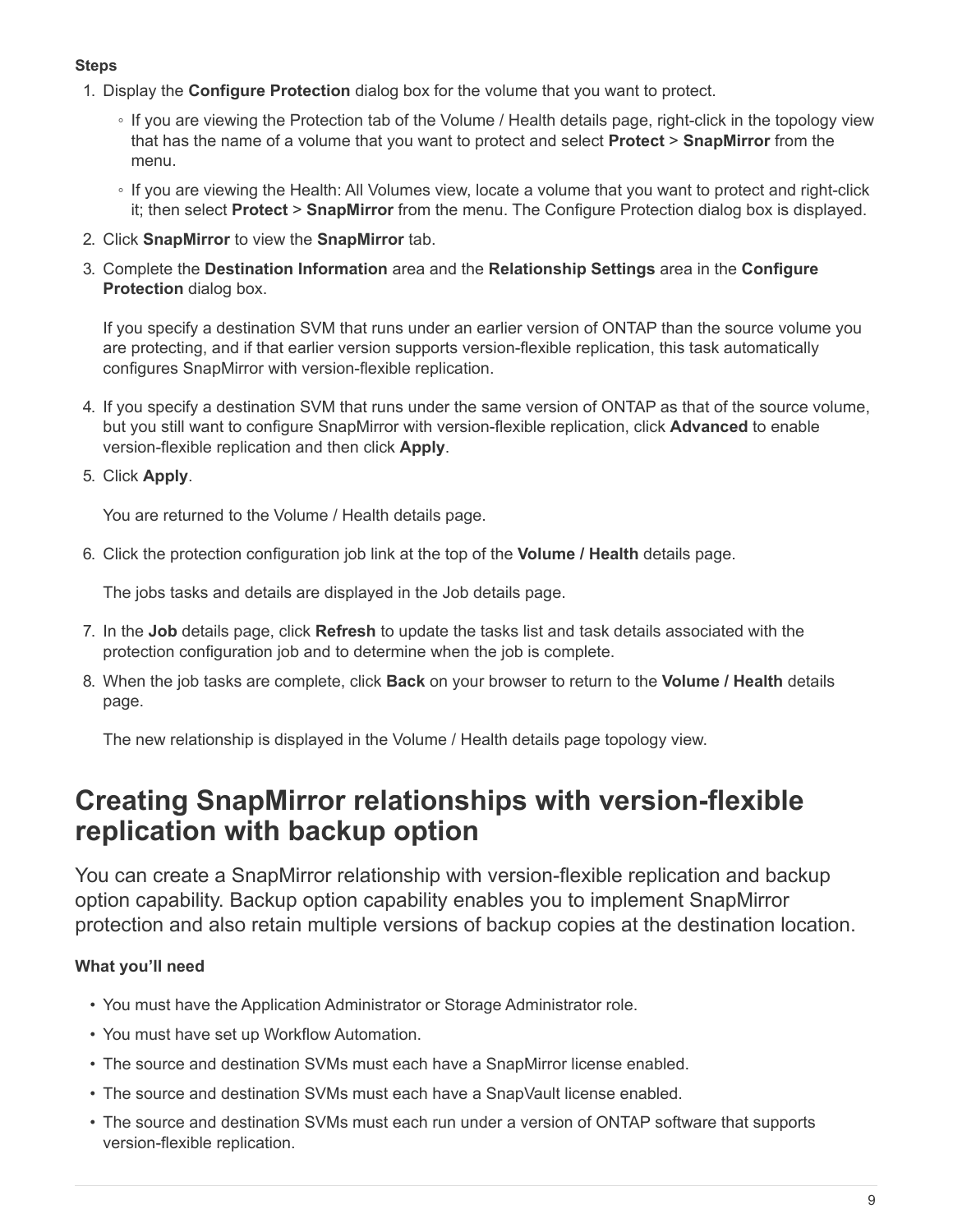**Steps**

1. Display the **Configure Protection** dialog box for the volume that you want to protect.
   - If you are viewing the Protection tab of the Volume / Health details page, right-click in the topology view that has the name of a volume that you want to protect and select **Protect** > **SnapMirror** from the menu.
   - If you are viewing the Health: All Volumes view, locate a volume that you want to protect and right-click it; then select **Protect** > **SnapMirror** from the menu. The Configure Protection dialog box is displayed.
2. Click **SnapMirror** to view the **SnapMirror** tab.
3. Complete the **Destination Information** area and the **Relationship Settings** area in the **Configure Protection** dialog box.

   If you specify a destination SVM that runs under an earlier version of ONTAP than the source volume you are protecting, and if that earlier version supports version-flexible replication, this task automatically configures SnapMirror with version-flexible replication.
4. If you specify a destination SVM that runs under the same version of ONTAP as that of the source volume, but you still want to configure SnapMirror with version-flexible replication, click **Advanced** to enable version-flexible replication and then click **Apply**.
5. Click **Apply**.

   You are returned to the Volume / Health details page.
6. Click the protection configuration job link at the top of the **Volume / Health** details page.

   The jobs tasks and details are displayed in the Job details page.
7. In the **Job** details page, click **Refresh** to update the tasks list and task details associated with the protection configuration job and to determine when the job is complete.
8. When the job tasks are complete, click **Back** on your browser to return to the **Volume / Health** details page.

   The new relationship is displayed in the Volume / Health details page topology view.

# Creating SnapMirror relationships with version-flexible replication with backup option

You can create a SnapMirror relationship with version-flexible replication and backup option capability. Backup option capability enables you to implement SnapMirror protection and also retain multiple versions of backup copies at the destination location.

**What you'll need**

- You must have the Application Administrator or Storage Administrator role.
- You must have set up Workflow Automation.
- The source and destination SVMs must each have a SnapMirror license enabled.
- The source and destination SVMs must each have a SnapVault license enabled.
- The source and destination SVMs must each run under a version of ONTAP software that supports version-flexible replication.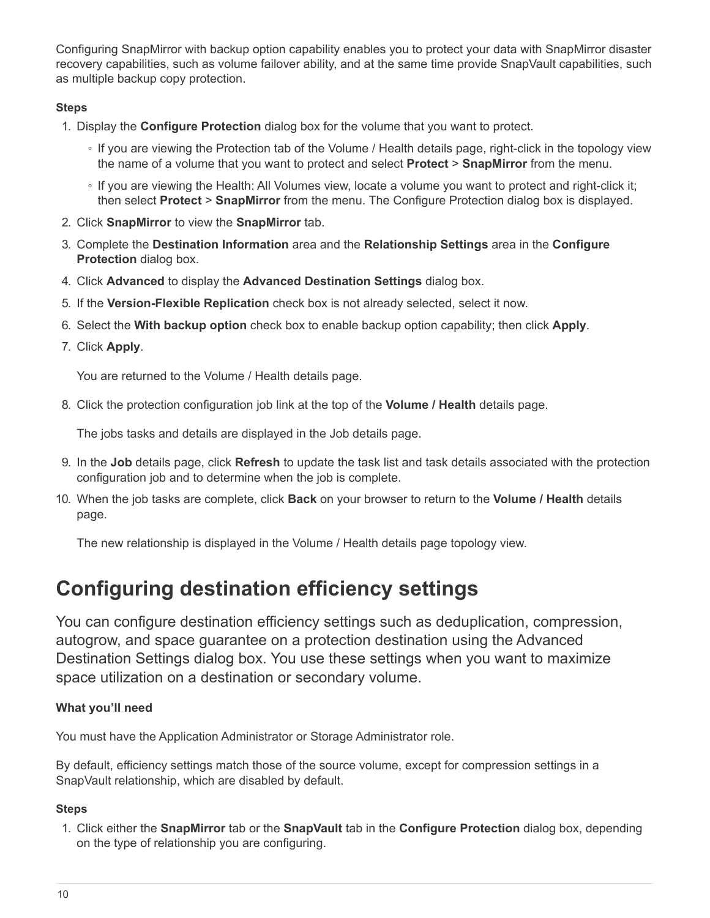Configuring SnapMirror with backup option capability enables you to protect your data with SnapMirror disaster recovery capabilities, such as volume failover ability, and at the same time provide SnapVault capabilities, such as multiple backup copy protection.

**Steps**

1. Display the **Configure Protection** dialog box for the volume that you want to protect.
   - If you are viewing the Protection tab of the Volume / Health details page, right-click in the topology view the name of a volume that you want to protect and select **Protect** > **SnapMirror** from the menu.
   - If you are viewing the Health: All Volumes view, locate a volume you want to protect and right-click it; then select **Protect** > **SnapMirror** from the menu. The Configure Protection dialog box is displayed.
2. Click **SnapMirror** to view the **SnapMirror** tab.
3. Complete the **Destination Information** area and the **Relationship Settings** area in the **Configure Protection** dialog box.
4. Click **Advanced** to display the **Advanced Destination Settings** dialog box.
5. If the **Version-Flexible Replication** check box is not already selected, select it now.
6. Select the **With backup option** check box to enable backup option capability; then click **Apply**.
7. Click **Apply**.

   You are returned to the Volume / Health details page.

8. Click the protection configuration job link at the top of the **Volume / Health** details page.

   The jobs tasks and details are displayed in the Job details page.

9. In the **Job** details page, click **Refresh** to update the task list and task details associated with the protection configuration job and to determine when the job is complete.
10. When the job tasks are complete, click **Back** on your browser to return to the **Volume / Health** details page.

    The new relationship is displayed in the Volume / Health details page topology view.

# Configuring destination efficiency settings

You can configure destination efficiency settings such as deduplication, compression, autogrow, and space guarantee on a protection destination using the Advanced Destination Settings dialog box. You use these settings when you want to maximize space utilization on a destination or secondary volume.

**What you'll need**

You must have the Application Administrator or Storage Administrator role.

By default, efficiency settings match those of the source volume, except for compression settings in a SnapVault relationship, which are disabled by default.

**Steps**

1. Click either the **SnapMirror** tab or the **SnapVault** tab in the **Configure Protection** dialog box, depending on the type of relationship you are configuring.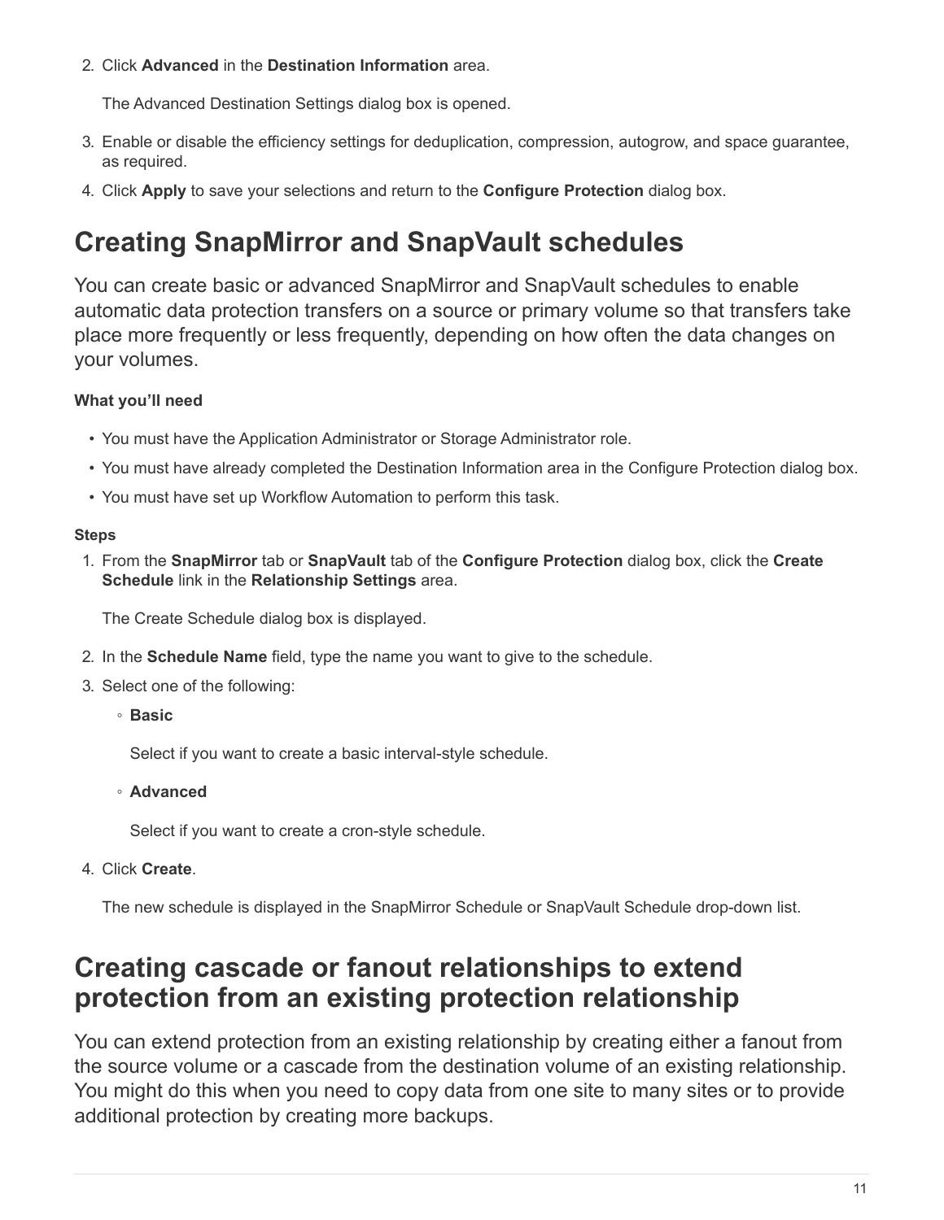2. Click **Advanced** in the **Destination Information** area.

   The Advanced Destination Settings dialog box is opened.

3. Enable or disable the efficiency settings for deduplication, compression, autogrow, and space guarantee, as required.
4. Click **Apply** to save your selections and return to the **Configure Protection** dialog box.

# Creating SnapMirror and SnapVault schedules

You can create basic or advanced SnapMirror and SnapVault schedules to enable automatic data protection transfers on a source or primary volume so that transfers take place more frequently or less frequently, depending on how often the data changes on your volumes.

#### What you'll need

- You must have the Application Administrator or Storage Administrator role.
- You must have already completed the Destination Information area in the Configure Protection dialog box.
- You must have set up Workflow Automation to perform this task.

#### Steps

1. From the **SnapMirror** tab or **SnapVault** tab of the **Configure Protection** dialog box, click the **Create Schedule** link in the **Relationship Settings** area.

   The Create Schedule dialog box is displayed.

2. In the **Schedule Name** field, type the name you want to give to the schedule.
3. Select one of the following:
   - **Basic**

     Select if you want to create a basic interval-style schedule.

   - **Advanced**

     Select if you want to create a cron-style schedule.

4. Click **Create**.

   The new schedule is displayed in the SnapMirror Schedule or SnapVault Schedule drop-down list.

# Creating cascade or fanout relationships to extend protection from an existing protection relationship

You can extend protection from an existing relationship by creating either a fanout from the source volume or a cascade from the destination volume of an existing relationship. You might do this when you need to copy data from one site to many sites or to provide additional protection by creating more backups.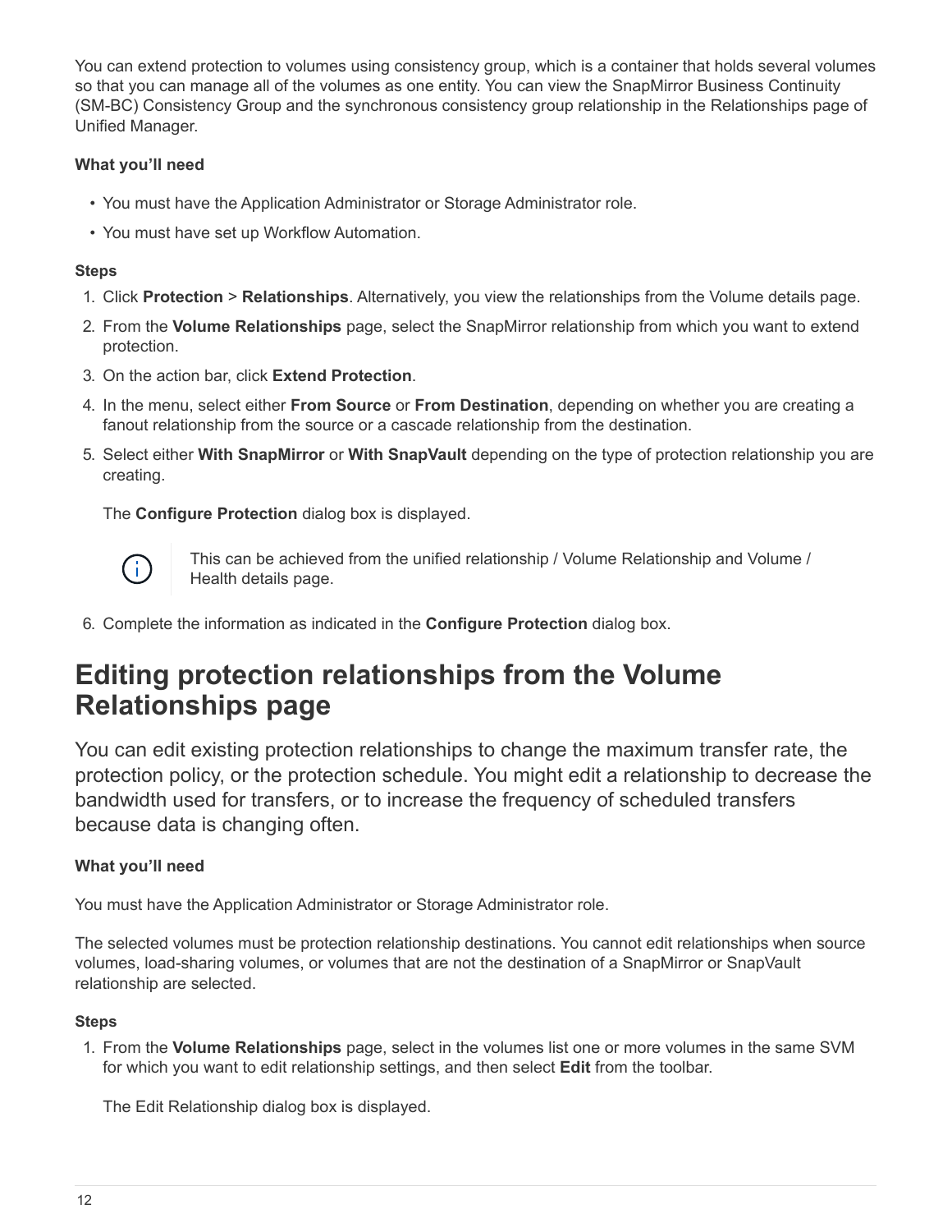You can extend protection to volumes using consistency group, which is a container that holds several volumes so that you can manage all of the volumes as one entity. You can view the SnapMirror Business Continuity (SM-BC) Consistency Group and the synchronous consistency group relationship in the Relationships page of Unified Manager.

**What you'll need**

- You must have the Application Administrator or Storage Administrator role.
- You must have set up Workflow Automation.

**Steps**

1. Click **Protection** > **Relationships**. Alternatively, you view the relationships from the Volume details page.
2. From the **Volume Relationships** page, select the SnapMirror relationship from which you want to extend protection.
3. On the action bar, click **Extend Protection**.
4. In the menu, select either **From Source** or **From Destination**, depending on whether you are creating a fanout relationship from the source or a cascade relationship from the destination.
5. Select either **With SnapMirror** or **With SnapVault** depending on the type of protection relationship you are creating.

   The **Configure Protection** dialog box is displayed.

   > This can be achieved from the unified relationship / Volume Relationship and Volume / Health details page.

6. Complete the information as indicated in the **Configure Protection** dialog box.

# Editing protection relationships from the Volume Relationships page

You can edit existing protection relationships to change the maximum transfer rate, the protection policy, or the protection schedule. You might edit a relationship to decrease the bandwidth used for transfers, or to increase the frequency of scheduled transfers because data is changing often.

**What you'll need**

You must have the Application Administrator or Storage Administrator role.

The selected volumes must be protection relationship destinations. You cannot edit relationships when source volumes, load-sharing volumes, or volumes that are not the destination of a SnapMirror or SnapVault relationship are selected.

**Steps**

1. From the **Volume Relationships** page, select in the volumes list one or more volumes in the same SVM for which you want to edit relationship settings, and then select **Edit** from the toolbar.

   The Edit Relationship dialog box is displayed.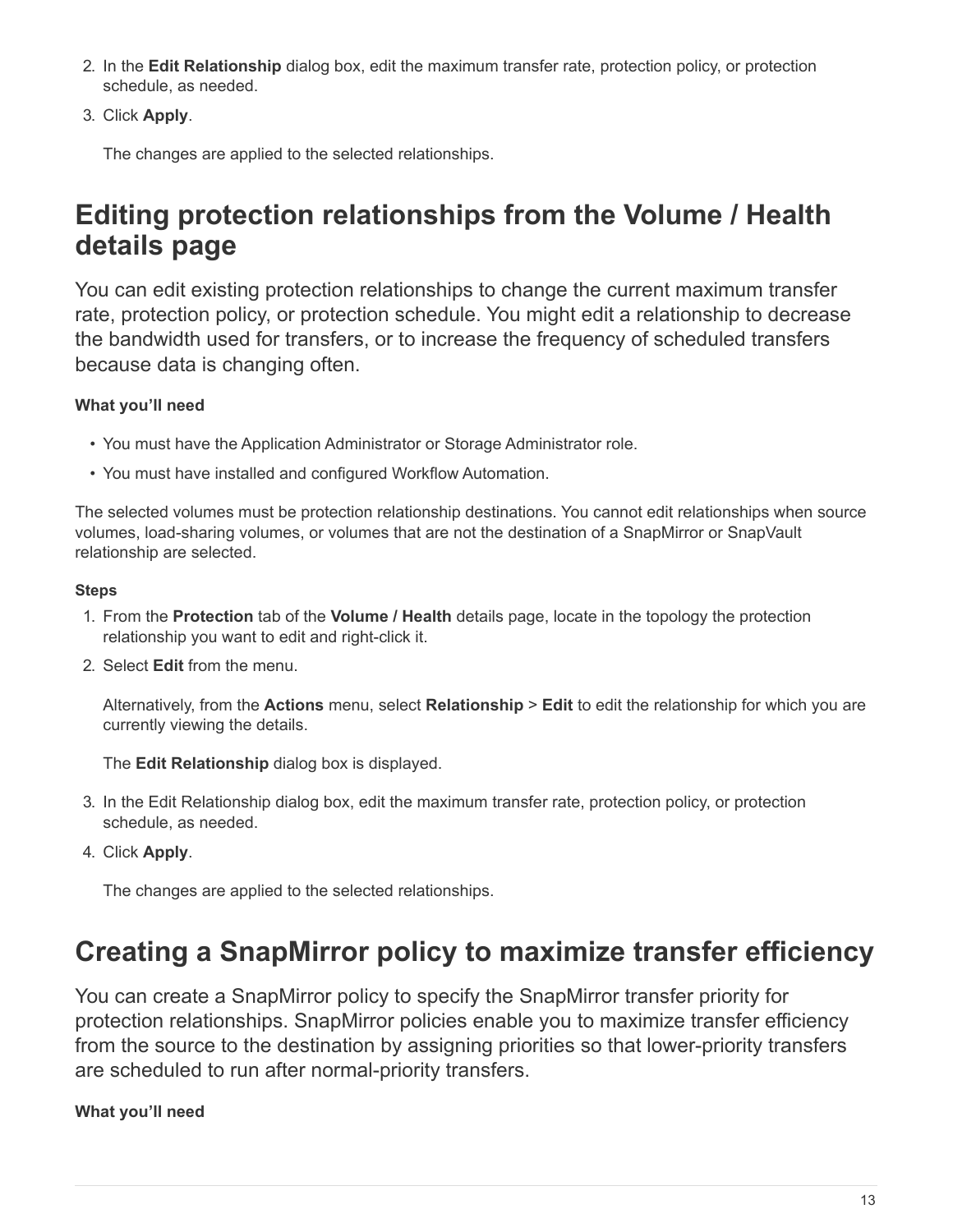2. In the **Edit Relationship** dialog box, edit the maximum transfer rate, protection policy, or protection schedule, as needed.
3. Click **Apply**.

   The changes are applied to the selected relationships.

## Editing protection relationships from the Volume / Health details page

You can edit existing protection relationships to change the current maximum transfer rate, protection policy, or protection schedule. You might edit a relationship to decrease the bandwidth used for transfers, or to increase the frequency of scheduled transfers because data is changing often.

**What you'll need**

- You must have the Application Administrator or Storage Administrator role.
- You must have installed and configured Workflow Automation.

The selected volumes must be protection relationship destinations. You cannot edit relationships when source volumes, load-sharing volumes, or volumes that are not the destination of a SnapMirror or SnapVault relationship are selected.

**Steps**

1. From the **Protection** tab of the **Volume / Health** details page, locate in the topology the protection relationship you want to edit and right-click it.
2. Select **Edit** from the menu.

   Alternatively, from the **Actions** menu, select **Relationship** > **Edit** to edit the relationship for which you are currently viewing the details.

   The **Edit Relationship** dialog box is displayed.

3. In the Edit Relationship dialog box, edit the maximum transfer rate, protection policy, or protection schedule, as needed.
4. Click **Apply**.

   The changes are applied to the selected relationships.

## Creating a SnapMirror policy to maximize transfer efficiency

You can create a SnapMirror policy to specify the SnapMirror transfer priority for protection relationships. SnapMirror policies enable you to maximize transfer efficiency from the source to the destination by assigning priorities so that lower-priority transfers are scheduled to run after normal-priority transfers.

**What you'll need**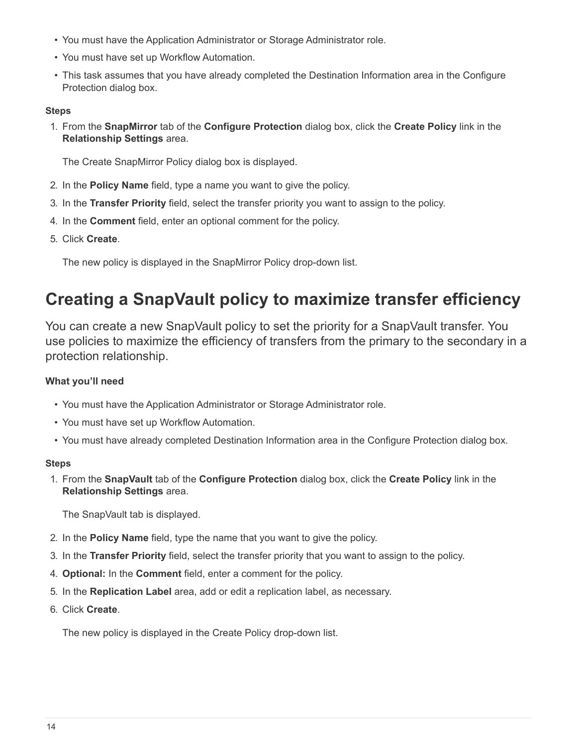- You must have the Application Administrator or Storage Administrator role.
- You must have set up Workflow Automation.
- This task assumes that you have already completed the Destination Information area in the Configure Protection dialog box.

**Steps**

1. From the **SnapMirror** tab of the **Configure Protection** dialog box, click the **Create Policy** link in the **Relationship Settings** area.

   The Create SnapMirror Policy dialog box is displayed.

2. In the **Policy Name** field, type a name you want to give the policy.
3. In the **Transfer Priority** field, select the transfer priority you want to assign to the policy.
4. In the **Comment** field, enter an optional comment for the policy.
5. Click **Create**.

   The new policy is displayed in the SnapMirror Policy drop-down list.

# Creating a SnapVault policy to maximize transfer efficiency

You can create a new SnapVault policy to set the priority for a SnapVault transfer. You use policies to maximize the efficiency of transfers from the primary to the secondary in a protection relationship.

**What you'll need**

- You must have the Application Administrator or Storage Administrator role.
- You must have set up Workflow Automation.
- You must have already completed Destination Information area in the Configure Protection dialog box.

**Steps**

1. From the **SnapVault** tab of the **Configure Protection** dialog box, click the **Create Policy** link in the **Relationship Settings** area.

   The SnapVault tab is displayed.

2. In the **Policy Name** field, type the name that you want to give the policy.
3. In the **Transfer Priority** field, select the transfer priority that you want to assign to the policy.
4. **Optional:** In the **Comment** field, enter a comment for the policy.
5. In the **Replication Label** area, add or edit a replication label, as necessary.
6. Click **Create**.

   The new policy is displayed in the Create Policy drop-down list.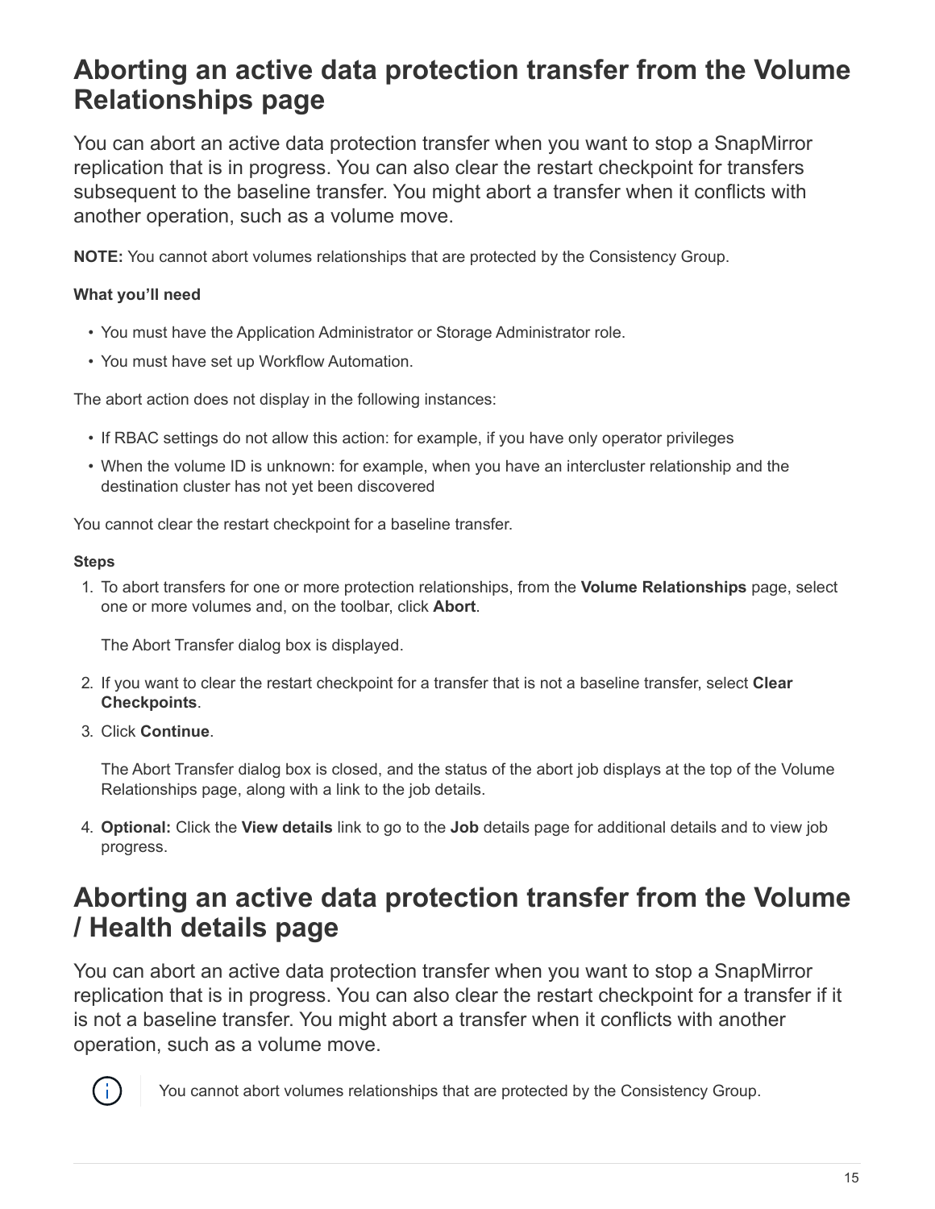# Aborting an active data protection transfer from the Volume Relationships page

You can abort an active data protection transfer when you want to stop a SnapMirror replication that is in progress. You can also clear the restart checkpoint for transfers subsequent to the baseline transfer. You might abort a transfer when it conflicts with another operation, such as a volume move.

**NOTE:** You cannot abort volumes relationships that are protected by the Consistency Group.

**What you'll need**

- You must have the Application Administrator or Storage Administrator role.
- You must have set up Workflow Automation.

The abort action does not display in the following instances:

- If RBAC settings do not allow this action: for example, if you have only operator privileges
- When the volume ID is unknown: for example, when you have an intercluster relationship and the destination cluster has not yet been discovered

You cannot clear the restart checkpoint for a baseline transfer.

**Steps**

1. To abort transfers for one or more protection relationships, from the **Volume Relationships** page, select one or more volumes and, on the toolbar, click **Abort**.

   The Abort Transfer dialog box is displayed.

2. If you want to clear the restart checkpoint for a transfer that is not a baseline transfer, select **Clear Checkpoints**.
3. Click **Continue**.

   The Abort Transfer dialog box is closed, and the status of the abort job displays at the top of the Volume Relationships page, along with a link to the job details.

4. **Optional:** Click the **View details** link to go to the **Job** details page for additional details and to view job progress.

# Aborting an active data protection transfer from the Volume / Health details page

You can abort an active data protection transfer when you want to stop a SnapMirror replication that is in progress. You can also clear the restart checkpoint for a transfer if it is not a baseline transfer. You might abort a transfer when it conflicts with another operation, such as a volume move.

> You cannot abort volumes relationships that are protected by the Consistency Group.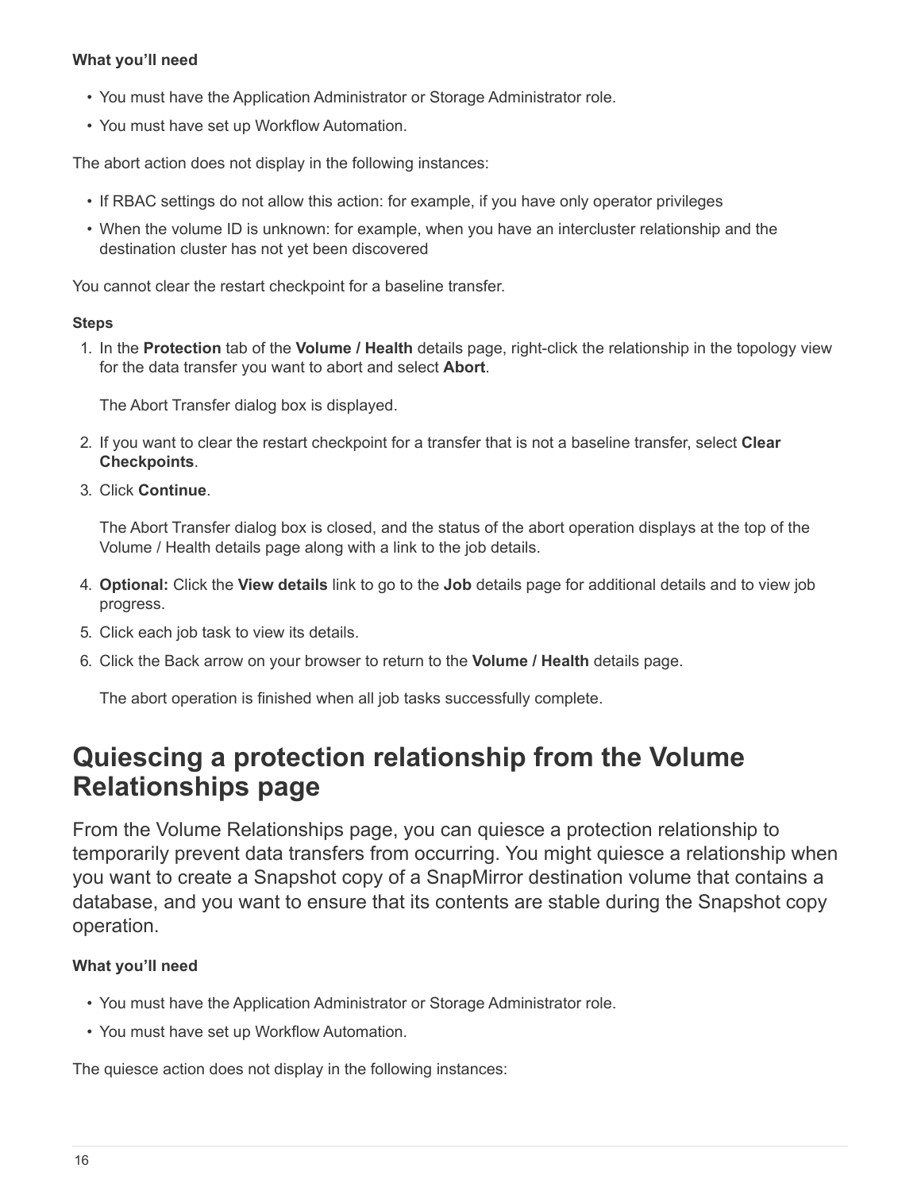**What you'll need**

- You must have the Application Administrator or Storage Administrator role.
- You must have set up Workflow Automation.

The abort action does not display in the following instances:

- If RBAC settings do not allow this action: for example, if you have only operator privileges
- When the volume ID is unknown: for example, when you have an intercluster relationship and the destination cluster has not yet been discovered

You cannot clear the restart checkpoint for a baseline transfer.

**Steps**

1. In the **Protection** tab of the **Volume / Health** details page, right-click the relationship in the topology view for the data transfer you want to abort and select **Abort**.

   The Abort Transfer dialog box is displayed.

2. If you want to clear the restart checkpoint for a transfer that is not a baseline transfer, select **Clear Checkpoints**.
3. Click **Continue**.

   The Abort Transfer dialog box is closed, and the status of the abort operation displays at the top of the Volume / Health details page along with a link to the job details.

4. **Optional:** Click the **View details** link to go to the **Job** details page for additional details and to view job progress.
5. Click each job task to view its details.
6. Click the Back arrow on your browser to return to the **Volume / Health** details page.

   The abort operation is finished when all job tasks successfully complete.

# Quiescing a protection relationship from the Volume Relationships page

From the Volume Relationships page, you can quiesce a protection relationship to temporarily prevent data transfers from occurring. You might quiesce a relationship when you want to create a Snapshot copy of a SnapMirror destination volume that contains a database, and you want to ensure that its contents are stable during the Snapshot copy operation.

**What you'll need**

- You must have the Application Administrator or Storage Administrator role.
- You must have set up Workflow Automation.

The quiesce action does not display in the following instances: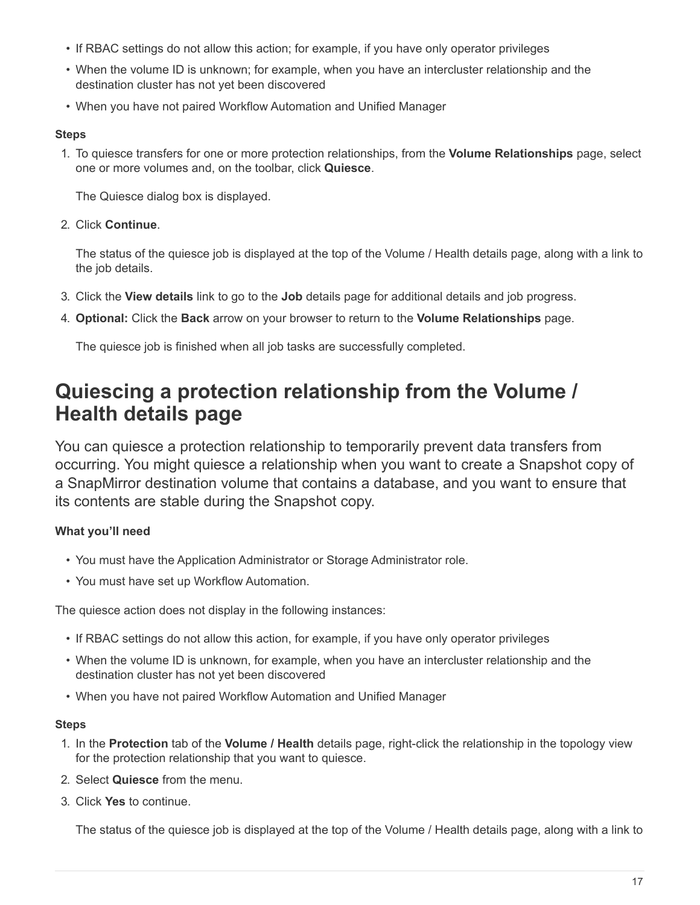- If RBAC settings do not allow this action; for example, if you have only operator privileges
- When the volume ID is unknown; for example, when you have an intercluster relationship and the destination cluster has not yet been discovered
- When you have not paired Workflow Automation and Unified Manager

**Steps**

1. To quiesce transfers for one or more protection relationships, from the **Volume Relationships** page, select one or more volumes and, on the toolbar, click **Quiesce**.

   The Quiesce dialog box is displayed.

2. Click **Continue**.

   The status of the quiesce job is displayed at the top of the Volume / Health details page, along with a link to the job details.

3. Click the **View details** link to go to the **Job** details page for additional details and job progress.
4. **Optional:** Click the **Back** arrow on your browser to return to the **Volume Relationships** page.

   The quiesce job is finished when all job tasks are successfully completed.

# Quiescing a protection relationship from the Volume / Health details page

You can quiesce a protection relationship to temporarily prevent data transfers from occurring. You might quiesce a relationship when you want to create a Snapshot copy of a SnapMirror destination volume that contains a database, and you want to ensure that its contents are stable during the Snapshot copy.

**What you'll need**

- You must have the Application Administrator or Storage Administrator role.
- You must have set up Workflow Automation.

The quiesce action does not display in the following instances:

- If RBAC settings do not allow this action, for example, if you have only operator privileges
- When the volume ID is unknown, for example, when you have an intercluster relationship and the destination cluster has not yet been discovered
- When you have not paired Workflow Automation and Unified Manager

**Steps**

1. In the **Protection** tab of the **Volume / Health** details page, right-click the relationship in the topology view for the protection relationship that you want to quiesce.
2. Select **Quiesce** from the menu.
3. Click **Yes** to continue.

   The status of the quiesce job is displayed at the top of the Volume / Health details page, along with a link to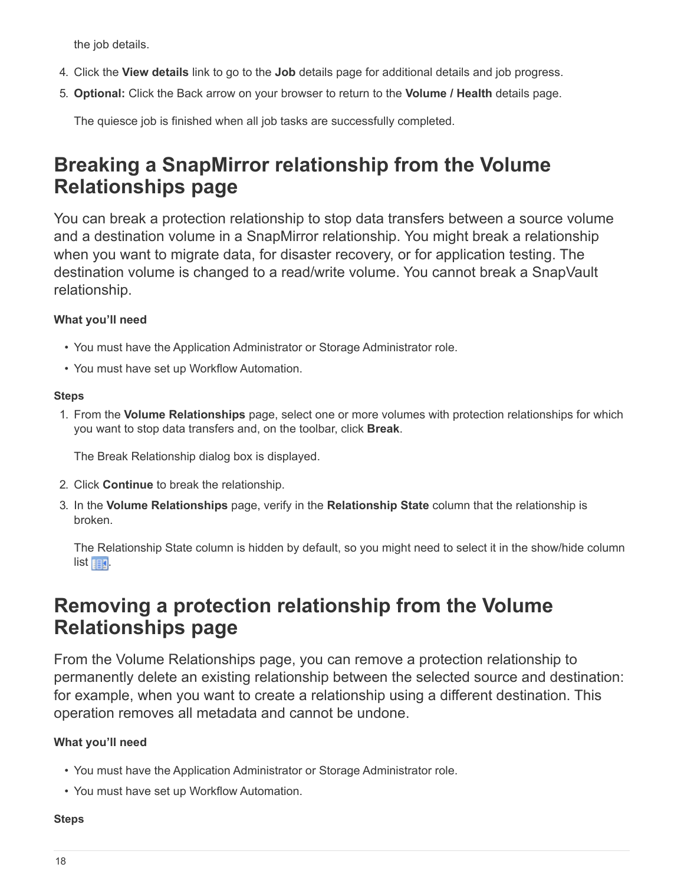the job details.

4. Click the **View details** link to go to the **Job** details page for additional details and job progress.
5. **Optional:** Click the Back arrow on your browser to return to the **Volume / Health** details page.

   The quiesce job is finished when all job tasks are successfully completed.

# Breaking a SnapMirror relationship from the Volume Relationships page

You can break a protection relationship to stop data transfers between a source volume and a destination volume in a SnapMirror relationship. You might break a relationship when you want to migrate data, for disaster recovery, or for application testing. The destination volume is changed to a read/write volume. You cannot break a SnapVault relationship.

**What you'll need**

- You must have the Application Administrator or Storage Administrator role.
- You must have set up Workflow Automation.

**Steps**

1. From the **Volume Relationships** page, select one or more volumes with protection relationships for which you want to stop data transfers and, on the toolbar, click **Break**.

   The Break Relationship dialog box is displayed.

2. Click **Continue** to break the relationship.
3. In the **Volume Relationships** page, verify in the **Relationship State** column that the relationship is broken.

   The Relationship State column is hidden by default, so you might need to select it in the show/hide column list.

# Removing a protection relationship from the Volume Relationships page

From the Volume Relationships page, you can remove a protection relationship to permanently delete an existing relationship between the selected source and destination: for example, when you want to create a relationship using a different destination. This operation removes all metadata and cannot be undone.

**What you'll need**

- You must have the Application Administrator or Storage Administrator role.
- You must have set up Workflow Automation.

**Steps**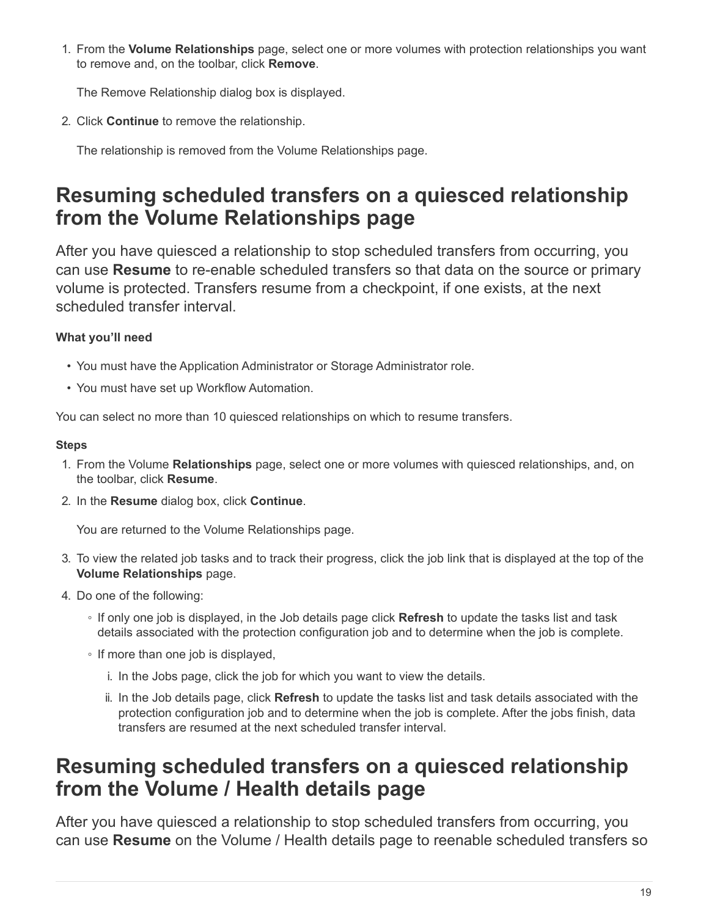1. From the **Volume Relationships** page, select one or more volumes with protection relationships you want to remove and, on the toolbar, click **Remove**.

   The Remove Relationship dialog box is displayed.

2. Click **Continue** to remove the relationship.

   The relationship is removed from the Volume Relationships page.

# Resuming scheduled transfers on a quiesced relationship from the Volume Relationships page

After you have quiesced a relationship to stop scheduled transfers from occurring, you can use **Resume** to re-enable scheduled transfers so that data on the source or primary volume is protected. Transfers resume from a checkpoint, if one exists, at the next scheduled transfer interval.

#### What you'll need

- You must have the Application Administrator or Storage Administrator role.
- You must have set up Workflow Automation.

You can select no more than 10 quiesced relationships on which to resume transfers.

#### Steps

1. From the Volume **Relationships** page, select one or more volumes with quiesced relationships, and, on the toolbar, click **Resume**.
2. In the **Resume** dialog box, click **Continue**.

   You are returned to the Volume Relationships page.

3. To view the related job tasks and to track their progress, click the job link that is displayed at the top of the **Volume Relationships** page.
4. Do one of the following:
   - If only one job is displayed, in the Job details page click **Refresh** to update the tasks list and task details associated with the protection configuration job and to determine when the job is complete.
   - If more than one job is displayed,
     1. In the Jobs page, click the job for which you want to view the details.
     2. In the Job details page, click **Refresh** to update the tasks list and task details associated with the protection configuration job and to determine when the job is complete. After the jobs finish, data transfers are resumed at the next scheduled transfer interval.

# Resuming scheduled transfers on a quiesced relationship from the Volume / Health details page

After you have quiesced a relationship to stop scheduled transfers from occurring, you can use **Resume** on the Volume / Health details page to reenable scheduled transfers so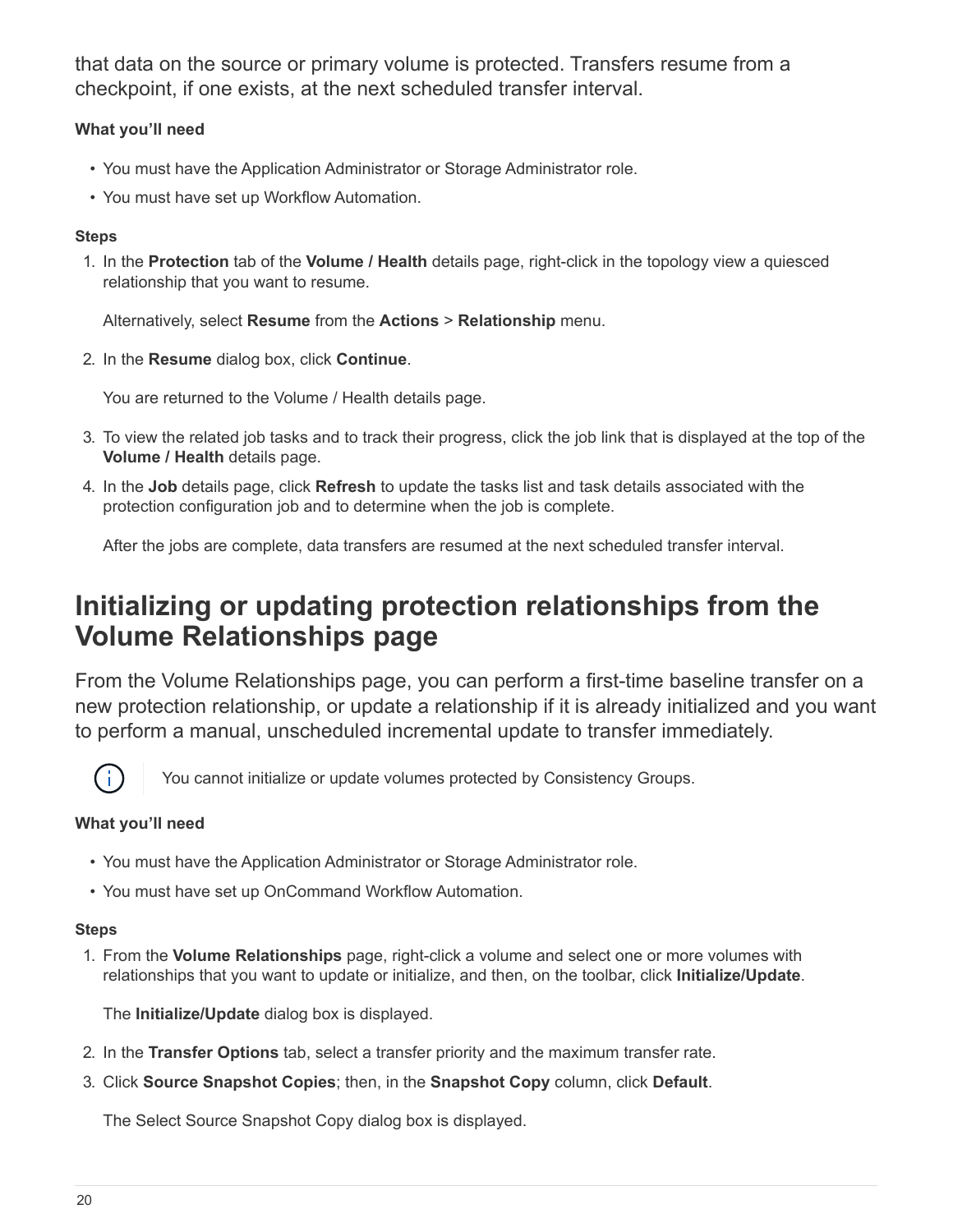that data on the source or primary volume is protected. Transfers resume from a checkpoint, if one exists, at the next scheduled transfer interval.

**What you'll need**

- You must have the Application Administrator or Storage Administrator role.
- You must have set up Workflow Automation.

**Steps**

1. In the **Protection** tab of the **Volume / Health** details page, right-click in the topology view a quiesced relationship that you want to resume.

   Alternatively, select **Resume** from the **Actions** > **Relationship** menu.

2. In the **Resume** dialog box, click **Continue**.

   You are returned to the Volume / Health details page.

3. To view the related job tasks and to track their progress, click the job link that is displayed at the top of the **Volume / Health** details page.
4. In the **Job** details page, click **Refresh** to update the tasks list and task details associated with the protection configuration job and to determine when the job is complete.

   After the jobs are complete, data transfers are resumed at the next scheduled transfer interval.

# Initializing or updating protection relationships from the Volume Relationships page

From the Volume Relationships page, you can perform a first-time baseline transfer on a new protection relationship, or update a relationship if it is already initialized and you want to perform a manual, unscheduled incremental update to transfer immediately.

> You cannot initialize or update volumes protected by Consistency Groups.

**What you'll need**

- You must have the Application Administrator or Storage Administrator role.
- You must have set up OnCommand Workflow Automation.

**Steps**

1. From the **Volume Relationships** page, right-click a volume and select one or more volumes with relationships that you want to update or initialize, and then, on the toolbar, click **Initialize/Update**.

   The **Initialize/Update** dialog box is displayed.

2. In the **Transfer Options** tab, select a transfer priority and the maximum transfer rate.
3. Click **Source Snapshot Copies**; then, in the **Snapshot Copy** column, click **Default**.

   The Select Source Snapshot Copy dialog box is displayed.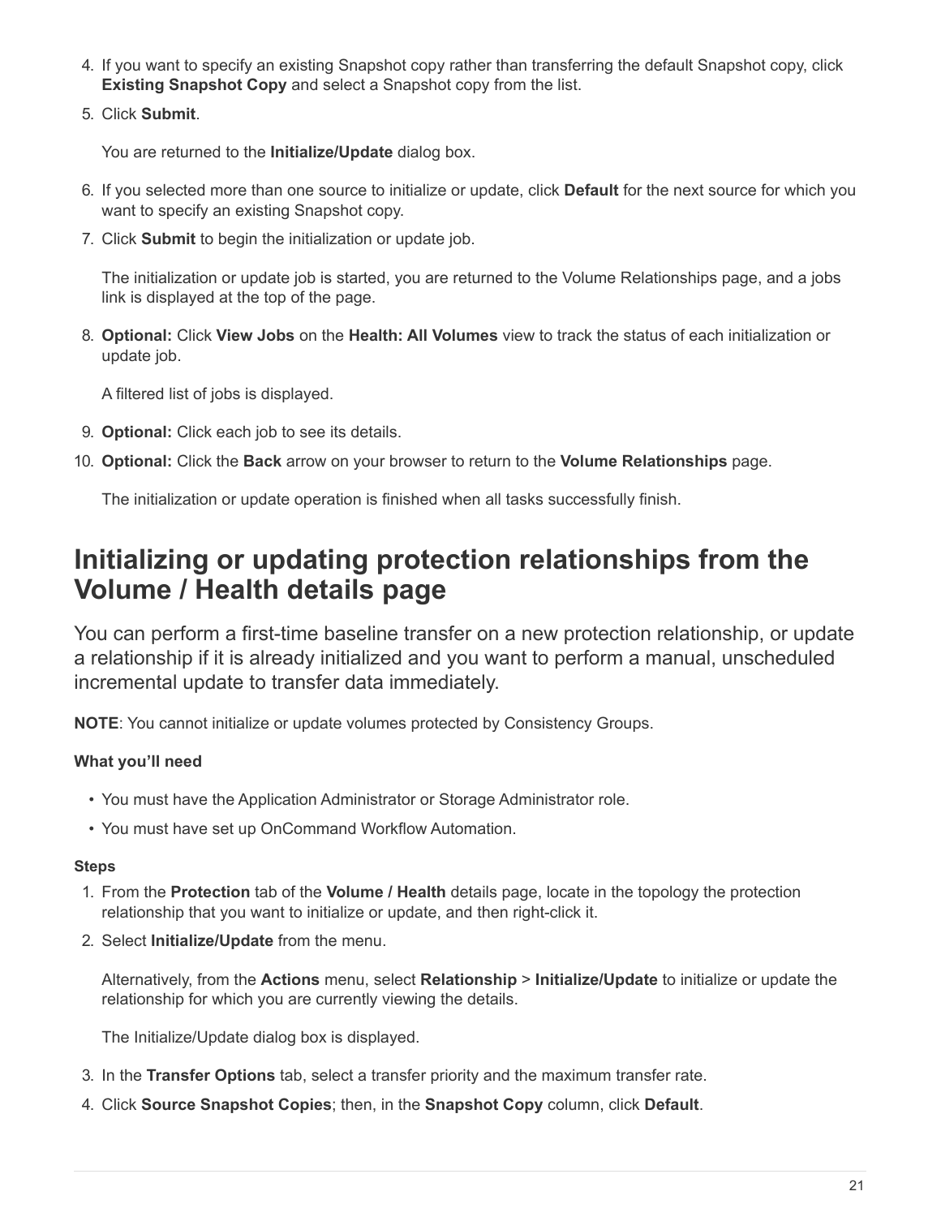4. If you want to specify an existing Snapshot copy rather than transferring the default Snapshot copy, click **Existing Snapshot Copy** and select a Snapshot copy from the list.
5. Click **Submit**.

   You are returned to the **Initialize/Update** dialog box.

6. If you selected more than one source to initialize or update, click **Default** for the next source for which you want to specify an existing Snapshot copy.
7. Click **Submit** to begin the initialization or update job.

   The initialization or update job is started, you are returned to the Volume Relationships page, and a jobs link is displayed at the top of the page.

8. **Optional:** Click **View Jobs** on the **Health: All Volumes** view to track the status of each initialization or update job.

   A filtered list of jobs is displayed.

9. **Optional:** Click each job to see its details.
10. **Optional:** Click the **Back** arrow on your browser to return to the **Volume Relationships** page.

    The initialization or update operation is finished when all tasks successfully finish.

## Initializing or updating protection relationships from the Volume / Health details page

You can perform a first-time baseline transfer on a new protection relationship, or update a relationship if it is already initialized and you want to perform a manual, unscheduled incremental update to transfer data immediately.

**NOTE**: You cannot initialize or update volumes protected by Consistency Groups.

#### What you'll need

- You must have the Application Administrator or Storage Administrator role.
- You must have set up OnCommand Workflow Automation.

#### Steps

1. From the **Protection** tab of the **Volume / Health** details page, locate in the topology the protection relationship that you want to initialize or update, and then right-click it.
2. Select **Initialize/Update** from the menu.

   Alternatively, from the **Actions** menu, select **Relationship** > **Initialize/Update** to initialize or update the relationship for which you are currently viewing the details.

   The Initialize/Update dialog box is displayed.

3. In the **Transfer Options** tab, select a transfer priority and the maximum transfer rate.
4. Click **Source Snapshot Copies**; then, in the **Snapshot Copy** column, click **Default**.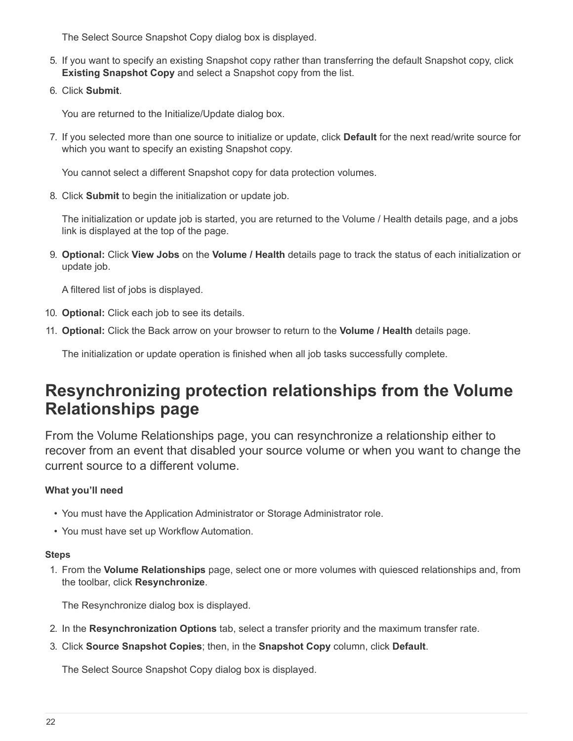The Select Source Snapshot Copy dialog box is displayed.

5. If you want to specify an existing Snapshot copy rather than transferring the default Snapshot copy, click **Existing Snapshot Copy** and select a Snapshot copy from the list.
6. Click **Submit**.

   You are returned to the Initialize/Update dialog box.

7. If you selected more than one source to initialize or update, click **Default** for the next read/write source for which you want to specify an existing Snapshot copy.

   You cannot select a different Snapshot copy for data protection volumes.

8. Click **Submit** to begin the initialization or update job.

   The initialization or update job is started, you are returned to the Volume / Health details page, and a jobs link is displayed at the top of the page.

9. **Optional:** Click **View Jobs** on the **Volume / Health** details page to track the status of each initialization or update job.

   A filtered list of jobs is displayed.

10. **Optional:** Click each job to see its details.
11. **Optional:** Click the Back arrow on your browser to return to the **Volume / Health** details page.

    The initialization or update operation is finished when all job tasks successfully complete.

# Resynchronizing protection relationships from the Volume Relationships page

From the Volume Relationships page, you can resynchronize a relationship either to recover from an event that disabled your source volume or when you want to change the current source to a different volume.

**What you'll need**

- You must have the Application Administrator or Storage Administrator role.
- You must have set up Workflow Automation.

**Steps**

1. From the **Volume Relationships** page, select one or more volumes with quiesced relationships and, from the toolbar, click **Resynchronize**.

   The Resynchronize dialog box is displayed.

2. In the **Resynchronization Options** tab, select a transfer priority and the maximum transfer rate.
3. Click **Source Snapshot Copies**; then, in the **Snapshot Copy** column, click **Default**.

   The Select Source Snapshot Copy dialog box is displayed.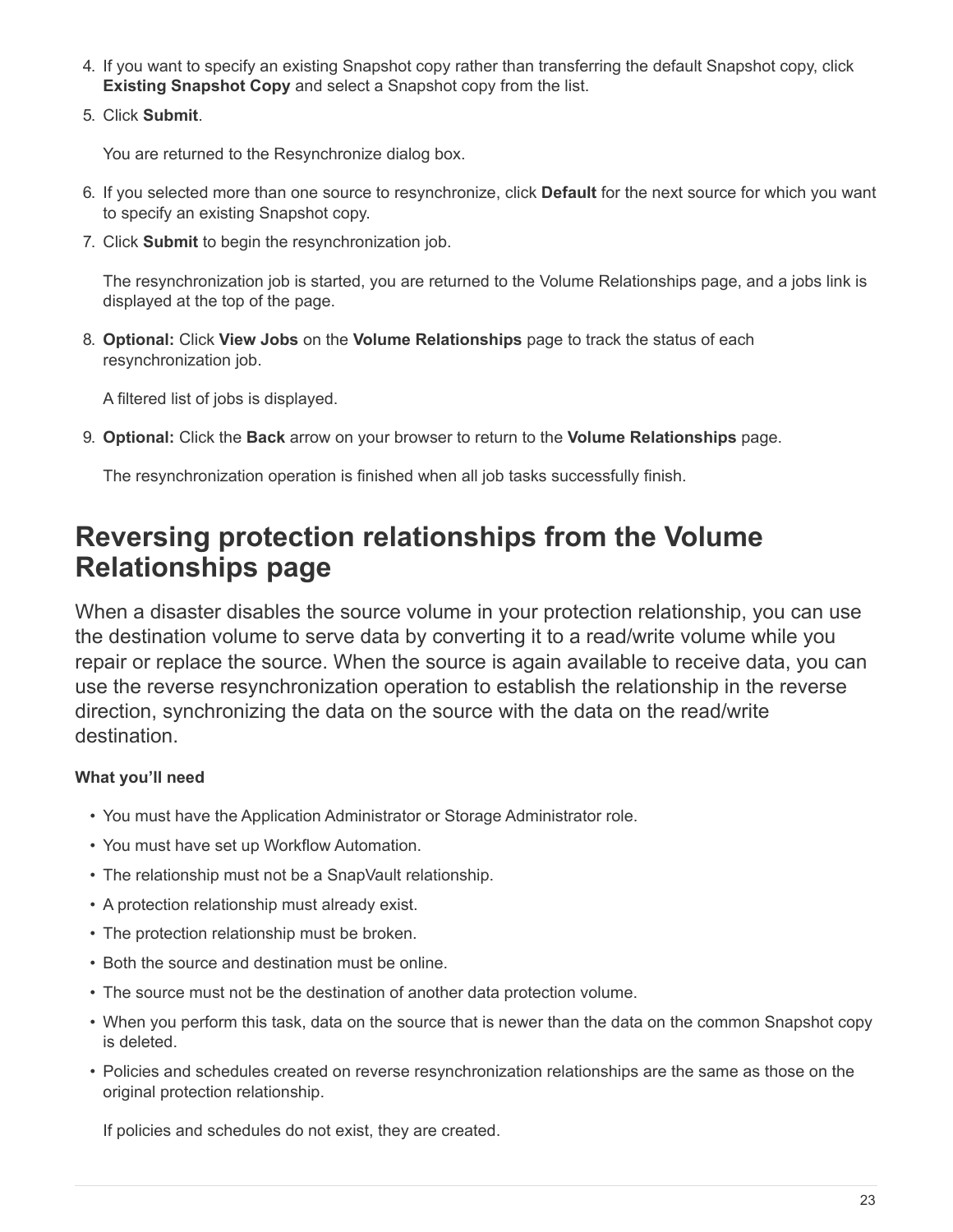4. If you want to specify an existing Snapshot copy rather than transferring the default Snapshot copy, click **Existing Snapshot Copy** and select a Snapshot copy from the list.
5. Click **Submit**.

   You are returned to the Resynchronize dialog box.

6. If you selected more than one source to resynchronize, click **Default** for the next source for which you want to specify an existing Snapshot copy.
7. Click **Submit** to begin the resynchronization job.

   The resynchronization job is started, you are returned to the Volume Relationships page, and a jobs link is displayed at the top of the page.

8. **Optional:** Click **View Jobs** on the **Volume Relationships** page to track the status of each resynchronization job.

   A filtered list of jobs is displayed.

9. **Optional:** Click the **Back** arrow on your browser to return to the **Volume Relationships** page.

   The resynchronization operation is finished when all job tasks successfully finish.

# Reversing protection relationships from the Volume Relationships page

When a disaster disables the source volume in your protection relationship, you can use the destination volume to serve data by converting it to a read/write volume while you repair or replace the source. When the source is again available to receive data, you can use the reverse resynchronization operation to establish the relationship in the reverse direction, synchronizing the data on the source with the data on the read/write destination.

#### What you'll need

- You must have the Application Administrator or Storage Administrator role.
- You must have set up Workflow Automation.
- The relationship must not be a SnapVault relationship.
- A protection relationship must already exist.
- The protection relationship must be broken.
- Both the source and destination must be online.
- The source must not be the destination of another data protection volume.
- When you perform this task, data on the source that is newer than the data on the common Snapshot copy is deleted.
- Policies and schedules created on reverse resynchronization relationships are the same as those on the original protection relationship.

  If policies and schedules do not exist, they are created.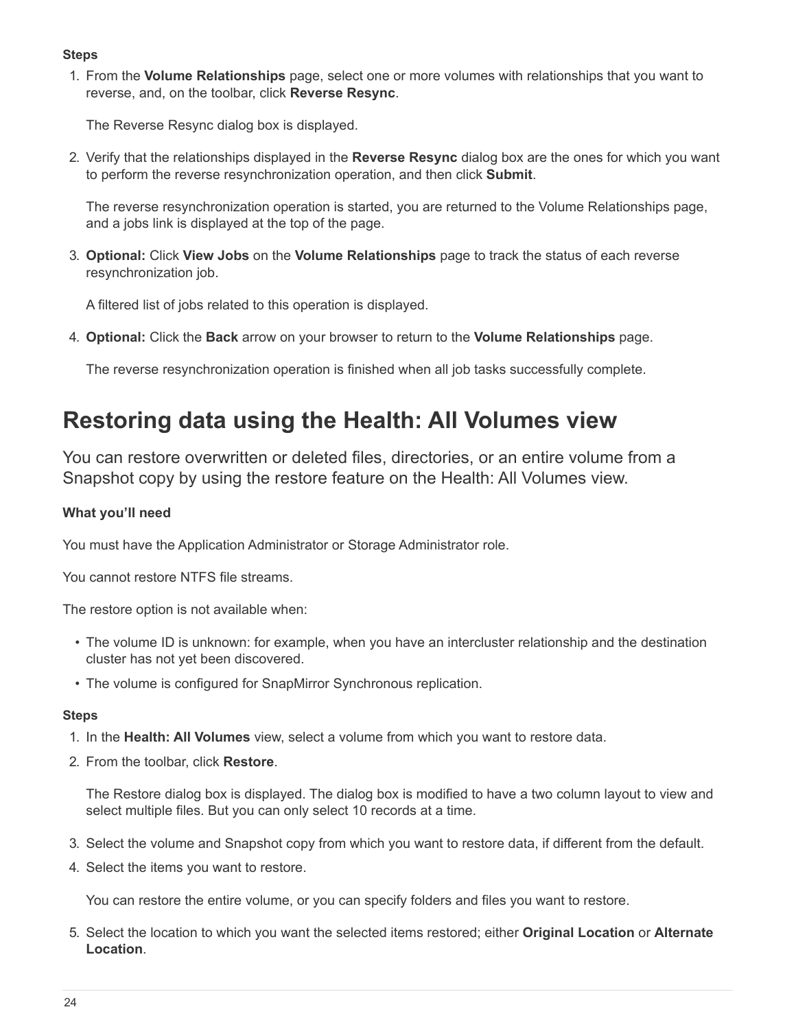#### Steps

1. From the **Volume Relationships** page, select one or more volumes with relationships that you want to reverse, and, on the toolbar, click **Reverse Resync**.

   The Reverse Resync dialog box is displayed.

2. Verify that the relationships displayed in the **Reverse Resync** dialog box are the ones for which you want to perform the reverse resynchronization operation, and then click **Submit**.

   The reverse resynchronization operation is started, you are returned to the Volume Relationships page, and a jobs link is displayed at the top of the page.

3. **Optional:** Click **View Jobs** on the **Volume Relationships** page to track the status of each reverse resynchronization job.

   A filtered list of jobs related to this operation is displayed.

4. **Optional:** Click the **Back** arrow on your browser to return to the **Volume Relationships** page.

   The reverse resynchronization operation is finished when all job tasks successfully complete.

# Restoring data using the Health: All Volumes view

You can restore overwritten or deleted files, directories, or an entire volume from a Snapshot copy by using the restore feature on the Health: All Volumes view.

#### What you'll need

You must have the Application Administrator or Storage Administrator role.

You cannot restore NTFS file streams.

The restore option is not available when:

- The volume ID is unknown: for example, when you have an intercluster relationship and the destination cluster has not yet been discovered.
- The volume is configured for SnapMirror Synchronous replication.

#### Steps

1. In the **Health: All Volumes** view, select a volume from which you want to restore data.
2. From the toolbar, click **Restore**.

   The Restore dialog box is displayed. The dialog box is modified to have a two column layout to view and select multiple files. But you can only select 10 records at a time.

3. Select the volume and Snapshot copy from which you want to restore data, if different from the default.
4. Select the items you want to restore.

   You can restore the entire volume, or you can specify folders and files you want to restore.

5. Select the location to which you want the selected items restored; either **Original Location** or **Alternate Location**.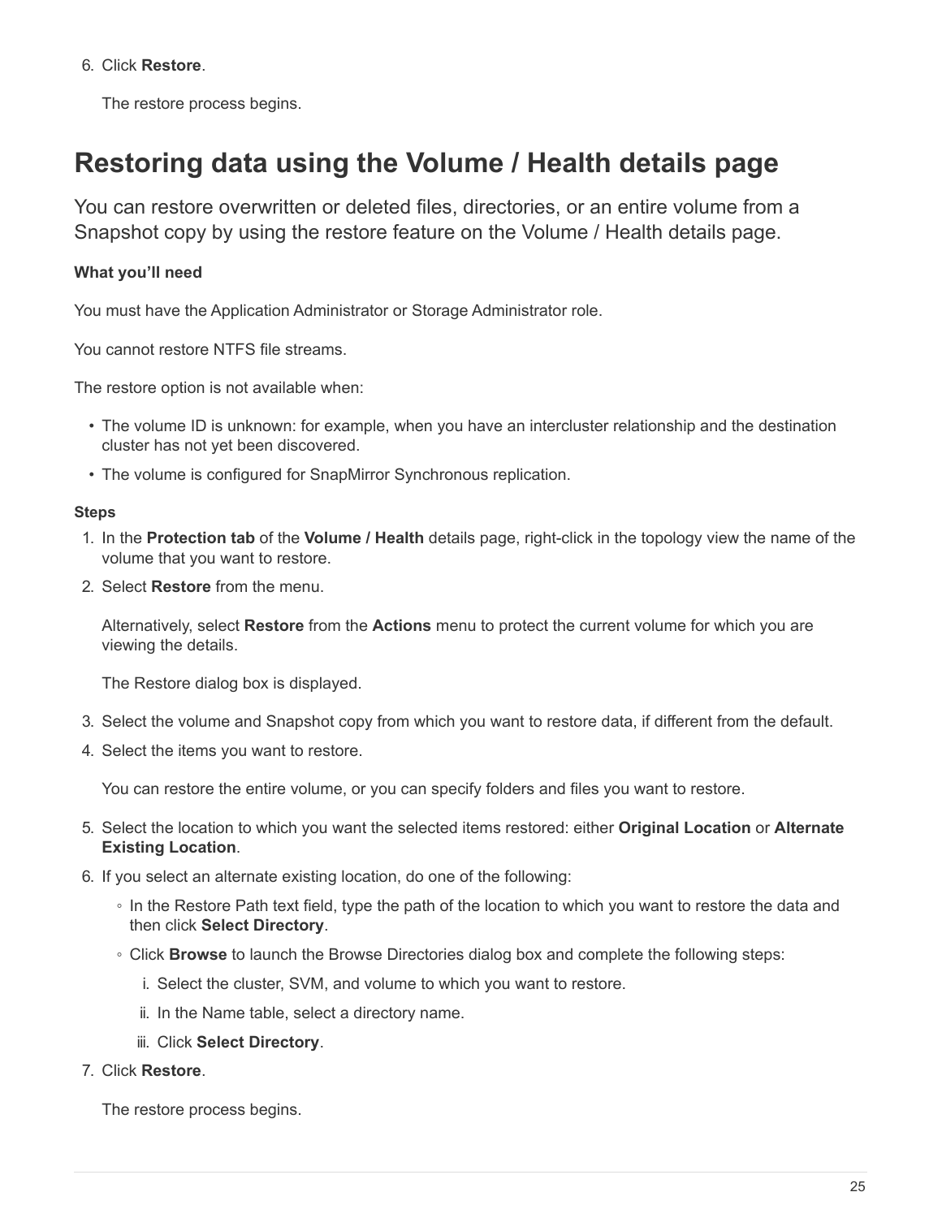6. Click **Restore**.

   The restore process begins.

# Restoring data using the Volume / Health details page

You can restore overwritten or deleted files, directories, or an entire volume from a Snapshot copy by using the restore feature on the Volume / Health details page.

**What you'll need**

You must have the Application Administrator or Storage Administrator role.

You cannot restore NTFS file streams.

The restore option is not available when:

- The volume ID is unknown: for example, when you have an intercluster relationship and the destination cluster has not yet been discovered.
- The volume is configured for SnapMirror Synchronous replication.

**Steps**

1. In the **Protection tab** of the **Volume / Health** details page, right-click in the topology view the name of the volume that you want to restore.
2. Select **Restore** from the menu.

   Alternatively, select **Restore** from the **Actions** menu to protect the current volume for which you are viewing the details.

   The Restore dialog box is displayed.

3. Select the volume and Snapshot copy from which you want to restore data, if different from the default.
4. Select the items you want to restore.

   You can restore the entire volume, or you can specify folders and files you want to restore.

5. Select the location to which you want the selected items restored: either **Original Location** or **Alternate Existing Location**.
6. If you select an alternate existing location, do one of the following:
   - In the Restore Path text field, type the path of the location to which you want to restore the data and then click **Select Directory**.
   - Click **Browse** to launch the Browse Directories dialog box and complete the following steps:
     1. Select the cluster, SVM, and volume to which you want to restore.
     2. In the Name table, select a directory name.
     3. Click **Select Directory**.
7. Click **Restore**.

   The restore process begins.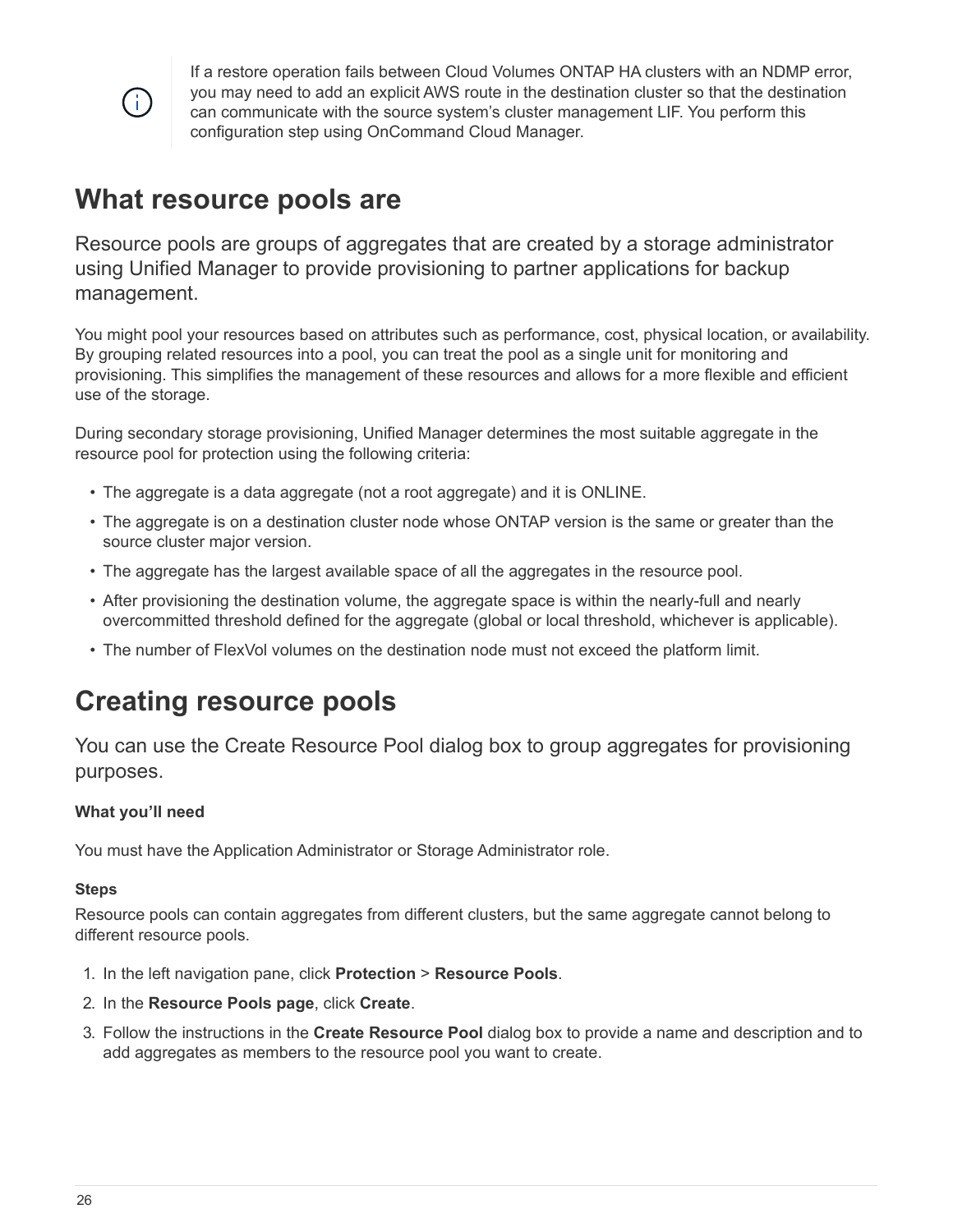> If a restore operation fails between Cloud Volumes ONTAP HA clusters with an NDMP error, you may need to add an explicit AWS route in the destination cluster so that the destination can communicate with the source system's cluster management LIF. You perform this configuration step using OnCommand Cloud Manager.

# What resource pools are

Resource pools are groups of aggregates that are created by a storage administrator using Unified Manager to provide provisioning to partner applications for backup management.

You might pool your resources based on attributes such as performance, cost, physical location, or availability. By grouping related resources into a pool, you can treat the pool as a single unit for monitoring and provisioning. This simplifies the management of these resources and allows for a more flexible and efficient use of the storage.

During secondary storage provisioning, Unified Manager determines the most suitable aggregate in the resource pool for protection using the following criteria:

- The aggregate is a data aggregate (not a root aggregate) and it is ONLINE.
- The aggregate is on a destination cluster node whose ONTAP version is the same or greater than the source cluster major version.
- The aggregate has the largest available space of all the aggregates in the resource pool.
- After provisioning the destination volume, the aggregate space is within the nearly-full and nearly overcommitted threshold defined for the aggregate (global or local threshold, whichever is applicable).
- The number of FlexVol volumes on the destination node must not exceed the platform limit.

# Creating resource pools

You can use the Create Resource Pool dialog box to group aggregates for provisioning purposes.

### What you'll need

You must have the Application Administrator or Storage Administrator role.

### Steps

Resource pools can contain aggregates from different clusters, but the same aggregate cannot belong to different resource pools.

1. In the left navigation pane, click **Protection** > **Resource Pools**.
2. In the **Resource Pools page**, click **Create**.
3. Follow the instructions in the **Create Resource Pool** dialog box to provide a name and description and to add aggregates as members to the resource pool you want to create.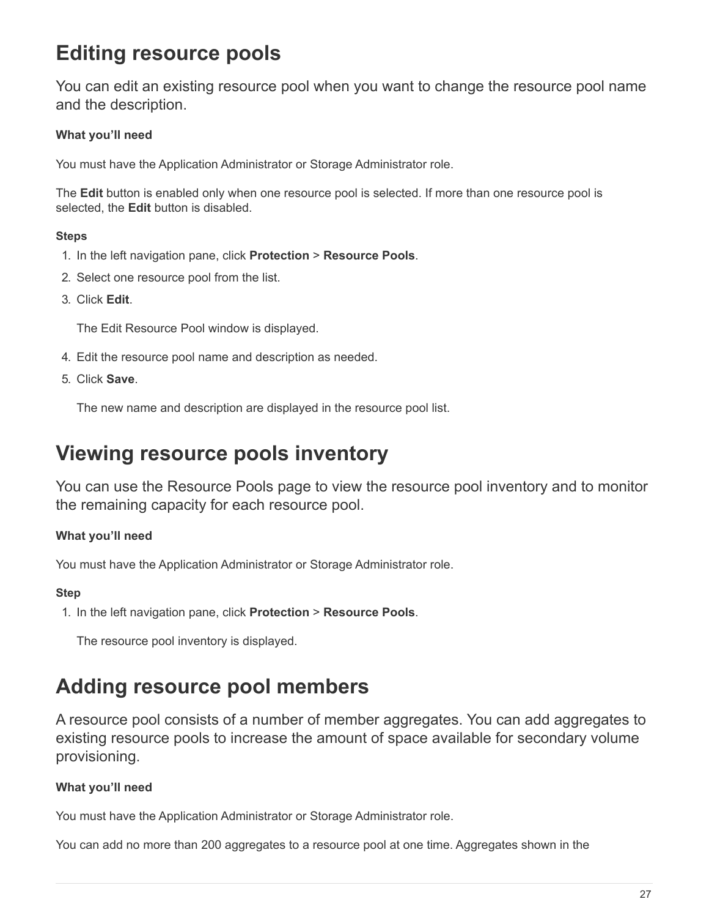# Editing resource pools

You can edit an existing resource pool when you want to change the resource pool name and the description.

**What you'll need**

You must have the Application Administrator or Storage Administrator role.

The **Edit** button is enabled only when one resource pool is selected. If more than one resource pool is selected, the **Edit** button is disabled.

**Steps**

1. In the left navigation pane, click **Protection** > **Resource Pools**.
2. Select one resource pool from the list.
3. Click **Edit**.

   The Edit Resource Pool window is displayed.

4. Edit the resource pool name and description as needed.
5. Click **Save**.

   The new name and description are displayed in the resource pool list.

# Viewing resource pools inventory

You can use the Resource Pools page to view the resource pool inventory and to monitor the remaining capacity for each resource pool.

**What you'll need**

You must have the Application Administrator or Storage Administrator role.

**Step**

1. In the left navigation pane, click **Protection** > **Resource Pools**.

   The resource pool inventory is displayed.

# Adding resource pool members

A resource pool consists of a number of member aggregates. You can add aggregates to existing resource pools to increase the amount of space available for secondary volume provisioning.

**What you'll need**

You must have the Application Administrator or Storage Administrator role.

You can add no more than 200 aggregates to a resource pool at one time. Aggregates shown in the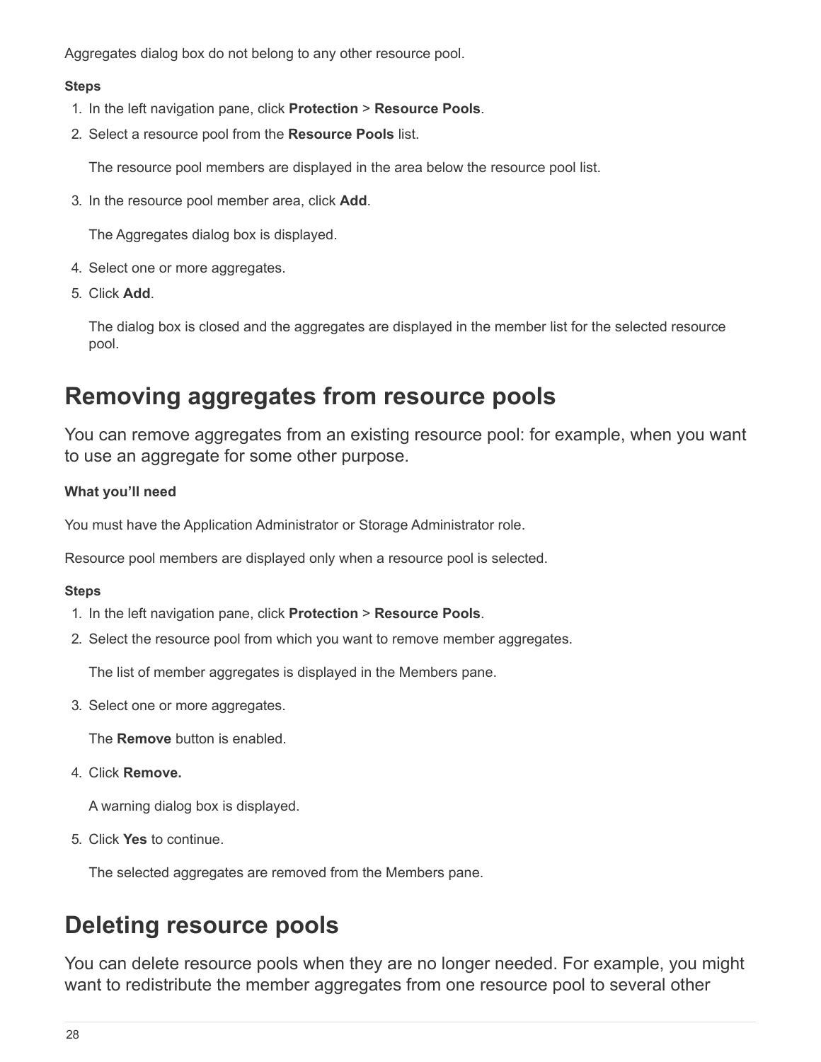Aggregates dialog box do not belong to any other resource pool.

**Steps**

1. In the left navigation pane, click **Protection** > **Resource Pools**.
2. Select a resource pool from the **Resource Pools** list.

   The resource pool members are displayed in the area below the resource pool list.

3. In the resource pool member area, click **Add**.

   The Aggregates dialog box is displayed.

4. Select one or more aggregates.
5. Click **Add**.

   The dialog box is closed and the aggregates are displayed in the member list for the selected resource pool.

# Removing aggregates from resource pools

You can remove aggregates from an existing resource pool: for example, when you want to use an aggregate for some other purpose.

**What you'll need**

You must have the Application Administrator or Storage Administrator role.

Resource pool members are displayed only when a resource pool is selected.

**Steps**

1. In the left navigation pane, click **Protection** > **Resource Pools**.
2. Select the resource pool from which you want to remove member aggregates.

   The list of member aggregates is displayed in the Members pane.

3. Select one or more aggregates.

   The **Remove** button is enabled.

4. Click **Remove.**

   A warning dialog box is displayed.

5. Click **Yes** to continue.

   The selected aggregates are removed from the Members pane.

# Deleting resource pools

You can delete resource pools when they are no longer needed. For example, you might want to redistribute the member aggregates from one resource pool to several other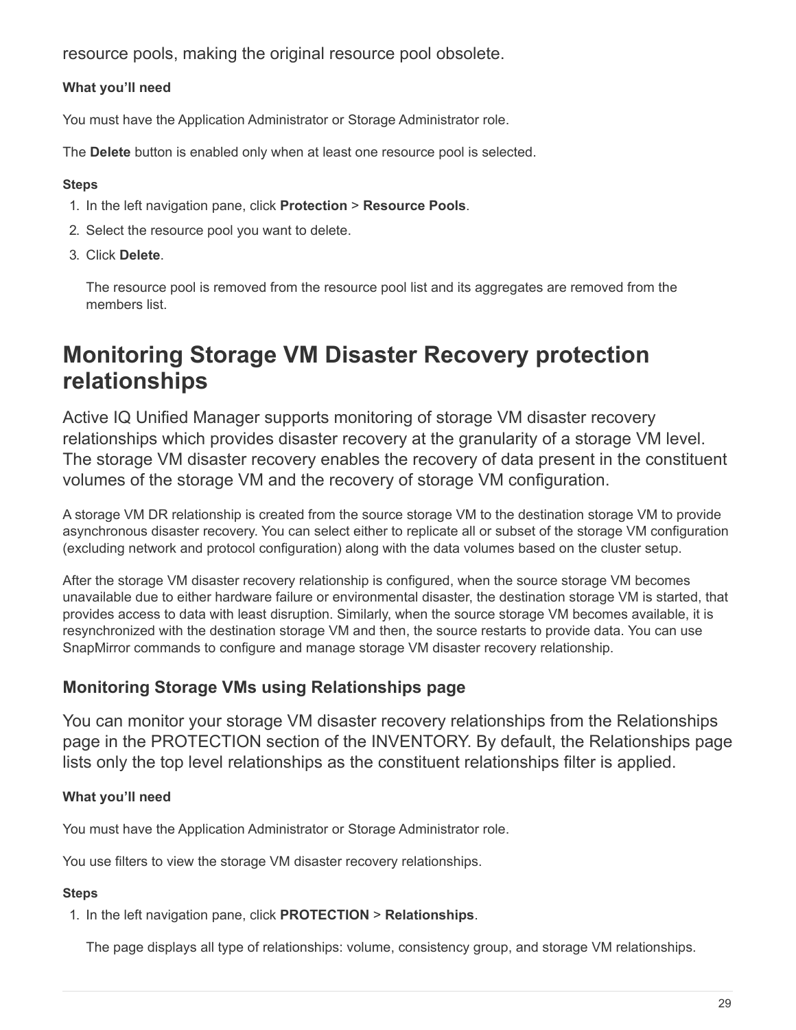resource pools, making the original resource pool obsolete.

**What you'll need**

You must have the Application Administrator or Storage Administrator role.

The **Delete** button is enabled only when at least one resource pool is selected.

**Steps**

1. In the left navigation pane, click **Protection** > **Resource Pools**.
2. Select the resource pool you want to delete.
3. Click **Delete**.

   The resource pool is removed from the resource pool list and its aggregates are removed from the members list.

# Monitoring Storage VM Disaster Recovery protection relationships

Active IQ Unified Manager supports monitoring of storage VM disaster recovery relationships which provides disaster recovery at the granularity of a storage VM level. The storage VM disaster recovery enables the recovery of data present in the constituent volumes of the storage VM and the recovery of storage VM configuration.

A storage VM DR relationship is created from the source storage VM to the destination storage VM to provide asynchronous disaster recovery. You can select either to replicate all or subset of the storage VM configuration (excluding network and protocol configuration) along with the data volumes based on the cluster setup.

After the storage VM disaster recovery relationship is configured, when the source storage VM becomes unavailable due to either hardware failure or environmental disaster, the destination storage VM is started, that provides access to data with least disruption. Similarly, when the source storage VM becomes available, it is resynchronized with the destination storage VM and then, the source restarts to provide data. You can use SnapMirror commands to configure and manage storage VM disaster recovery relationship.

## Monitoring Storage VMs using Relationships page

You can monitor your storage VM disaster recovery relationships from the Relationships page in the PROTECTION section of the INVENTORY. By default, the Relationships page lists only the top level relationships as the constituent relationships filter is applied.

**What you'll need**

You must have the Application Administrator or Storage Administrator role.

You use filters to view the storage VM disaster recovery relationships.

**Steps**

1. In the left navigation pane, click **PROTECTION** > **Relationships**.

   The page displays all type of relationships: volume, consistency group, and storage VM relationships.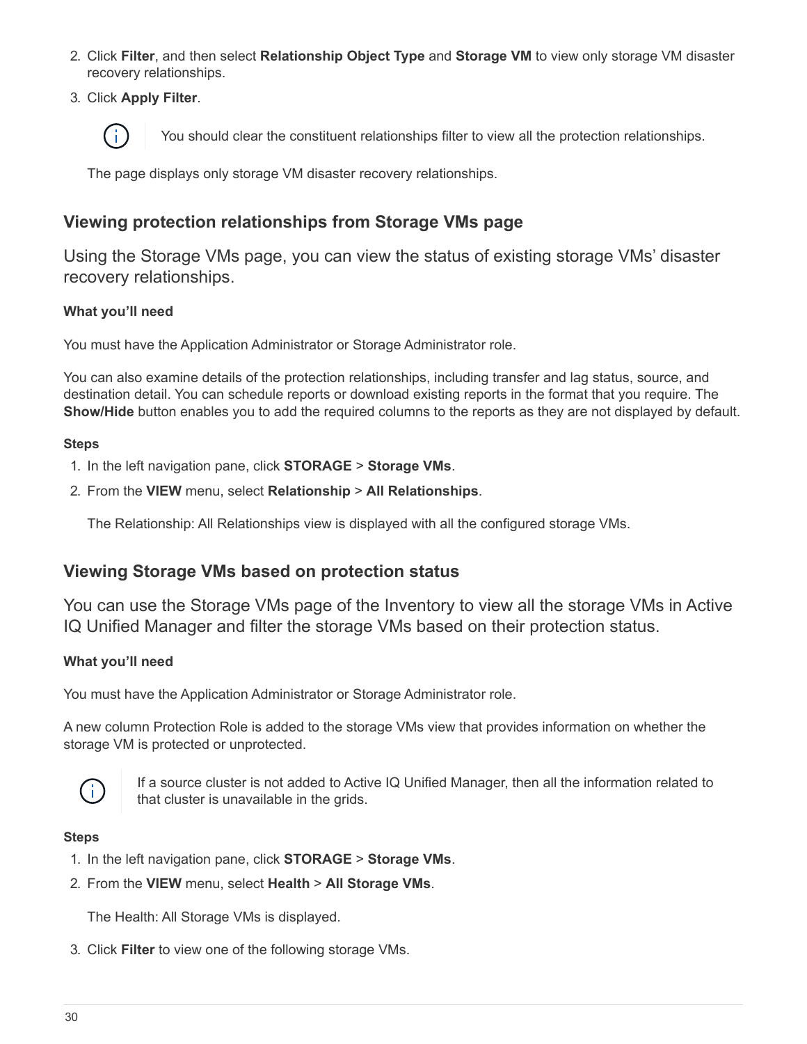2. Click **Filter**, and then select **Relationship Object Type** and **Storage VM** to view only storage VM disaster recovery relationships.
3. Click **Apply Filter**.

   > You should clear the constituent relationships filter to view all the protection relationships.

   The page displays only storage VM disaster recovery relationships.

## Viewing protection relationships from Storage VMs page

Using the Storage VMs page, you can view the status of existing storage VMs' disaster recovery relationships.

**What you'll need**

You must have the Application Administrator or Storage Administrator role.

You can also examine details of the protection relationships, including transfer and lag status, source, and destination detail. You can schedule reports or download existing reports in the format that you require. The **Show/Hide** button enables you to add the required columns to the reports as they are not displayed by default.

**Steps**

1. In the left navigation pane, click **STORAGE** > **Storage VMs**.
2. From the **VIEW** menu, select **Relationship** > **All Relationships**.

   The Relationship: All Relationships view is displayed with all the configured storage VMs.

## Viewing Storage VMs based on protection status

You can use the Storage VMs page of the Inventory to view all the storage VMs in Active IQ Unified Manager and filter the storage VMs based on their protection status.

**What you'll need**

You must have the Application Administrator or Storage Administrator role.

A new column Protection Role is added to the storage VMs view that provides information on whether the storage VM is protected or unprotected.

> If a source cluster is not added to Active IQ Unified Manager, then all the information related to that cluster is unavailable in the grids.

**Steps**

1. In the left navigation pane, click **STORAGE** > **Storage VMs**.
2. From the **VIEW** menu, select **Health** > **All Storage VMs**.

   The Health: All Storage VMs is displayed.

3. Click **Filter** to view one of the following storage VMs.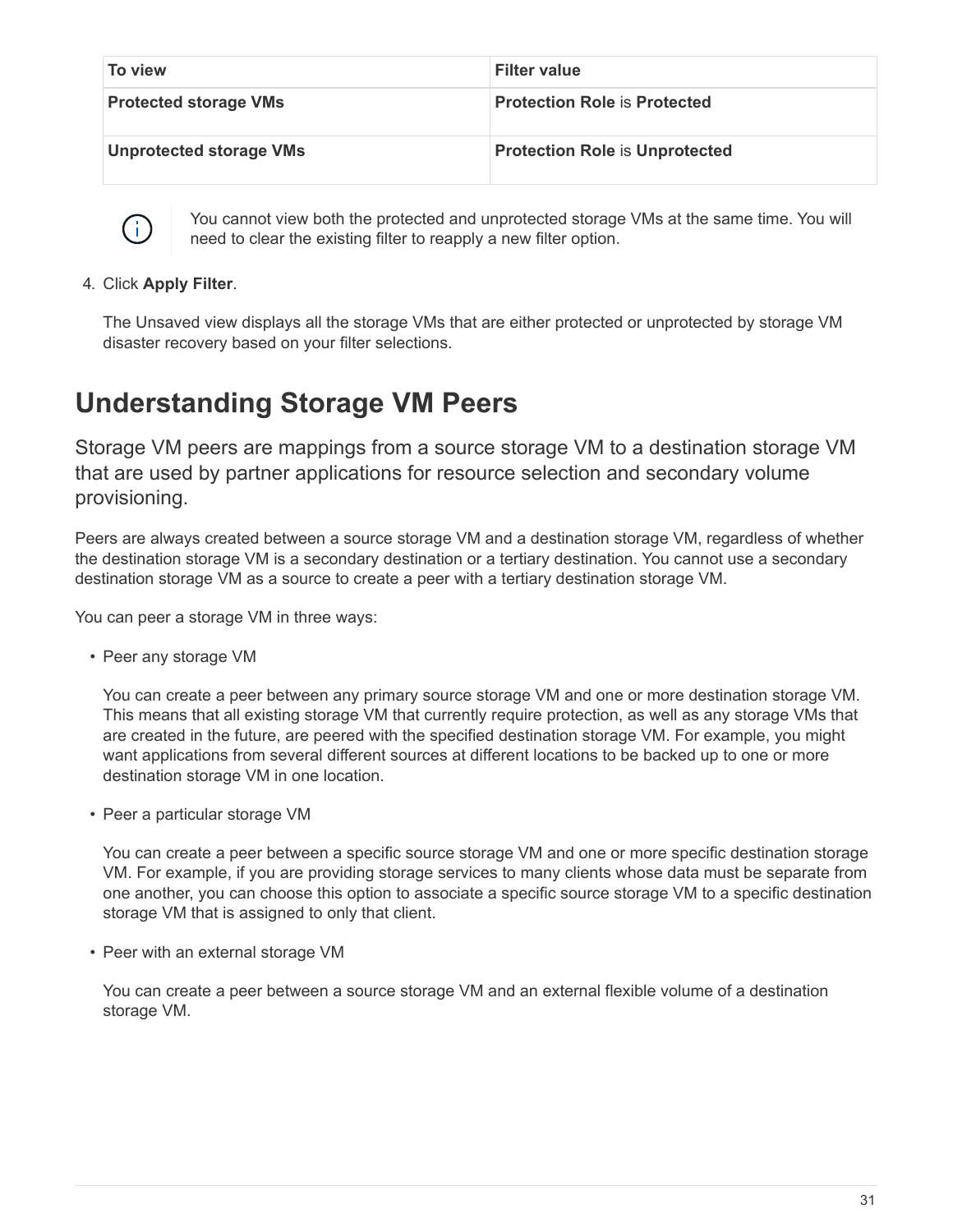| To view | Filter value |
| --- | --- |
| **Protected storage VMs** | **Protection Role** is **Protected** |
| **Unprotected storage VMs** | **Protection Role** is **Unprotected** |

> You cannot view both the protected and unprotected storage VMs at the same time. You will need to clear the existing filter to reapply a new filter option.

4. Click **Apply Filter**.

   The Unsaved view displays all the storage VMs that are either protected or unprotected by storage VM disaster recovery based on your filter selections.

# Understanding Storage VM Peers

Storage VM peers are mappings from a source storage VM to a destination storage VM that are used by partner applications for resource selection and secondary volume provisioning.

Peers are always created between a source storage VM and a destination storage VM, regardless of whether the destination storage VM is a secondary destination or a tertiary destination. You cannot use a secondary destination storage VM as a source to create a peer with a tertiary destination storage VM.

You can peer a storage VM in three ways:

- Peer any storage VM

  You can create a peer between any primary source storage VM and one or more destination storage VM. This means that all existing storage VM that currently require protection, as well as any storage VMs that are created in the future, are peered with the specified destination storage VM. For example, you might want applications from several different sources at different locations to be backed up to one or more destination storage VM in one location.

- Peer a particular storage VM

  You can create a peer between a specific source storage VM and one or more specific destination storage VM. For example, if you are providing storage services to many clients whose data must be separate from one another, you can choose this option to associate a specific source storage VM to a specific destination storage VM that is assigned to only that client.

- Peer with an external storage VM

  You can create a peer between a source storage VM and an external flexible volume of a destination storage VM.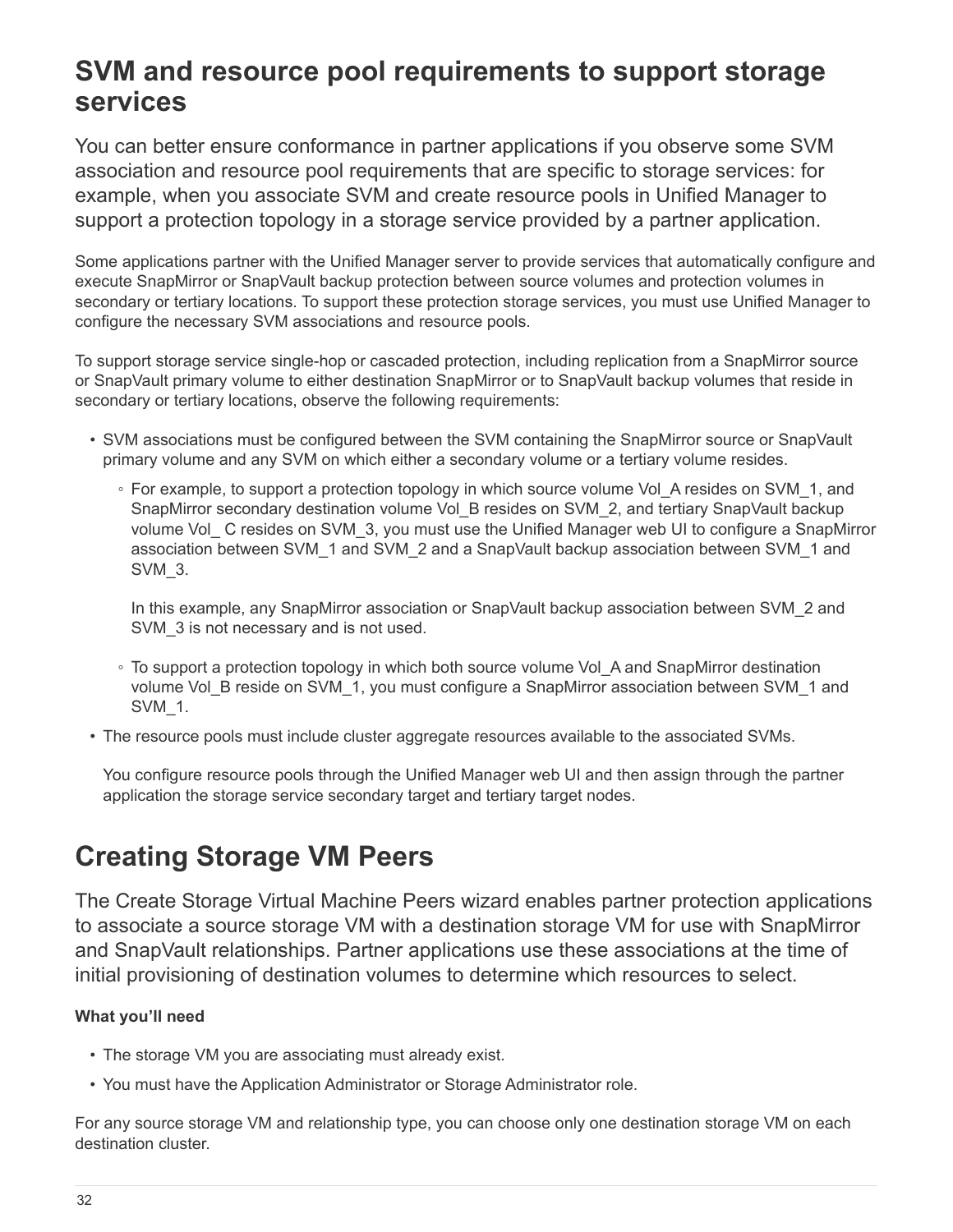## SVM and resource pool requirements to support storage services

You can better ensure conformance in partner applications if you observe some SVM association and resource pool requirements that are specific to storage services: for example, when you associate SVM and create resource pools in Unified Manager to support a protection topology in a storage service provided by a partner application.

Some applications partner with the Unified Manager server to provide services that automatically configure and execute SnapMirror or SnapVault backup protection between source volumes and protection volumes in secondary or tertiary locations. To support these protection storage services, you must use Unified Manager to configure the necessary SVM associations and resource pools.

To support storage service single-hop or cascaded protection, including replication from a SnapMirror source or SnapVault primary volume to either destination SnapMirror or to SnapVault backup volumes that reside in secondary or tertiary locations, observe the following requirements:

- SVM associations must be configured between the SVM containing the SnapMirror source or SnapVault primary volume and any SVM on which either a secondary volume or a tertiary volume resides.
  - For example, to support a protection topology in which source volume Vol_A resides on SVM_1, and SnapMirror secondary destination volume Vol_B resides on SVM_2, and tertiary SnapVault backup volume Vol_ C resides on SVM_3, you must use the Unified Manager web UI to configure a SnapMirror association between SVM_1 and SVM_2 and a SnapVault backup association between SVM_1 and SVM_3.

    In this example, any SnapMirror association or SnapVault backup association between SVM_2 and SVM_3 is not necessary and is not used.
  - To support a protection topology in which both source volume Vol_A and SnapMirror destination volume Vol_B reside on SVM_1, you must configure a SnapMirror association between SVM_1 and SVM_1.
- The resource pools must include cluster aggregate resources available to the associated SVMs.

  You configure resource pools through the Unified Manager web UI and then assign through the partner application the storage service secondary target and tertiary target nodes.

## Creating Storage VM Peers

The Create Storage Virtual Machine Peers wizard enables partner protection applications to associate a source storage VM with a destination storage VM for use with SnapMirror and SnapVault relationships. Partner applications use these associations at the time of initial provisioning of destination volumes to determine which resources to select.

**What you'll need**

- The storage VM you are associating must already exist.
- You must have the Application Administrator or Storage Administrator role.

For any source storage VM and relationship type, you can choose only one destination storage VM on each destination cluster.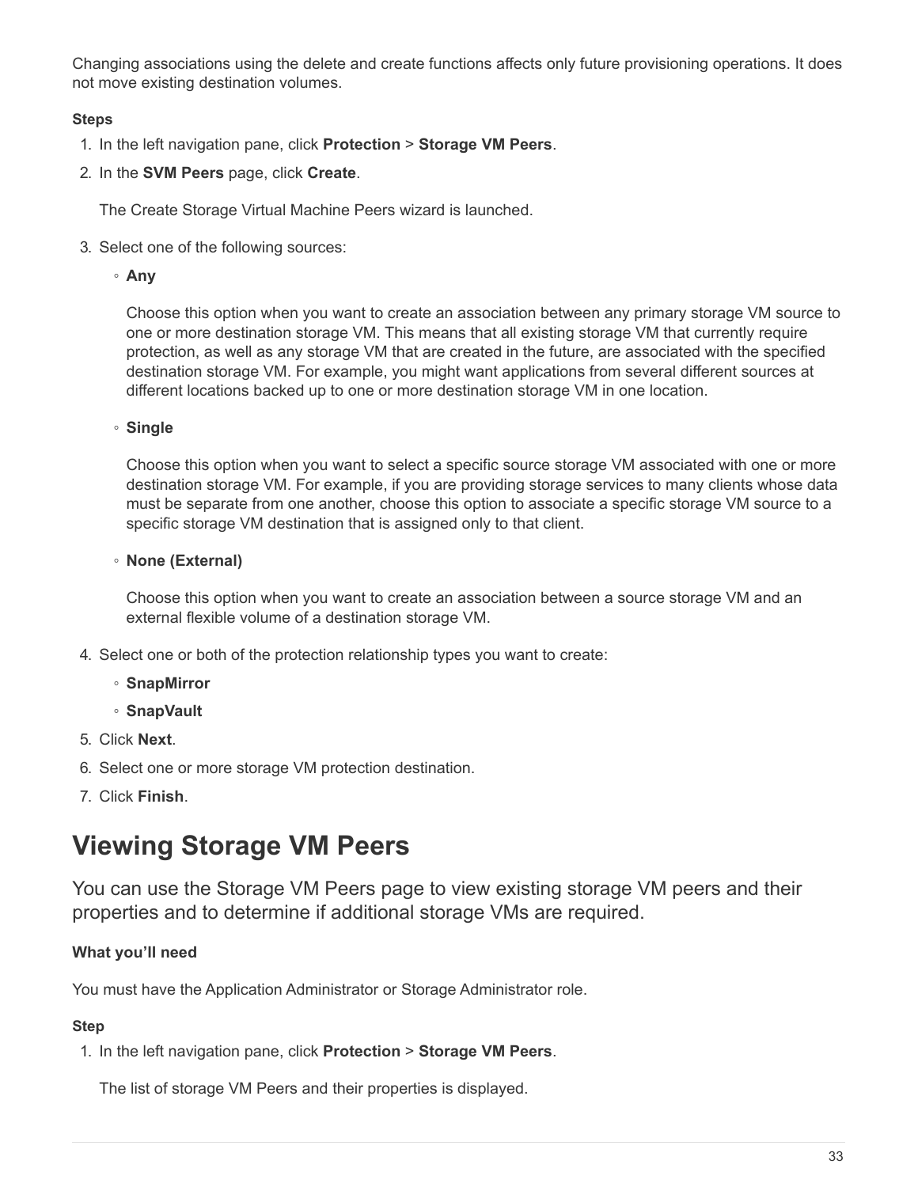Changing associations using the delete and create functions affects only future provisioning operations. It does not move existing destination volumes.

**Steps**

1. In the left navigation pane, click **Protection** > **Storage VM Peers**.
2. In the **SVM Peers** page, click **Create**.

   The Create Storage Virtual Machine Peers wizard is launched.

3. Select one of the following sources:
   - **Any**

     Choose this option when you want to create an association between any primary storage VM source to one or more destination storage VM. This means that all existing storage VM that currently require protection, as well as any storage VM that are created in the future, are associated with the specified destination storage VM. For example, you might want applications from several different sources at different locations backed up to one or more destination storage VM in one location.

   - **Single**

     Choose this option when you want to select a specific source storage VM associated with one or more destination storage VM. For example, if you are providing storage services to many clients whose data must be separate from one another, choose this option to associate a specific storage VM source to a specific storage VM destination that is assigned only to that client.

   - **None (External)**

     Choose this option when you want to create an association between a source storage VM and an external flexible volume of a destination storage VM.

4. Select one or both of the protection relationship types you want to create:
   - **SnapMirror**
   - **SnapVault**
5. Click **Next**.
6. Select one or more storage VM protection destination.
7. Click **Finish**.

# Viewing Storage VM Peers

You can use the Storage VM Peers page to view existing storage VM peers and their properties and to determine if additional storage VMs are required.

**What you'll need**

You must have the Application Administrator or Storage Administrator role.

**Step**

1. In the left navigation pane, click **Protection** > **Storage VM Peers**.

   The list of storage VM Peers and their properties is displayed.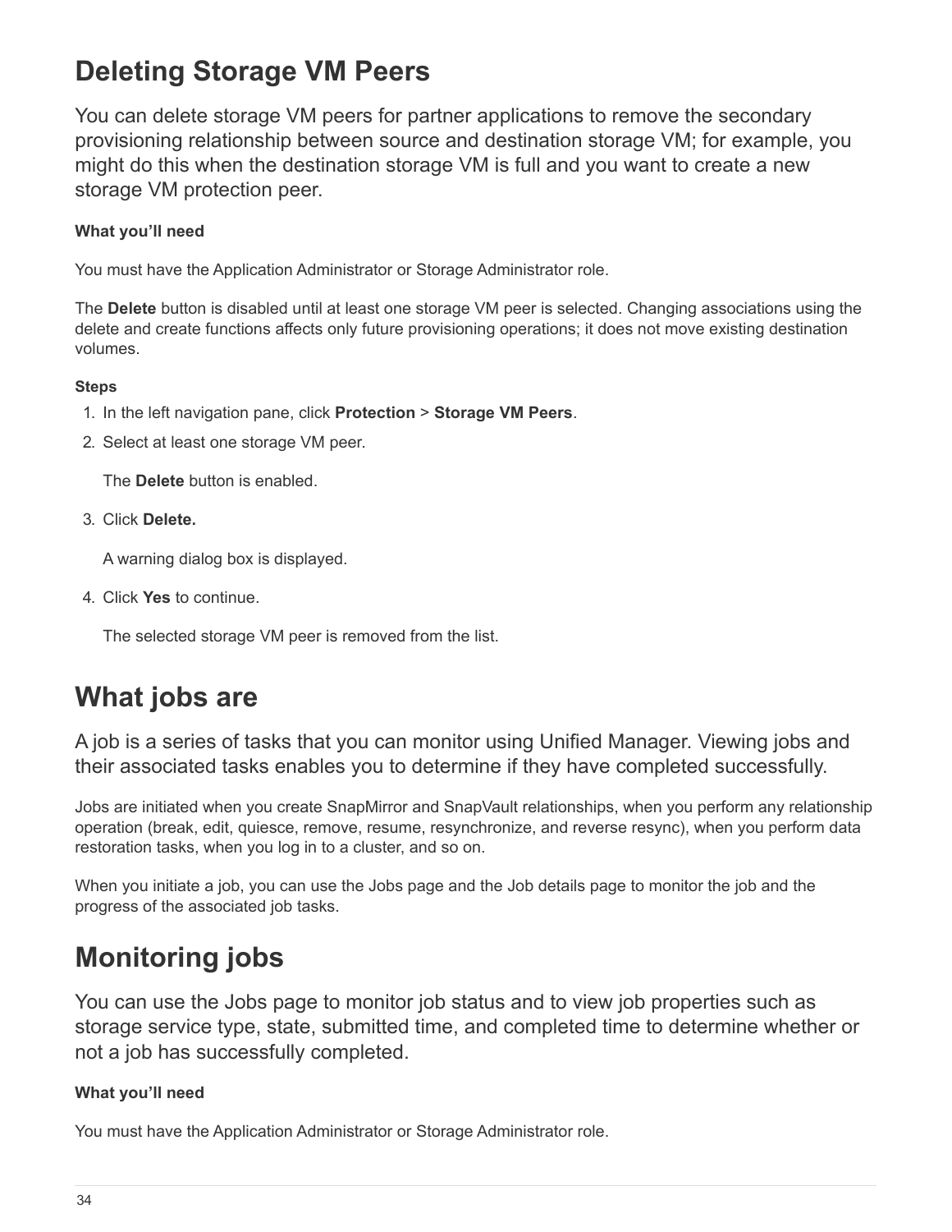# Deleting Storage VM Peers

You can delete storage VM peers for partner applications to remove the secondary provisioning relationship between source and destination storage VM; for example, you might do this when the destination storage VM is full and you want to create a new storage VM protection peer.

#### What you'll need

You must have the Application Administrator or Storage Administrator role.

The **Delete** button is disabled until at least one storage VM peer is selected. Changing associations using the delete and create functions affects only future provisioning operations; it does not move existing destination volumes.

#### Steps

1. In the left navigation pane, click **Protection** > **Storage VM Peers**.
2. Select at least one storage VM peer.

   The **Delete** button is enabled.

3. Click **Delete.**

   A warning dialog box is displayed.

4. Click **Yes** to continue.

   The selected storage VM peer is removed from the list.

# What jobs are

A job is a series of tasks that you can monitor using Unified Manager. Viewing jobs and their associated tasks enables you to determine if they have completed successfully.

Jobs are initiated when you create SnapMirror and SnapVault relationships, when you perform any relationship operation (break, edit, quiesce, remove, resume, resynchronize, and reverse resync), when you perform data restoration tasks, when you log in to a cluster, and so on.

When you initiate a job, you can use the Jobs page and the Job details page to monitor the job and the progress of the associated job tasks.

# Monitoring jobs

You can use the Jobs page to monitor job status and to view job properties such as storage service type, state, submitted time, and completed time to determine whether or not a job has successfully completed.

#### What you'll need

You must have the Application Administrator or Storage Administrator role.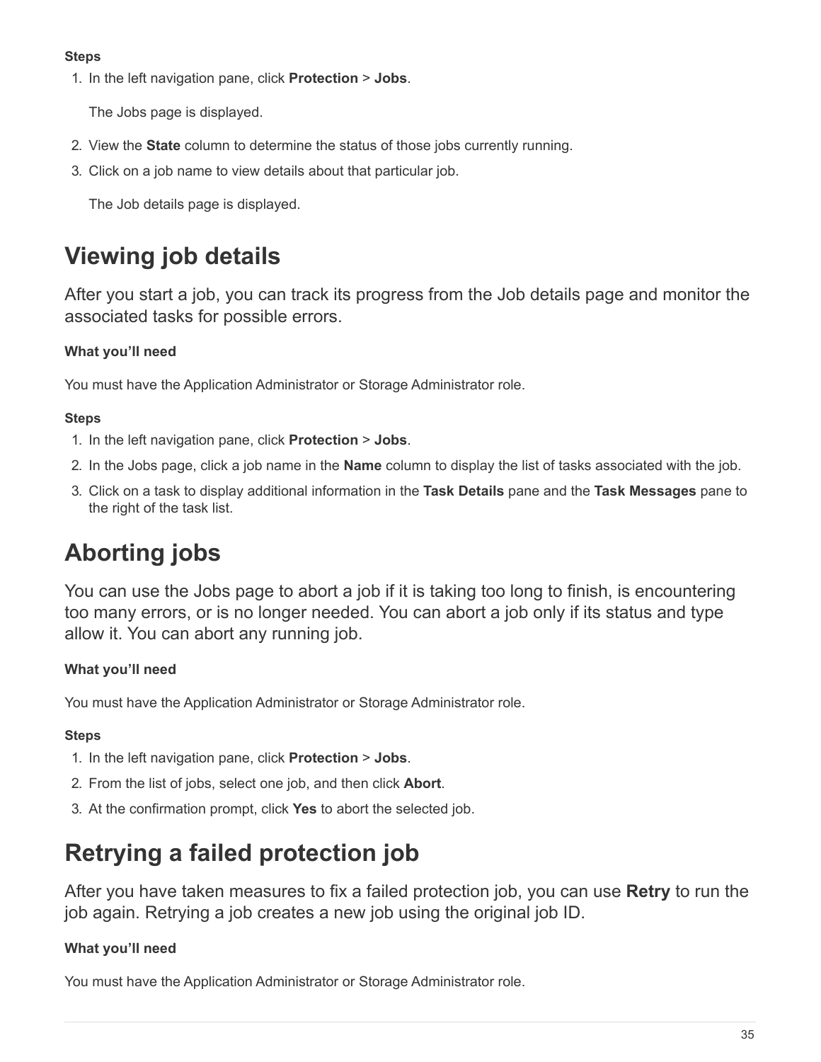**Steps**

1. In the left navigation pane, click **Protection** > **Jobs**.

   The Jobs page is displayed.

2. View the **State** column to determine the status of those jobs currently running.
3. Click on a job name to view details about that particular job.

   The Job details page is displayed.

# Viewing job details

After you start a job, you can track its progress from the Job details page and monitor the associated tasks for possible errors.

**What you'll need**

You must have the Application Administrator or Storage Administrator role.

**Steps**

1. In the left navigation pane, click **Protection** > **Jobs**.
2. In the Jobs page, click a job name in the **Name** column to display the list of tasks associated with the job.
3. Click on a task to display additional information in the **Task Details** pane and the **Task Messages** pane to the right of the task list.

# Aborting jobs

You can use the Jobs page to abort a job if it is taking too long to finish, is encountering too many errors, or is no longer needed. You can abort a job only if its status and type allow it. You can abort any running job.

**What you'll need**

You must have the Application Administrator or Storage Administrator role.

**Steps**

1. In the left navigation pane, click **Protection** > **Jobs**.
2. From the list of jobs, select one job, and then click **Abort**.
3. At the confirmation prompt, click **Yes** to abort the selected job.

# Retrying a failed protection job

After you have taken measures to fix a failed protection job, you can use **Retry** to run the job again. Retrying a job creates a new job using the original job ID.

**What you'll need**

You must have the Application Administrator or Storage Administrator role.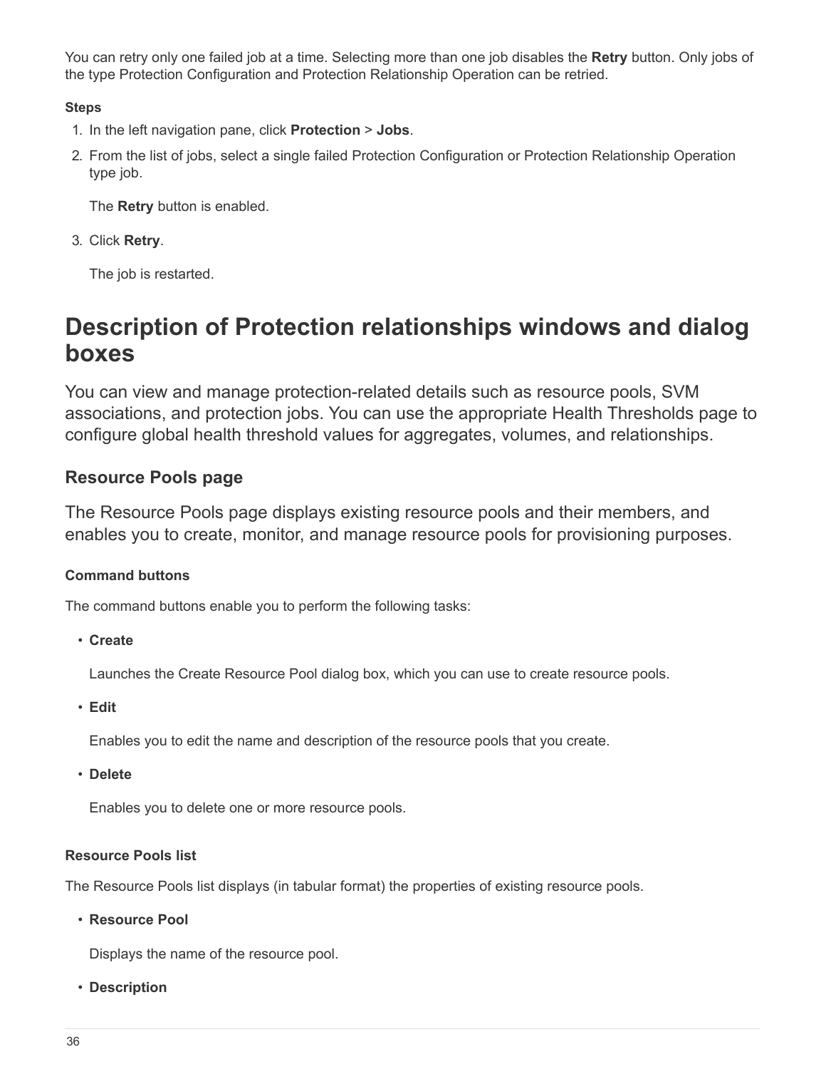You can retry only one failed job at a time. Selecting more than one job disables the **Retry** button. Only jobs of the type Protection Configuration and Protection Relationship Operation can be retried.

**Steps**

1. In the left navigation pane, click **Protection** > **Jobs**.
2. From the list of jobs, select a single failed Protection Configuration or Protection Relationship Operation type job.

   The **Retry** button is enabled.

3. Click **Retry**.

   The job is restarted.

# Description of Protection relationships windows and dialog boxes

You can view and manage protection-related details such as resource pools, SVM associations, and protection jobs. You can use the appropriate Health Thresholds page to configure global health threshold values for aggregates, volumes, and relationships.

## Resource Pools page

The Resource Pools page displays existing resource pools and their members, and enables you to create, monitor, and manage resource pools for provisioning purposes.

### Command buttons

The command buttons enable you to perform the following tasks:

- **Create**

  Launches the Create Resource Pool dialog box, which you can use to create resource pools.

- **Edit**

  Enables you to edit the name and description of the resource pools that you create.

- **Delete**

  Enables you to delete one or more resource pools.

### Resource Pools list

The Resource Pools list displays (in tabular format) the properties of existing resource pools.

- **Resource Pool**

  Displays the name of the resource pool.

- **Description**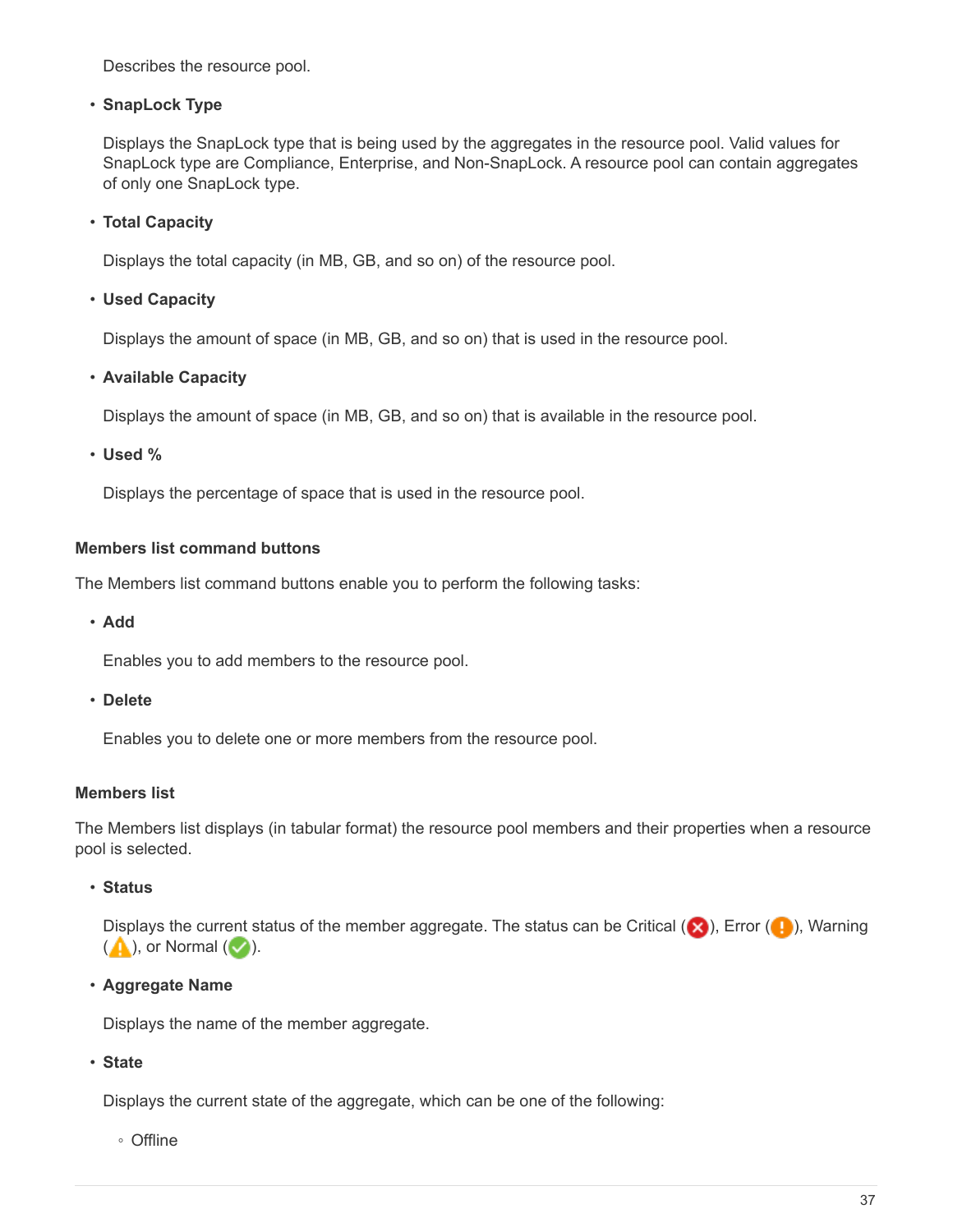Describes the resource pool.

- **SnapLock Type**

  Displays the SnapLock type that is being used by the aggregates in the resource pool. Valid values for SnapLock type are Compliance, Enterprise, and Non-SnapLock. A resource pool can contain aggregates of only one SnapLock type.

- **Total Capacity**

  Displays the total capacity (in MB, GB, and so on) of the resource pool.

- **Used Capacity**

  Displays the amount of space (in MB, GB, and so on) that is used in the resource pool.

- **Available Capacity**

  Displays the amount of space (in MB, GB, and so on) that is available in the resource pool.

- **Used %**

  Displays the percentage of space that is used in the resource pool.

#### Members list command buttons

The Members list command buttons enable you to perform the following tasks:

- **Add**

  Enables you to add members to the resource pool.

- **Delete**

  Enables you to delete one or more members from the resource pool.

#### Members list

The Members list displays (in tabular format) the resource pool members and their properties when a resource pool is selected.

- **Status**

  Displays the current status of the member aggregate. The status can be Critical ( ), Error ( ), Warning ( ), or Normal ( ).

- **Aggregate Name**

  Displays the name of the member aggregate.

- **State**

  Displays the current state of the aggregate, which can be one of the following:

  - Offline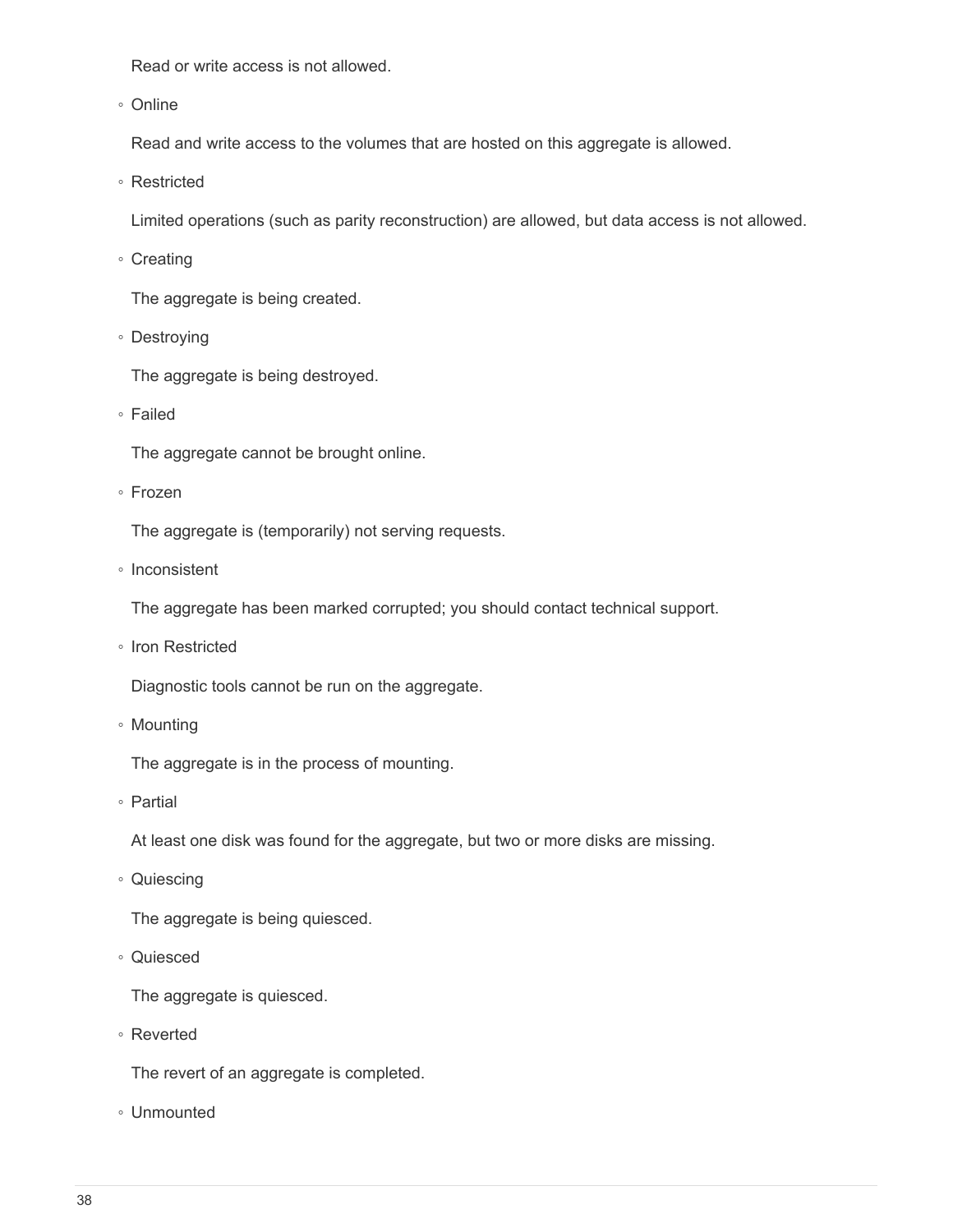Read or write access is not allowed.

- Online

  Read and write access to the volumes that are hosted on this aggregate is allowed.

- Restricted

  Limited operations (such as parity reconstruction) are allowed, but data access is not allowed.

- Creating

  The aggregate is being created.

- Destroying

  The aggregate is being destroyed.

- Failed

  The aggregate cannot be brought online.

- Frozen

  The aggregate is (temporarily) not serving requests.

- Inconsistent

  The aggregate has been marked corrupted; you should contact technical support.

- Iron Restricted

  Diagnostic tools cannot be run on the aggregate.

- Mounting

  The aggregate is in the process of mounting.

- Partial

  At least one disk was found for the aggregate, but two or more disks are missing.

- Quiescing

  The aggregate is being quiesced.

- Quiesced

  The aggregate is quiesced.

- Reverted

  The revert of an aggregate is completed.

- Unmounted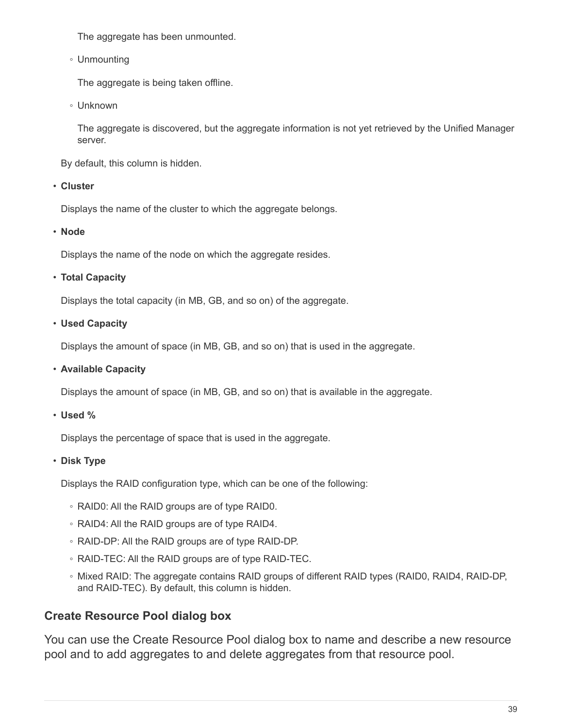The aggregate has been unmounted.

  - Unmounting

    The aggregate is being taken offline.

  - Unknown

    The aggregate is discovered, but the aggregate information is not yet retrieved by the Unified Manager server.

  By default, this column is hidden.

- **Cluster**

  Displays the name of the cluster to which the aggregate belongs.

- **Node**

  Displays the name of the node on which the aggregate resides.

- **Total Capacity**

  Displays the total capacity (in MB, GB, and so on) of the aggregate.

- **Used Capacity**

  Displays the amount of space (in MB, GB, and so on) that is used in the aggregate.

- **Available Capacity**

  Displays the amount of space (in MB, GB, and so on) that is available in the aggregate.

- **Used %**

  Displays the percentage of space that is used in the aggregate.

- **Disk Type**

  Displays the RAID configuration type, which can be one of the following:

  - RAID0: All the RAID groups are of type RAID0.
  - RAID4: All the RAID groups are of type RAID4.
  - RAID-DP: All the RAID groups are of type RAID-DP.
  - RAID-TEC: All the RAID groups are of type RAID-TEC.
  - Mixed RAID: The aggregate contains RAID groups of different RAID types (RAID0, RAID4, RAID-DP, and RAID-TEC). By default, this column is hidden.

## Create Resource Pool dialog box

You can use the Create Resource Pool dialog box to name and describe a new resource pool and to add aggregates to and delete aggregates from that resource pool.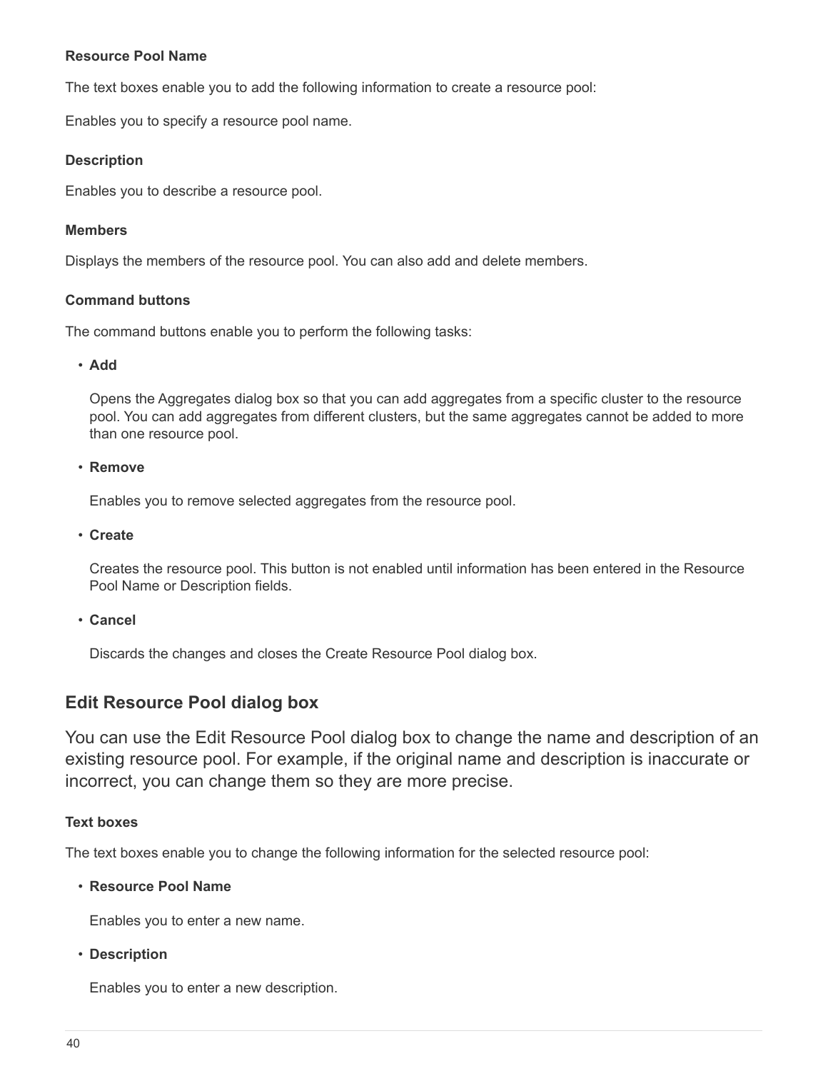#### Resource Pool Name

The text boxes enable you to add the following information to create a resource pool:

Enables you to specify a resource pool name.

#### Description

Enables you to describe a resource pool.

#### Members

Displays the members of the resource pool. You can also add and delete members.

#### Command buttons

The command buttons enable you to perform the following tasks:

- **Add**

  Opens the Aggregates dialog box so that you can add aggregates from a specific cluster to the resource pool. You can add aggregates from different clusters, but the same aggregates cannot be added to more than one resource pool.

- **Remove**

  Enables you to remove selected aggregates from the resource pool.

- **Create**

  Creates the resource pool. This button is not enabled until information has been entered in the Resource Pool Name or Description fields.

- **Cancel**

  Discards the changes and closes the Create Resource Pool dialog box.

## Edit Resource Pool dialog box

You can use the Edit Resource Pool dialog box to change the name and description of an existing resource pool. For example, if the original name and description is inaccurate or incorrect, you can change them so they are more precise.

#### Text boxes

The text boxes enable you to change the following information for the selected resource pool:

- **Resource Pool Name**

  Enables you to enter a new name.

- **Description**

  Enables you to enter a new description.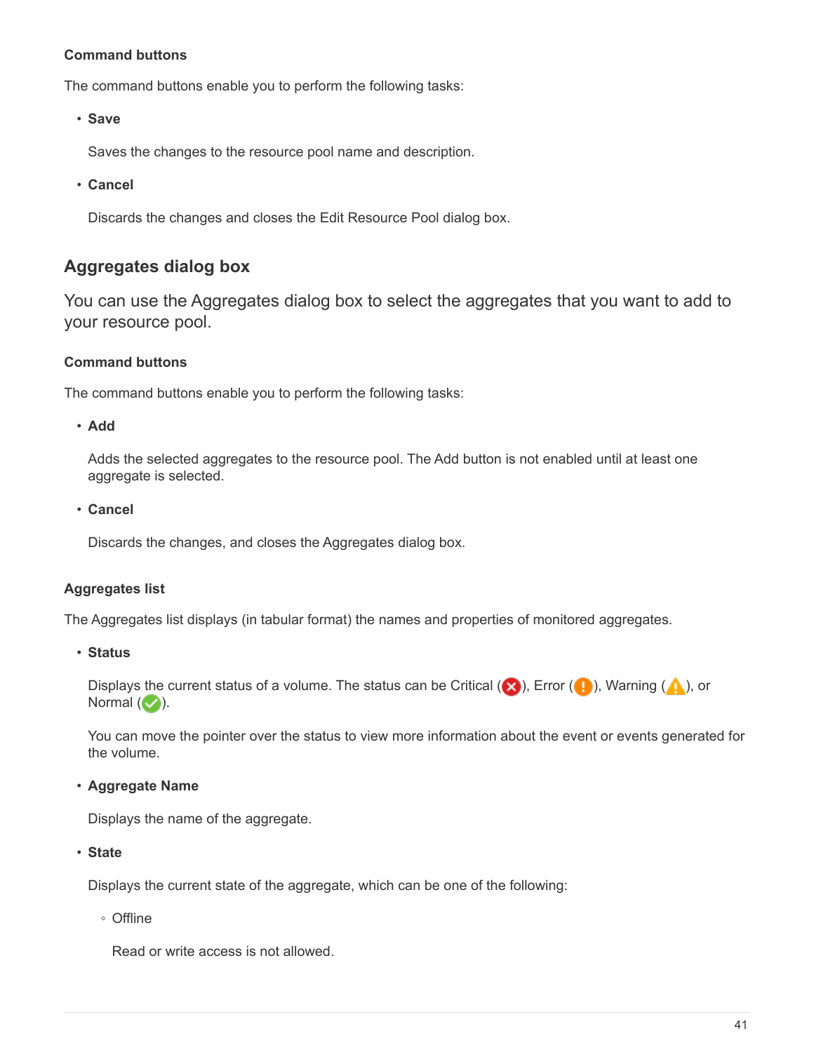#### Command buttons

The command buttons enable you to perform the following tasks:

- **Save**

  Saves the changes to the resource pool name and description.

- **Cancel**

  Discards the changes and closes the Edit Resource Pool dialog box.

## Aggregates dialog box

You can use the Aggregates dialog box to select the aggregates that you want to add to your resource pool.

#### Command buttons

The command buttons enable you to perform the following tasks:

- **Add**

  Adds the selected aggregates to the resource pool. The Add button is not enabled until at least one aggregate is selected.

- **Cancel**

  Discards the changes, and closes the Aggregates dialog box.

#### Aggregates list

The Aggregates list displays (in tabular format) the names and properties of monitored aggregates.

- **Status**

  Displays the current status of a volume. The status can be Critical ( ), Error ( ), Warning ( ), or Normal ( ).

  You can move the pointer over the status to view more information about the event or events generated for the volume.

- **Aggregate Name**

  Displays the name of the aggregate.

- **State**

  Displays the current state of the aggregate, which can be one of the following:

  - Offline

    Read or write access is not allowed.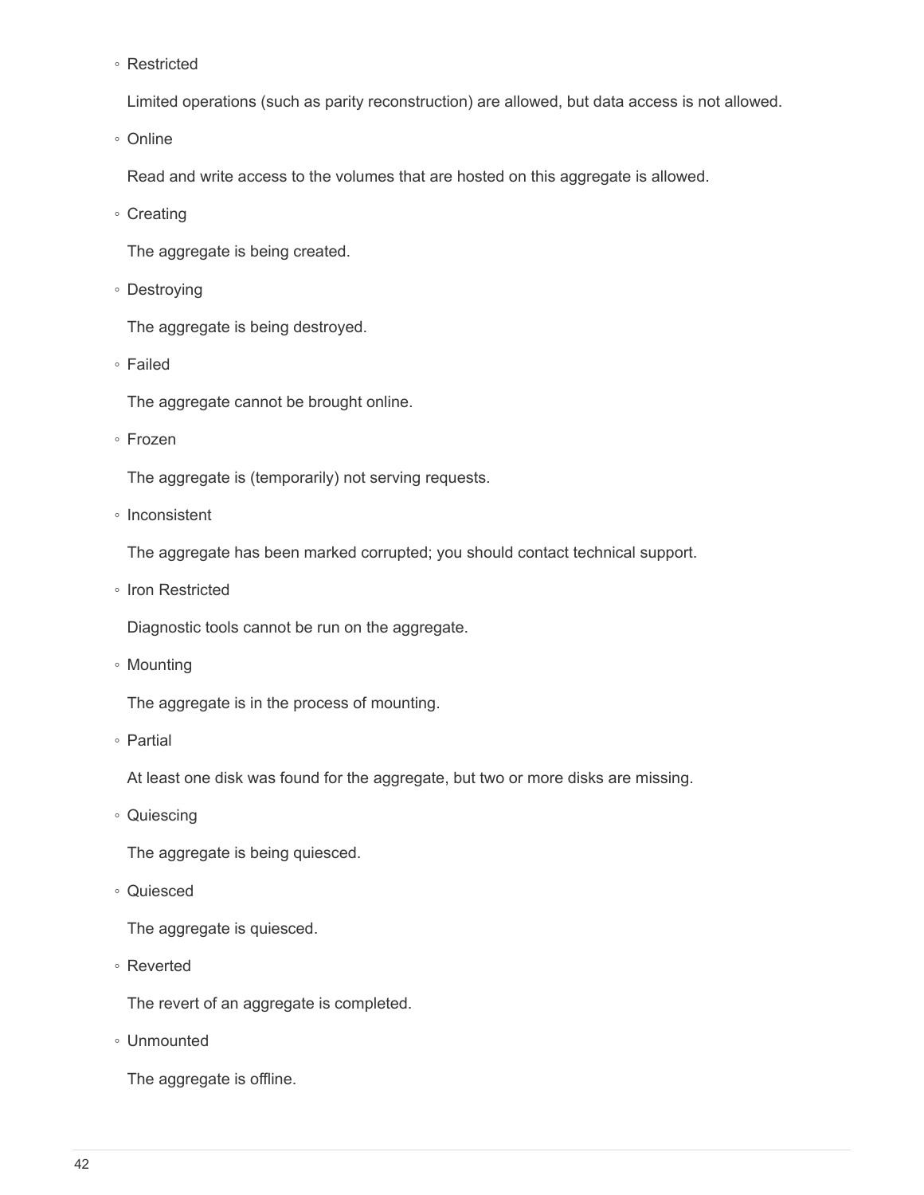- Restricted

  Limited operations (such as parity reconstruction) are allowed, but data access is not allowed.

- Online

  Read and write access to the volumes that are hosted on this aggregate is allowed.

- Creating

  The aggregate is being created.

- Destroying

  The aggregate is being destroyed.

- Failed

  The aggregate cannot be brought online.

- Frozen

  The aggregate is (temporarily) not serving requests.

- Inconsistent

  The aggregate has been marked corrupted; you should contact technical support.

- Iron Restricted

  Diagnostic tools cannot be run on the aggregate.

- Mounting

  The aggregate is in the process of mounting.

- Partial

  At least one disk was found for the aggregate, but two or more disks are missing.

- Quiescing

  The aggregate is being quiesced.

- Quiesced

  The aggregate is quiesced.

- Reverted

  The revert of an aggregate is completed.

- Unmounted

  The aggregate is offline.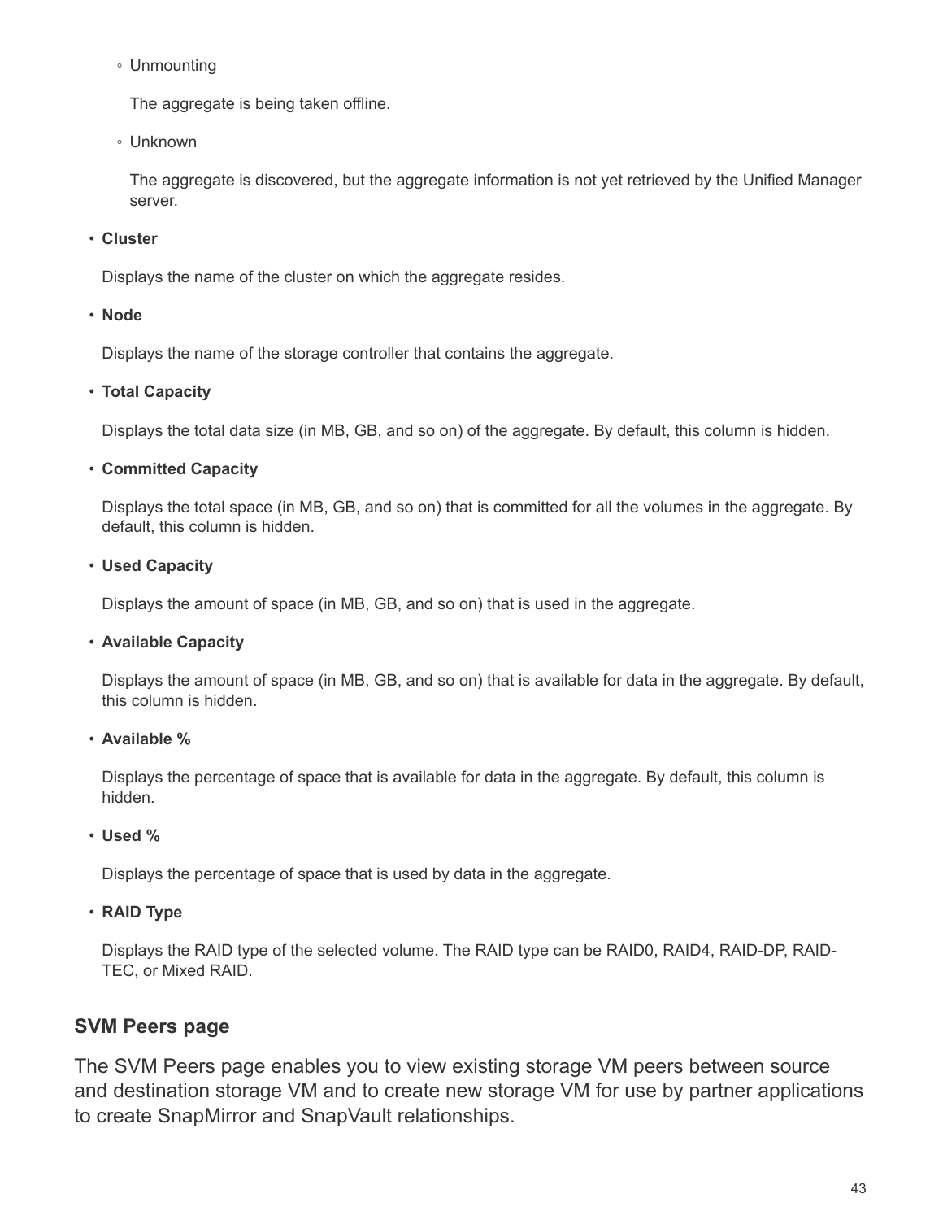- Unmounting

  The aggregate is being taken offline.

- Unknown

  The aggregate is discovered, but the aggregate information is not yet retrieved by the Unified Manager server.

- **Cluster**

  Displays the name of the cluster on which the aggregate resides.

- **Node**

  Displays the name of the storage controller that contains the aggregate.

- **Total Capacity**

  Displays the total data size (in MB, GB, and so on) of the aggregate. By default, this column is hidden.

- **Committed Capacity**

  Displays the total space (in MB, GB, and so on) that is committed for all the volumes in the aggregate. By default, this column is hidden.

- **Used Capacity**

  Displays the amount of space (in MB, GB, and so on) that is used in the aggregate.

- **Available Capacity**

  Displays the amount of space (in MB, GB, and so on) that is available for data in the aggregate. By default, this column is hidden.

- **Available %**

  Displays the percentage of space that is available for data in the aggregate. By default, this column is hidden.

- **Used %**

  Displays the percentage of space that is used by data in the aggregate.

- **RAID Type**

  Displays the RAID type of the selected volume. The RAID type can be RAID0, RAID4, RAID-DP, RAID-TEC, or Mixed RAID.

## SVM Peers page

The SVM Peers page enables you to view existing storage VM peers between source and destination storage VM and to create new storage VM for use by partner applications to create SnapMirror and SnapVault relationships.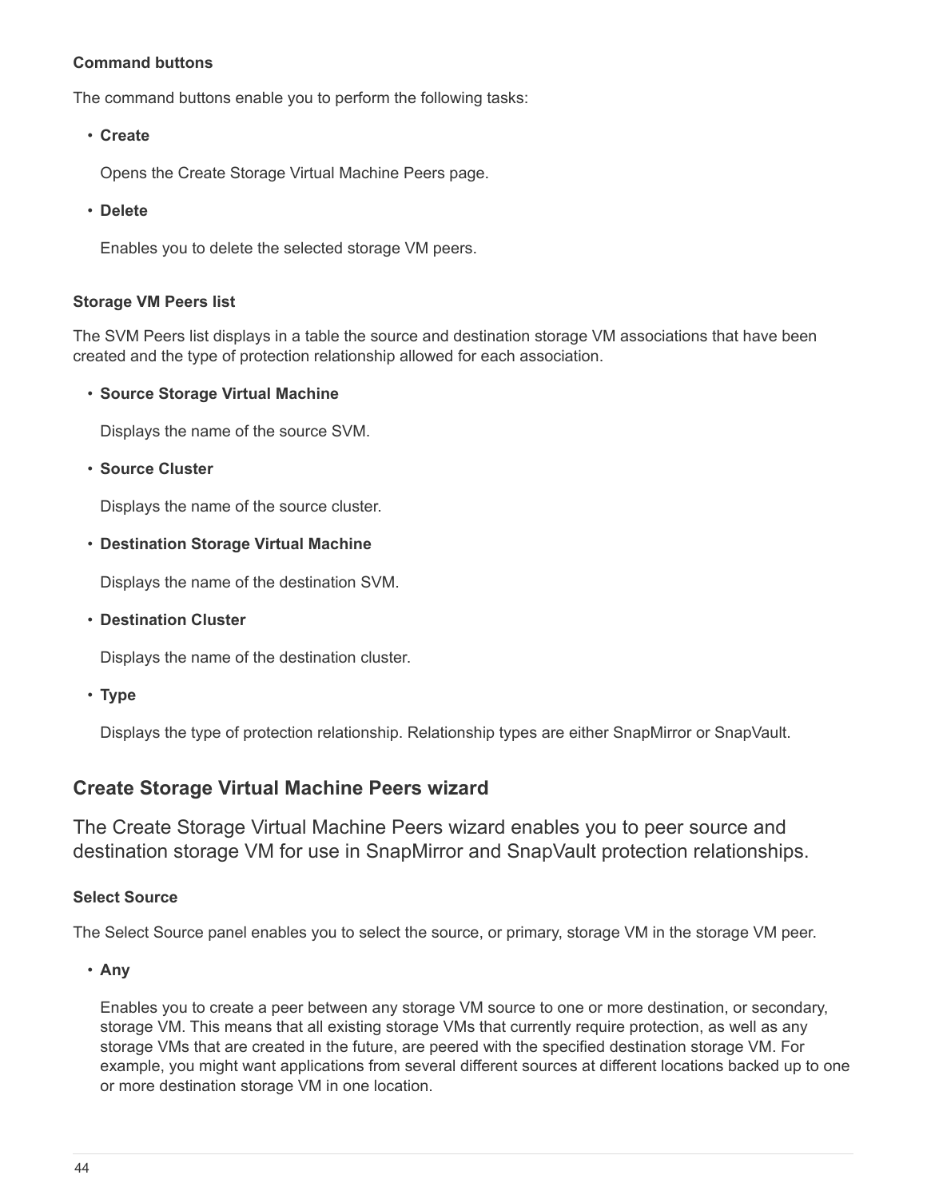#### Command buttons

The command buttons enable you to perform the following tasks:

- **Create**

  Opens the Create Storage Virtual Machine Peers page.

- **Delete**

  Enables you to delete the selected storage VM peers.

#### Storage VM Peers list

The SVM Peers list displays in a table the source and destination storage VM associations that have been created and the type of protection relationship allowed for each association.

- **Source Storage Virtual Machine**

  Displays the name of the source SVM.

- **Source Cluster**

  Displays the name of the source cluster.

- **Destination Storage Virtual Machine**

  Displays the name of the destination SVM.

- **Destination Cluster**

  Displays the name of the destination cluster.

- **Type**

  Displays the type of protection relationship. Relationship types are either SnapMirror or SnapVault.

### Create Storage Virtual Machine Peers wizard

The Create Storage Virtual Machine Peers wizard enables you to peer source and destination storage VM for use in SnapMirror and SnapVault protection relationships.

#### Select Source

The Select Source panel enables you to select the source, or primary, storage VM in the storage VM peer.

- **Any**

  Enables you to create a peer between any storage VM source to one or more destination, or secondary, storage VM. This means that all existing storage VMs that currently require protection, as well as any storage VMs that are created in the future, are peered with the specified destination storage VM. For example, you might want applications from several different sources at different locations backed up to one or more destination storage VM in one location.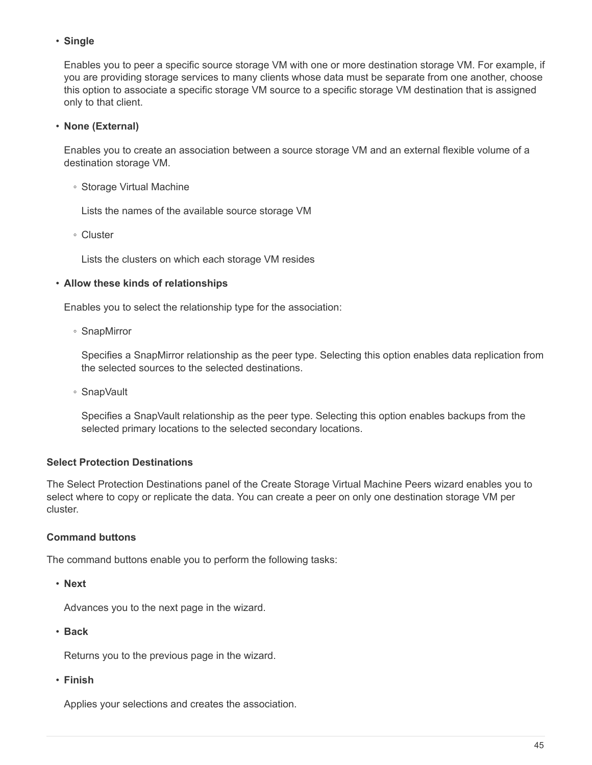- **Single**

  Enables you to peer a specific source storage VM with one or more destination storage VM. For example, if you are providing storage services to many clients whose data must be separate from one another, choose this option to associate a specific storage VM source to a specific storage VM destination that is assigned only to that client.

- **None (External)**

  Enables you to create an association between a source storage VM and an external flexible volume of a destination storage VM.

  - Storage Virtual Machine

    Lists the names of the available source storage VM

  - Cluster

    Lists the clusters on which each storage VM resides

- **Allow these kinds of relationships**

  Enables you to select the relationship type for the association:

  - SnapMirror

    Specifies a SnapMirror relationship as the peer type. Selecting this option enables data replication from the selected sources to the selected destinations.

  - SnapVault

    Specifies a SnapVault relationship as the peer type. Selecting this option enables backups from the selected primary locations to the selected secondary locations.

#### Select Protection Destinations

The Select Protection Destinations panel of the Create Storage Virtual Machine Peers wizard enables you to select where to copy or replicate the data. You can create a peer on only one destination storage VM per cluster.

#### Command buttons

The command buttons enable you to perform the following tasks:

- **Next**

  Advances you to the next page in the wizard.

- **Back**

  Returns you to the previous page in the wizard.

- **Finish**

  Applies your selections and creates the association.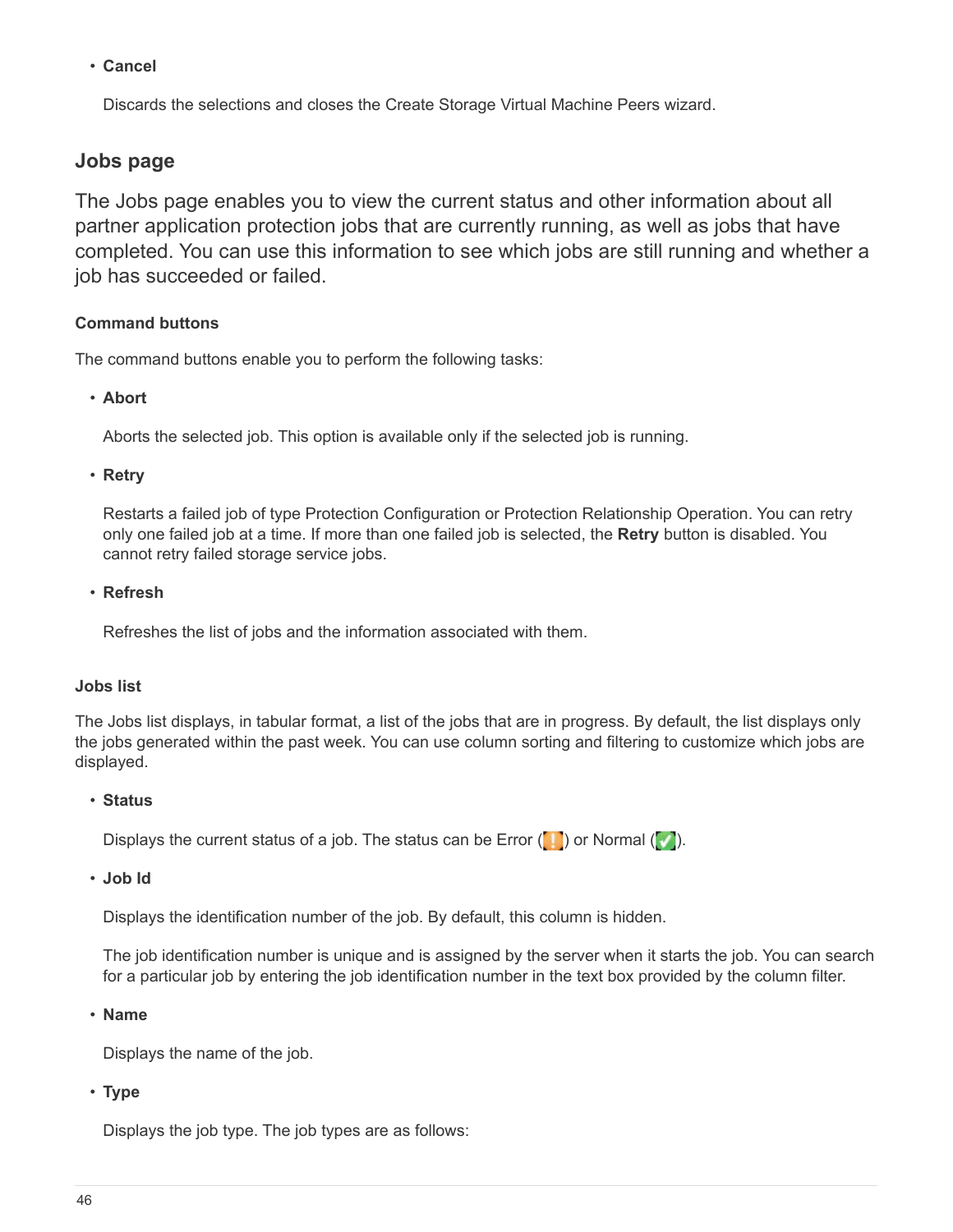- **Cancel**

  Discards the selections and closes the Create Storage Virtual Machine Peers wizard.

## Jobs page

The Jobs page enables you to view the current status and other information about all partner application protection jobs that are currently running, as well as jobs that have completed. You can use this information to see which jobs are still running and whether a job has succeeded or failed.

#### Command buttons

The command buttons enable you to perform the following tasks:

- **Abort**

  Aborts the selected job. This option is available only if the selected job is running.

- **Retry**

  Restarts a failed job of type Protection Configuration or Protection Relationship Operation. You can retry only one failed job at a time. If more than one failed job is selected, the **Retry** button is disabled. You cannot retry failed storage service jobs.

- **Refresh**

  Refreshes the list of jobs and the information associated with them.

#### Jobs list

The Jobs list displays, in tabular format, a list of the jobs that are in progress. By default, the list displays only the jobs generated within the past week. You can use column sorting and filtering to customize which jobs are displayed.

- **Status**

  Displays the current status of a job. The status can be Error ( ) or Normal ( ).

- **Job Id**

  Displays the identification number of the job. By default, this column is hidden.

  The job identification number is unique and is assigned by the server when it starts the job. You can search for a particular job by entering the job identification number in the text box provided by the column filter.

- **Name**

  Displays the name of the job.

- **Type**

  Displays the job type. The job types are as follows: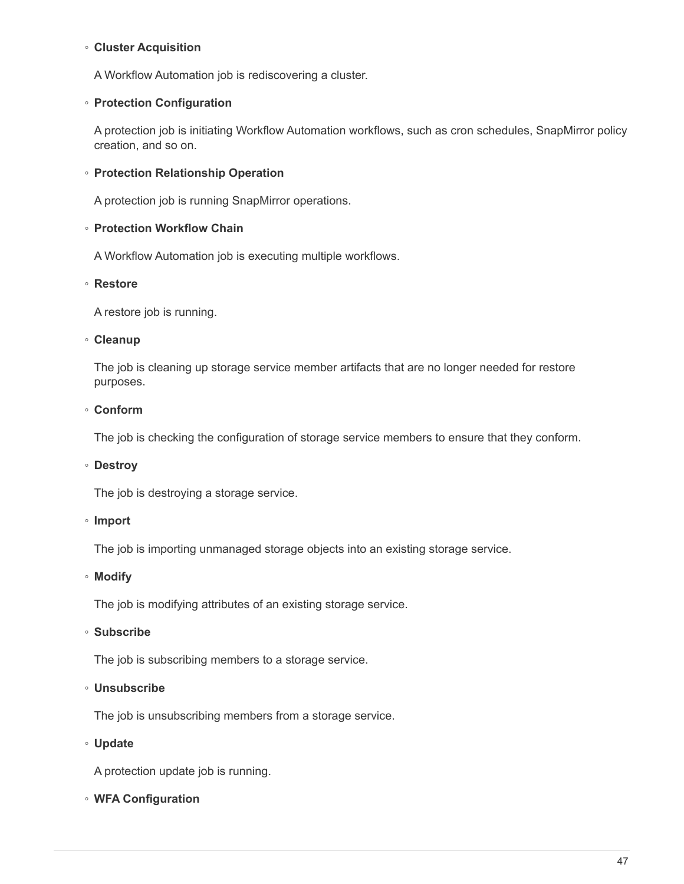- **Cluster Acquisition**

  A Workflow Automation job is rediscovering a cluster.

- **Protection Configuration**

  A protection job is initiating Workflow Automation workflows, such as cron schedules, SnapMirror policy creation, and so on.

- **Protection Relationship Operation**

  A protection job is running SnapMirror operations.

- **Protection Workflow Chain**

  A Workflow Automation job is executing multiple workflows.

- **Restore**

  A restore job is running.

- **Cleanup**

  The job is cleaning up storage service member artifacts that are no longer needed for restore purposes.

- **Conform**

  The job is checking the configuration of storage service members to ensure that they conform.

- **Destroy**

  The job is destroying a storage service.

- **Import**

  The job is importing unmanaged storage objects into an existing storage service.

- **Modify**

  The job is modifying attributes of an existing storage service.

- **Subscribe**

  The job is subscribing members to a storage service.

- **Unsubscribe**

  The job is unsubscribing members from a storage service.

- **Update**

  A protection update job is running.

- **WFA Configuration**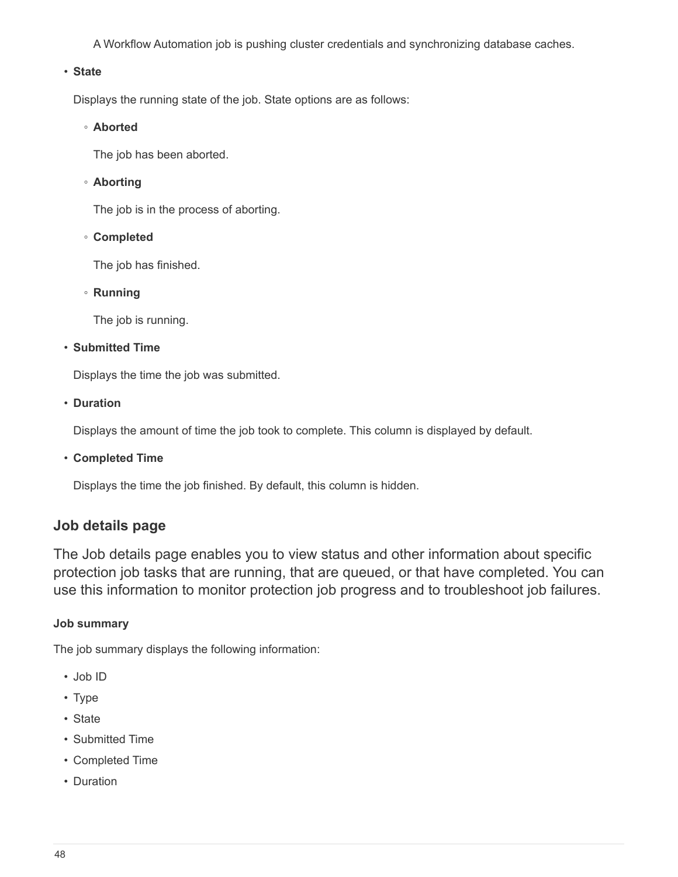A Workflow Automation job is pushing cluster credentials and synchronizing database caches.

- **State**

  Displays the running state of the job. State options are as follows:

  - **Aborted**

    The job has been aborted.

  - **Aborting**

    The job is in the process of aborting.

  - **Completed**

    The job has finished.

  - **Running**

    The job is running.

- **Submitted Time**

  Displays the time the job was submitted.

- **Duration**

  Displays the amount of time the job took to complete. This column is displayed by default.

- **Completed Time**

  Displays the time the job finished. By default, this column is hidden.

## Job details page

The Job details page enables you to view status and other information about specific protection job tasks that are running, that are queued, or that have completed. You can use this information to monitor protection job progress and to troubleshoot job failures.

#### Job summary

The job summary displays the following information:

- Job ID
- Type
- State
- Submitted Time
- Completed Time
- Duration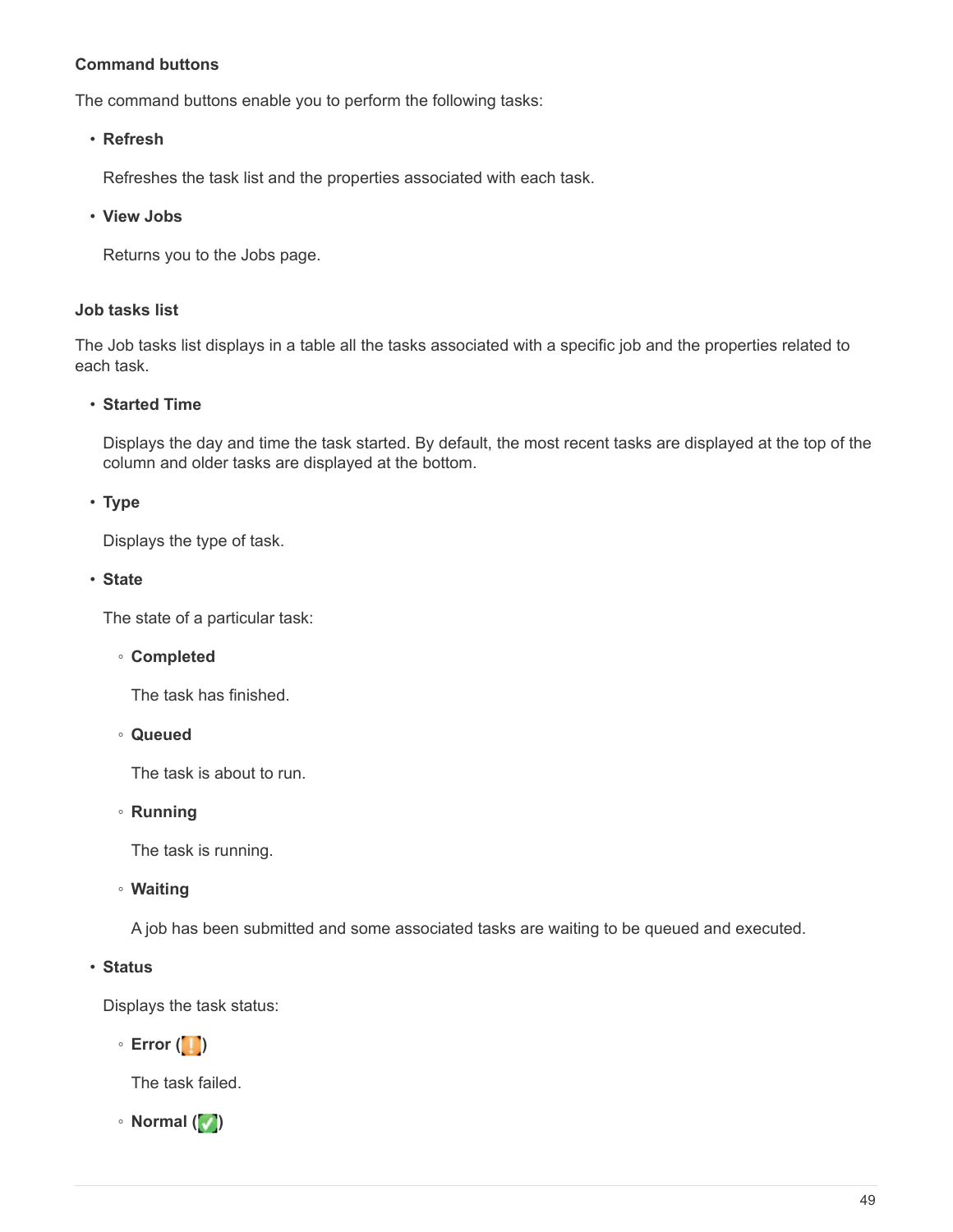### Command buttons

The command buttons enable you to perform the following tasks:

- **Refresh**

  Refreshes the task list and the properties associated with each task.

- **View Jobs**

  Returns you to the Jobs page.

### Job tasks list

The Job tasks list displays in a table all the tasks associated with a specific job and the properties related to each task.

- **Started Time**

  Displays the day and time the task started. By default, the most recent tasks are displayed at the top of the column and older tasks are displayed at the bottom.

- **Type**

  Displays the type of task.

- **State**

  The state of a particular task:

  - **Completed**

    The task has finished.

  - **Queued**

    The task is about to run.

  - **Running**

    The task is running.

  - **Waiting**

    A job has been submitted and some associated tasks are waiting to be queued and executed.

- **Status**

  Displays the task status:

  - **Error (❗)**

    The task failed.

  - **Normal (✅)**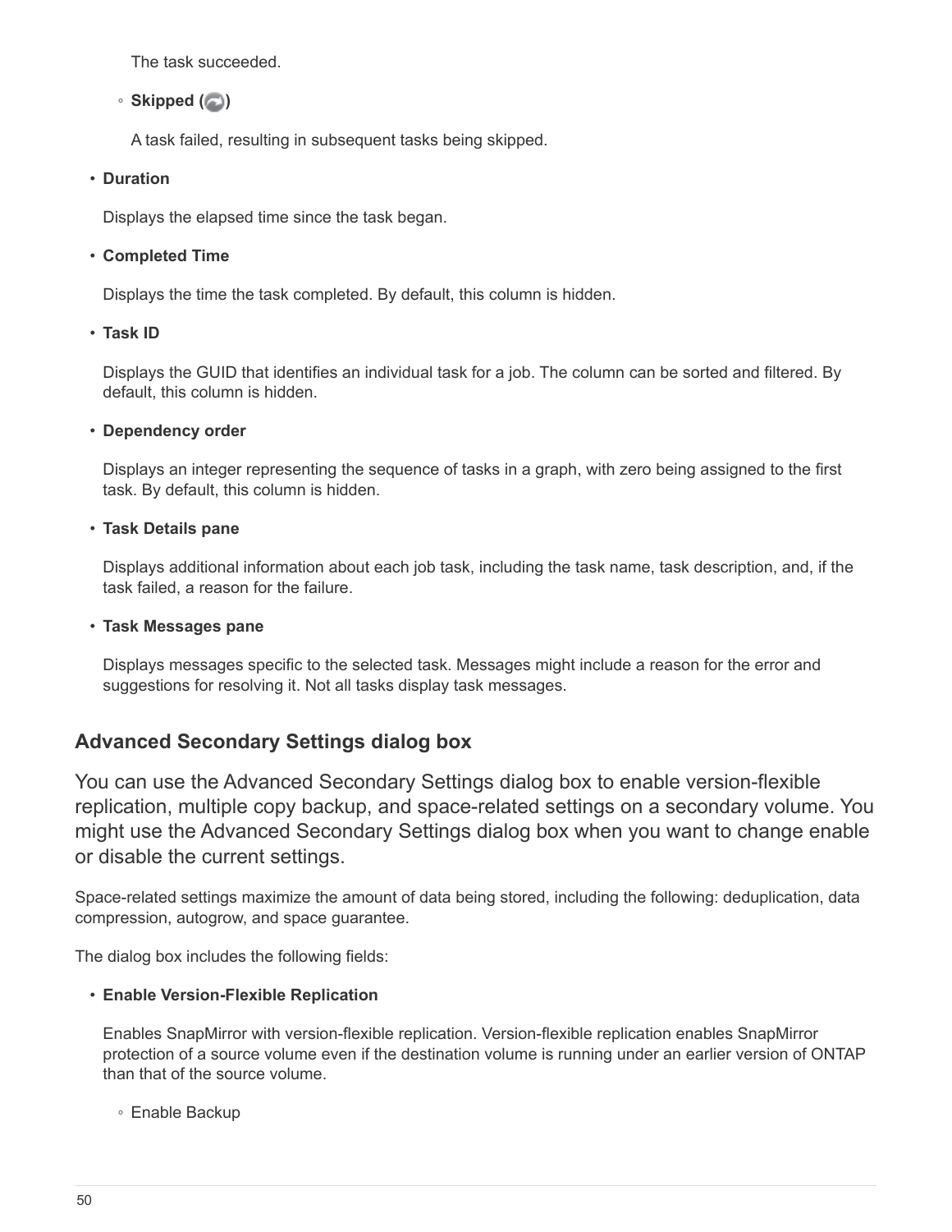The task succeeded.

- **Skipped ( )**

  A task failed, resulting in subsequent tasks being skipped.

- **Duration**

  Displays the elapsed time since the task began.

- **Completed Time**

  Displays the time the task completed. By default, this column is hidden.

- **Task ID**

  Displays the GUID that identifies an individual task for a job. The column can be sorted and filtered. By default, this column is hidden.

- **Dependency order**

  Displays an integer representing the sequence of tasks in a graph, with zero being assigned to the first task. By default, this column is hidden.

- **Task Details pane**

  Displays additional information about each job task, including the task name, task description, and, if the task failed, a reason for the failure.

- **Task Messages pane**

  Displays messages specific to the selected task. Messages might include a reason for the error and suggestions for resolving it. Not all tasks display task messages.

## Advanced Secondary Settings dialog box

You can use the Advanced Secondary Settings dialog box to enable version-flexible replication, multiple copy backup, and space-related settings on a secondary volume. You might use the Advanced Secondary Settings dialog box when you want to change enable or disable the current settings.

Space-related settings maximize the amount of data being stored, including the following: deduplication, data compression, autogrow, and space guarantee.

The dialog box includes the following fields:

- **Enable Version-Flexible Replication**

  Enables SnapMirror with version-flexible replication. Version-flexible replication enables SnapMirror protection of a source volume even if the destination volume is running under an earlier version of ONTAP than that of the source volume.

  - Enable Backup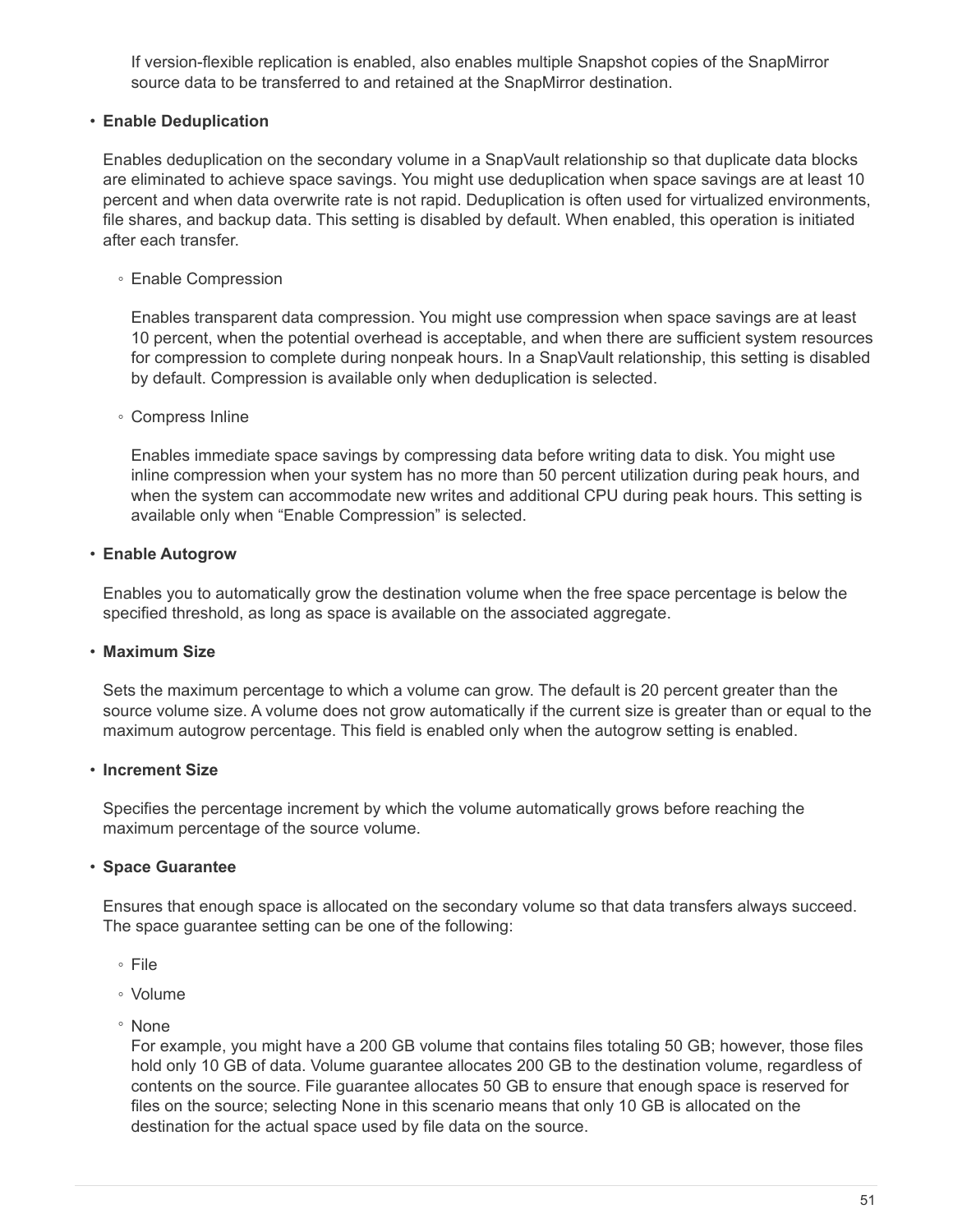If version-flexible replication is enabled, also enables multiple Snapshot copies of the SnapMirror source data to be transferred to and retained at the SnapMirror destination.

- **Enable Deduplication**

  Enables deduplication on the secondary volume in a SnapVault relationship so that duplicate data blocks are eliminated to achieve space savings. You might use deduplication when space savings are at least 10 percent and when data overwrite rate is not rapid. Deduplication is often used for virtualized environments, file shares, and backup data. This setting is disabled by default. When enabled, this operation is initiated after each transfer.

  - Enable Compression

    Enables transparent data compression. You might use compression when space savings are at least 10 percent, when the potential overhead is acceptable, and when there are sufficient system resources for compression to complete during nonpeak hours. In a SnapVault relationship, this setting is disabled by default. Compression is available only when deduplication is selected.

  - Compress Inline

    Enables immediate space savings by compressing data before writing data to disk. You might use inline compression when your system has no more than 50 percent utilization during peak hours, and when the system can accommodate new writes and additional CPU during peak hours. This setting is available only when “Enable Compression” is selected.

- **Enable Autogrow**

  Enables you to automatically grow the destination volume when the free space percentage is below the specified threshold, as long as space is available on the associated aggregate.

- **Maximum Size**

  Sets the maximum percentage to which a volume can grow. The default is 20 percent greater than the source volume size. A volume does not grow automatically if the current size is greater than or equal to the maximum autogrow percentage. This field is enabled only when the autogrow setting is enabled.

- **Increment Size**

  Specifies the percentage increment by which the volume automatically grows before reaching the maximum percentage of the source volume.

- **Space Guarantee**

  Ensures that enough space is allocated on the secondary volume so that data transfers always succeed. The space guarantee setting can be one of the following:

  - File
  - Volume
  - None
    For example, you might have a 200 GB volume that contains files totaling 50 GB; however, those files hold only 10 GB of data. Volume guarantee allocates 200 GB to the destination volume, regardless of contents on the source. File guarantee allocates 50 GB to ensure that enough space is reserved for files on the source; selecting None in this scenario means that only 10 GB is allocated on the destination for the actual space used by file data on the source.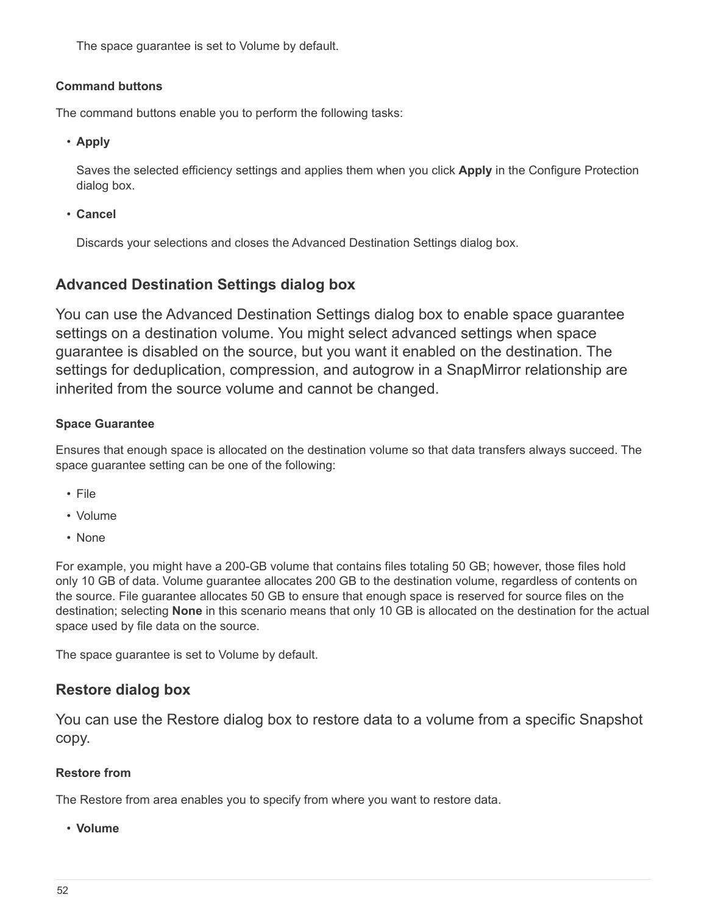The space guarantee is set to Volume by default.

#### Command buttons

The command buttons enable you to perform the following tasks:

- **Apply**

  Saves the selected efficiency settings and applies them when you click **Apply** in the Configure Protection dialog box.

- **Cancel**

  Discards your selections and closes the Advanced Destination Settings dialog box.

### Advanced Destination Settings dialog box

You can use the Advanced Destination Settings dialog box to enable space guarantee settings on a destination volume. You might select advanced settings when space guarantee is disabled on the source, but you want it enabled on the destination. The settings for deduplication, compression, and autogrow in a SnapMirror relationship are inherited from the source volume and cannot be changed.

#### Space Guarantee

Ensures that enough space is allocated on the destination volume so that data transfers always succeed. The space guarantee setting can be one of the following:

- File
- Volume
- None

For example, you might have a 200-GB volume that contains files totaling 50 GB; however, those files hold only 10 GB of data. Volume guarantee allocates 200 GB to the destination volume, regardless of contents on the source. File guarantee allocates 50 GB to ensure that enough space is reserved for source files on the destination; selecting **None** in this scenario means that only 10 GB is allocated on the destination for the actual space used by file data on the source.

The space guarantee is set to Volume by default.

### Restore dialog box

You can use the Restore dialog box to restore data to a volume from a specific Snapshot copy.

#### Restore from

The Restore from area enables you to specify from where you want to restore data.

- **Volume**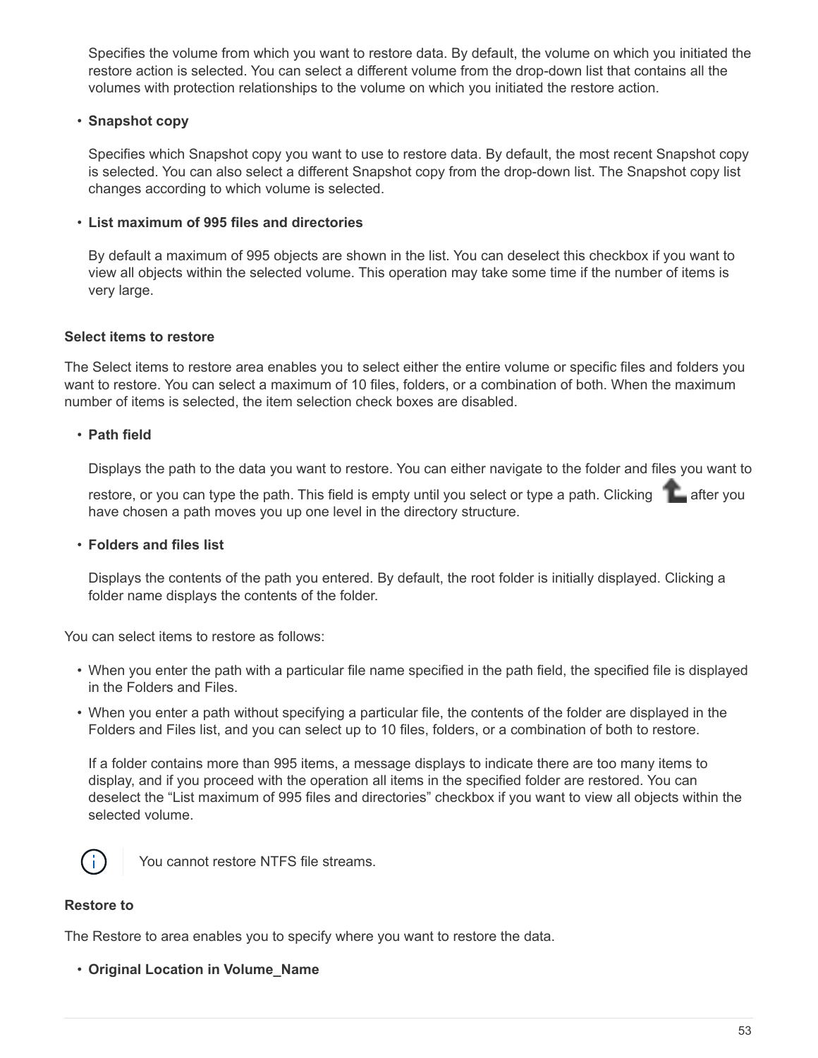Specifies the volume from which you want to restore data. By default, the volume on which you initiated the restore action is selected. You can select a different volume from the drop-down list that contains all the volumes with protection relationships to the volume on which you initiated the restore action.

- **Snapshot copy**

  Specifies which Snapshot copy you want to use to restore data. By default, the most recent Snapshot copy is selected. You can also select a different Snapshot copy from the drop-down list. The Snapshot copy list changes according to which volume is selected.

- **List maximum of 995 files and directories**

  By default a maximum of 995 objects are shown in the list. You can deselect this checkbox if you want to view all objects within the selected volume. This operation may take some time if the number of items is very large.

#### Select items to restore

The Select items to restore area enables you to select either the entire volume or specific files and folders you want to restore. You can select a maximum of 10 files, folders, or a combination of both. When the maximum number of items is selected, the item selection check boxes are disabled.

- **Path field**

  Displays the path to the data you want to restore. You can either navigate to the folder and files you want to restore, or you can type the path. This field is empty until you select or type a path. Clicking after you have chosen a path moves you up one level in the directory structure.

- **Folders and files list**

  Displays the contents of the path you entered. By default, the root folder is initially displayed. Clicking a folder name displays the contents of the folder.

You can select items to restore as follows:

- When you enter the path with a particular file name specified in the path field, the specified file is displayed in the Folders and Files.
- When you enter a path without specifying a particular file, the contents of the folder are displayed in the Folders and Files list, and you can select up to 10 files, folders, or a combination of both to restore.

  If a folder contains more than 995 items, a message displays to indicate there are too many items to display, and if you proceed with the operation all items in the specified folder are restored. You can deselect the “List maximum of 995 files and directories” checkbox if you want to view all objects within the selected volume.

> You cannot restore NTFS file streams.

#### Restore to

The Restore to area enables you to specify where you want to restore the data.

- **Original Location in Volume_Name**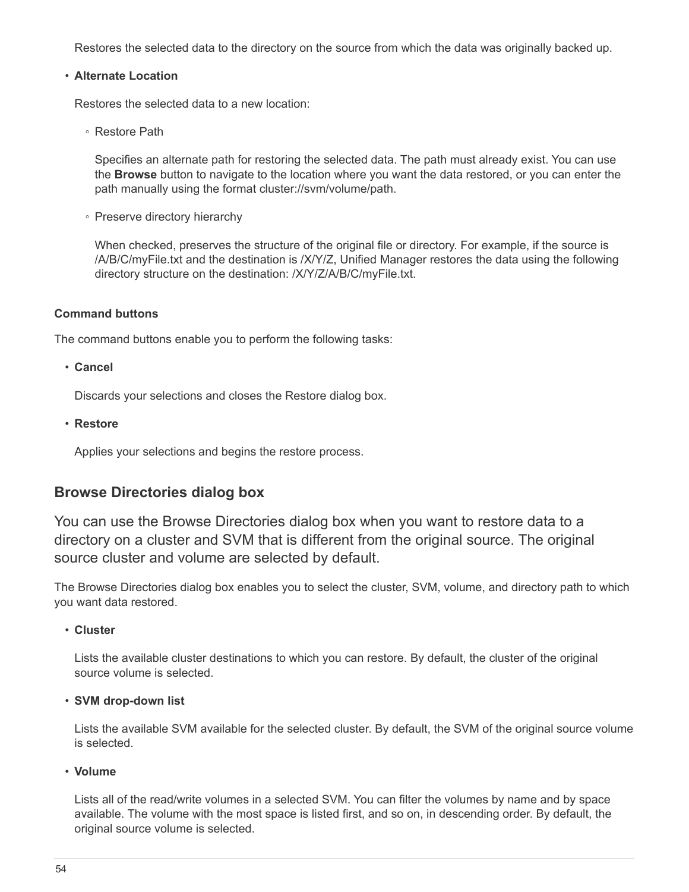Restores the selected data to the directory on the source from which the data was originally backed up.

- **Alternate Location**

  Restores the selected data to a new location:

  - Restore Path

    Specifies an alternate path for restoring the selected data. The path must already exist. You can use the **Browse** button to navigate to the location where you want the data restored, or you can enter the path manually using the format cluster://svm/volume/path.

  - Preserve directory hierarchy

    When checked, preserves the structure of the original file or directory. For example, if the source is /A/B/C/myFile.txt and the destination is /X/Y/Z, Unified Manager restores the data using the following directory structure on the destination: /X/Y/Z/A/B/C/myFile.txt.

#### Command buttons

The command buttons enable you to perform the following tasks:

- **Cancel**

  Discards your selections and closes the Restore dialog box.

- **Restore**

  Applies your selections and begins the restore process.

## Browse Directories dialog box

You can use the Browse Directories dialog box when you want to restore data to a directory on a cluster and SVM that is different from the original source. The original source cluster and volume are selected by default.

The Browse Directories dialog box enables you to select the cluster, SVM, volume, and directory path to which you want data restored.

- **Cluster**

  Lists the available cluster destinations to which you can restore. By default, the cluster of the original source volume is selected.

- **SVM drop-down list**

  Lists the available SVM available for the selected cluster. By default, the SVM of the original source volume is selected.

- **Volume**

  Lists all of the read/write volumes in a selected SVM. You can filter the volumes by name and by space available. The volume with the most space is listed first, and so on, in descending order. By default, the original source volume is selected.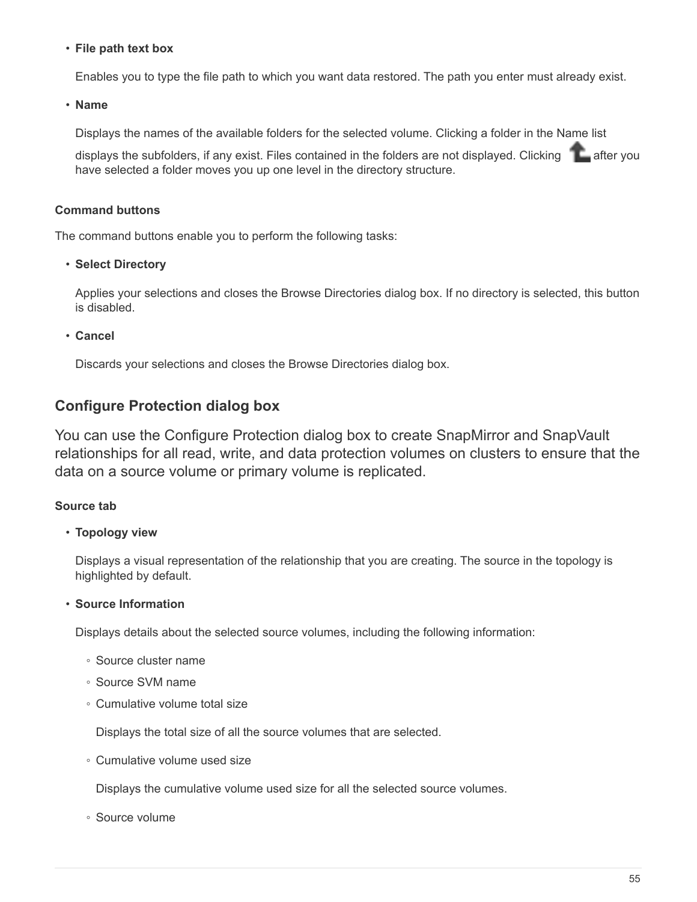- **File path text box**

  Enables you to type the file path to which you want data restored. The path you enter must already exist.

- **Name**

  Displays the names of the available folders for the selected volume. Clicking a folder in the Name list displays the subfolders, if any exist. Files contained in the folders are not displayed. Clicking after you have selected a folder moves you up one level in the directory structure.

#### Command buttons

The command buttons enable you to perform the following tasks:

- **Select Directory**

  Applies your selections and closes the Browse Directories dialog box. If no directory is selected, this button is disabled.

- **Cancel**

  Discards your selections and closes the Browse Directories dialog box.

### Configure Protection dialog box

You can use the Configure Protection dialog box to create SnapMirror and SnapVault relationships for all read, write, and data protection volumes on clusters to ensure that the data on a source volume or primary volume is replicated.

#### Source tab

- **Topology view**

  Displays a visual representation of the relationship that you are creating. The source in the topology is highlighted by default.

- **Source Information**

  Displays details about the selected source volumes, including the following information:

  - Source cluster name
  - Source SVM name
  - Cumulative volume total size

    Displays the total size of all the source volumes that are selected.

  - Cumulative volume used size

    Displays the cumulative volume used size for all the selected source volumes.

  - Source volume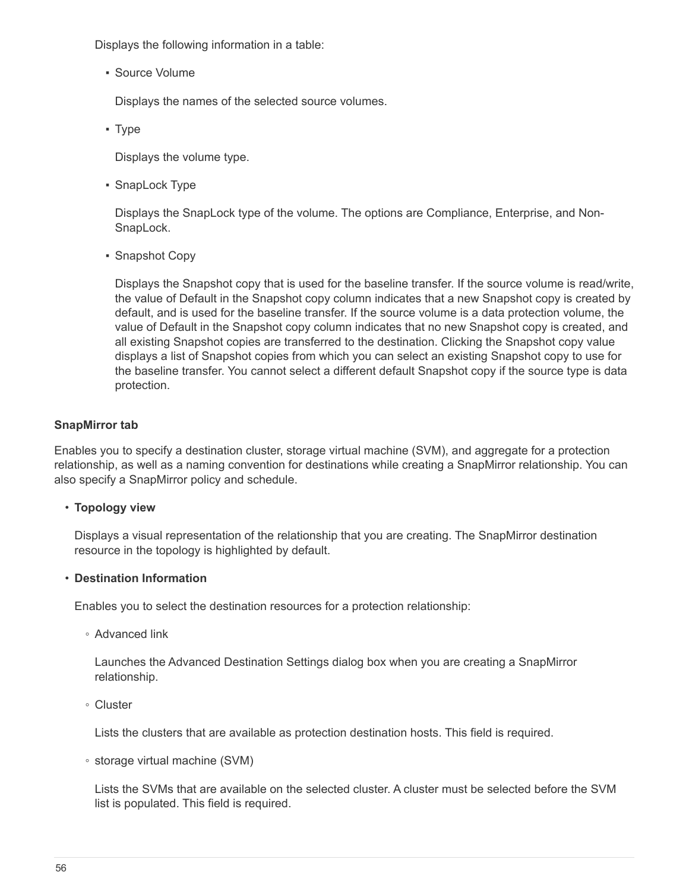Displays the following information in a table:

- Source Volume

  Displays the names of the selected source volumes.

- Type

  Displays the volume type.

- SnapLock Type

  Displays the SnapLock type of the volume. The options are Compliance, Enterprise, and Non-SnapLock.

- Snapshot Copy

  Displays the Snapshot copy that is used for the baseline transfer. If the source volume is read/write, the value of Default in the Snapshot copy column indicates that a new Snapshot copy is created by default, and is used for the baseline transfer. If the source volume is a data protection volume, the value of Default in the Snapshot copy column indicates that no new Snapshot copy is created, and all existing Snapshot copies are transferred to the destination. Clicking the Snapshot copy value displays a list of Snapshot copies from which you can select an existing Snapshot copy to use for the baseline transfer. You cannot select a different default Snapshot copy if the source type is data protection.

**SnapMirror tab**

Enables you to specify a destination cluster, storage virtual machine (SVM), and aggregate for a protection relationship, as well as a naming convention for destinations while creating a SnapMirror relationship. You can also specify a SnapMirror policy and schedule.

- **Topology view**

  Displays a visual representation of the relationship that you are creating. The SnapMirror destination resource in the topology is highlighted by default.

- **Destination Information**

  Enables you to select the destination resources for a protection relationship:

  - Advanced link

    Launches the Advanced Destination Settings dialog box when you are creating a SnapMirror relationship.

  - Cluster

    Lists the clusters that are available as protection destination hosts. This field is required.

  - storage virtual machine (SVM)

    Lists the SVMs that are available on the selected cluster. A cluster must be selected before the SVM list is populated. This field is required.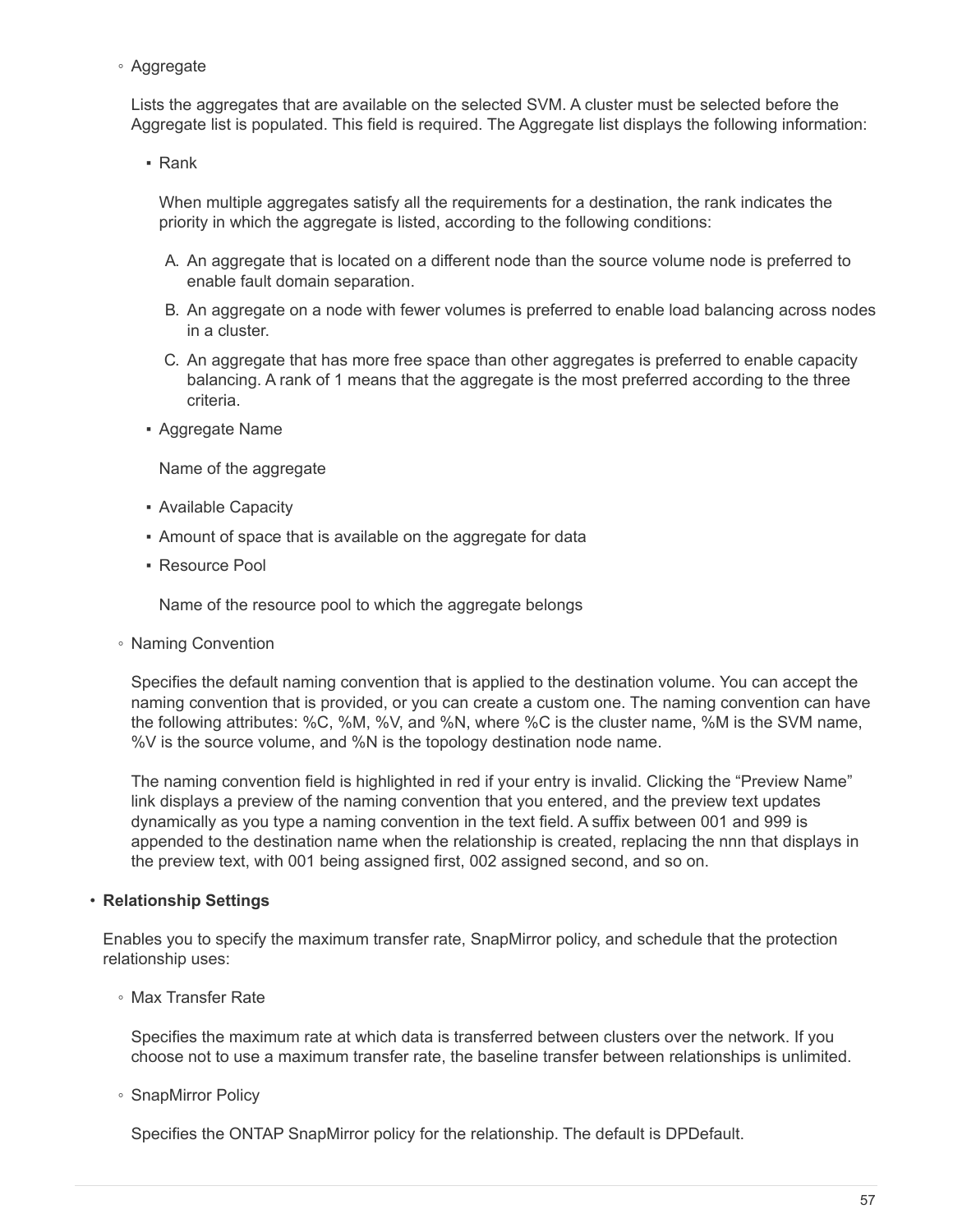- Aggregate

  Lists the aggregates that are available on the selected SVM. A cluster must be selected before the Aggregate list is populated. This field is required. The Aggregate list displays the following information:

  - Rank

    When multiple aggregates satisfy all the requirements for a destination, the rank indicates the priority in which the aggregate is listed, according to the following conditions:

    A. An aggregate that is located on a different node than the source volume node is preferred to enable fault domain separation.

    B. An aggregate on a node with fewer volumes is preferred to enable load balancing across nodes in a cluster.

    C. An aggregate that has more free space than other aggregates is preferred to enable capacity balancing. A rank of 1 means that the aggregate is the most preferred according to the three criteria.

  - Aggregate Name

    Name of the aggregate

  - Available Capacity
  - Amount of space that is available on the aggregate for data
  - Resource Pool

    Name of the resource pool to which the aggregate belongs

- Naming Convention

  Specifies the default naming convention that is applied to the destination volume. You can accept the naming convention that is provided, or you can create a custom one. The naming convention can have the following attributes: %C, %M, %V, and %N, where %C is the cluster name, %M is the SVM name, %V is the source volume, and %N is the topology destination node name.

  The naming convention field is highlighted in red if your entry is invalid. Clicking the “Preview Name” link displays a preview of the naming convention that you entered, and the preview text updates dynamically as you type a naming convention in the text field. A suffix between 001 and 999 is appended to the destination name when the relationship is created, replacing the nnn that displays in the preview text, with 001 being assigned first, 002 assigned second, and so on.

- **Relationship Settings**

  Enables you to specify the maximum transfer rate, SnapMirror policy, and schedule that the protection relationship uses:

  - Max Transfer Rate

    Specifies the maximum rate at which data is transferred between clusters over the network. If you choose not to use a maximum transfer rate, the baseline transfer between relationships is unlimited.

  - SnapMirror Policy

    Specifies the ONTAP SnapMirror policy for the relationship. The default is DPDefault.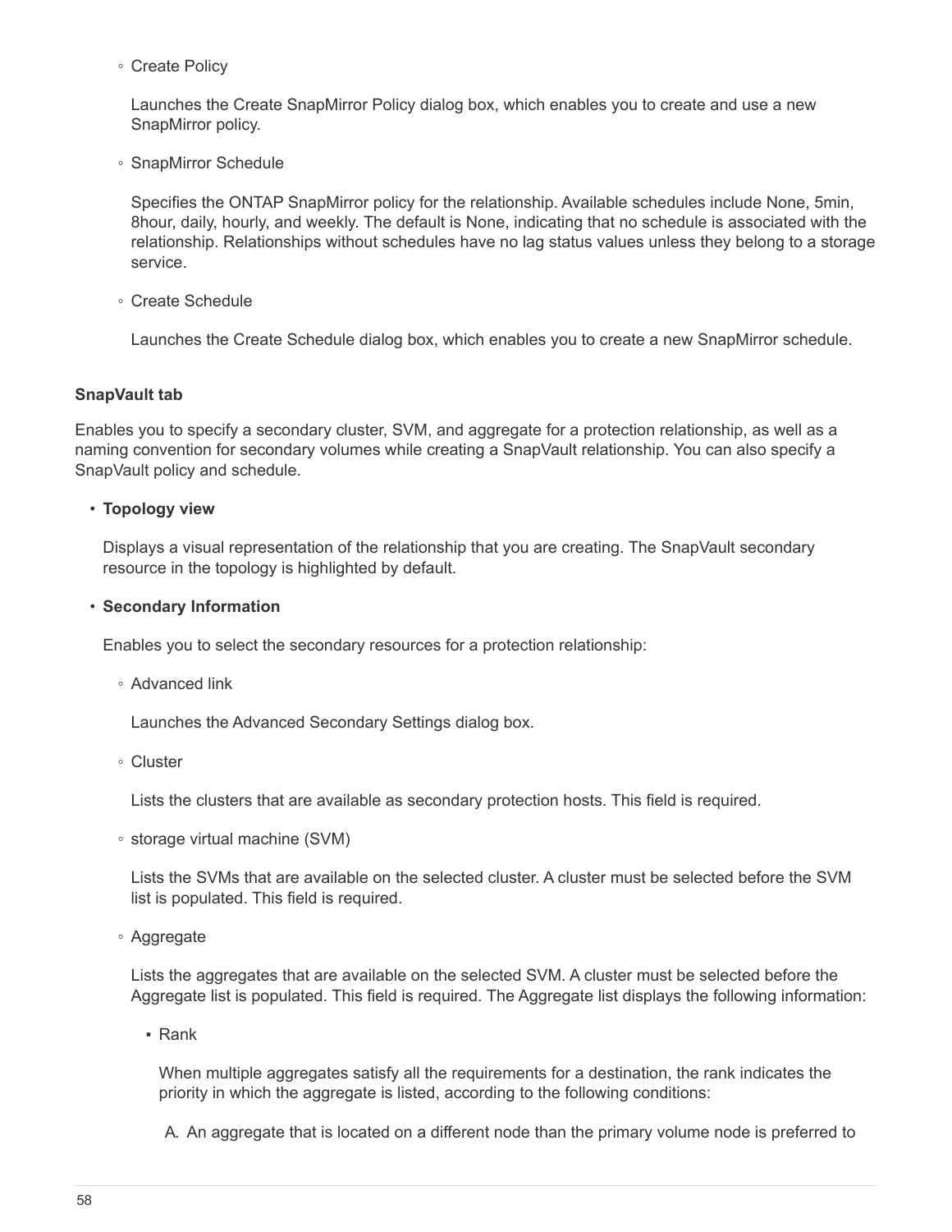- Create Policy

  Launches the Create SnapMirror Policy dialog box, which enables you to create and use a new SnapMirror policy.

- SnapMirror Schedule

  Specifies the ONTAP SnapMirror policy for the relationship. Available schedules include None, 5min, 8hour, daily, hourly, and weekly. The default is None, indicating that no schedule is associated with the relationship. Relationships without schedules have no lag status values unless they belong to a storage service.

- Create Schedule

  Launches the Create Schedule dialog box, which enables you to create a new SnapMirror schedule.

**SnapVault tab**

Enables you to specify a secondary cluster, SVM, and aggregate for a protection relationship, as well as a naming convention for secondary volumes while creating a SnapVault relationship. You can also specify a SnapVault policy and schedule.

- **Topology view**

  Displays a visual representation of the relationship that you are creating. The SnapVault secondary resource in the topology is highlighted by default.

- **Secondary Information**

  Enables you to select the secondary resources for a protection relationship:

  - Advanced link

    Launches the Advanced Secondary Settings dialog box.

  - Cluster

    Lists the clusters that are available as secondary protection hosts. This field is required.

  - storage virtual machine (SVM)

    Lists the SVMs that are available on the selected cluster. A cluster must be selected before the SVM list is populated. This field is required.

  - Aggregate

    Lists the aggregates that are available on the selected SVM. A cluster must be selected before the Aggregate list is populated. This field is required. The Aggregate list displays the following information:

    - Rank

      When multiple aggregates satisfy all the requirements for a destination, the rank indicates the priority in which the aggregate is listed, according to the following conditions:

      A. An aggregate that is located on a different node than the primary volume node is preferred to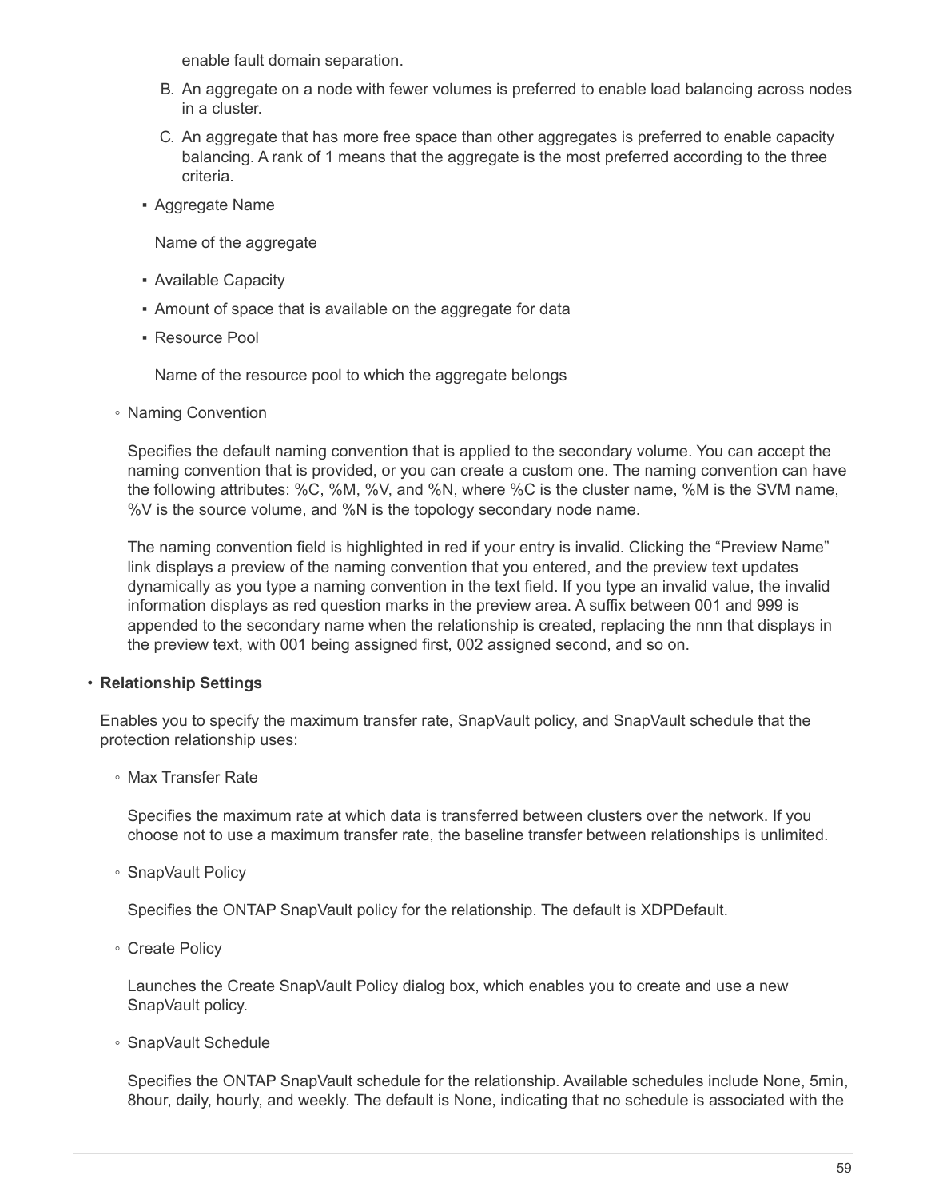enable fault domain separation.

  B. An aggregate on a node with fewer volumes is preferred to enable load balancing across nodes in a cluster.

  C. An aggregate that has more free space than other aggregates is preferred to enable capacity balancing. A rank of 1 means that the aggregate is the most preferred according to the three criteria.

  - Aggregate Name

    Name of the aggregate

  - Available Capacity
  - Amount of space that is available on the aggregate for data
  - Resource Pool

    Name of the resource pool to which the aggregate belongs

- Naming Convention

  Specifies the default naming convention that is applied to the secondary volume. You can accept the naming convention that is provided, or you can create a custom one. The naming convention can have the following attributes: %C, %M, %V, and %N, where %C is the cluster name, %M is the SVM name, %V is the source volume, and %N is the topology secondary node name.

  The naming convention field is highlighted in red if your entry is invalid. Clicking the “Preview Name” link displays a preview of the naming convention that you entered, and the preview text updates dynamically as you type a naming convention in the text field. If you type an invalid value, the invalid information displays as red question marks in the preview area. A suffix between 001 and 999 is appended to the secondary name when the relationship is created, replacing the nnn that displays in the preview text, with 001 being assigned first, 002 assigned second, and so on.

- **Relationship Settings**

  Enables you to specify the maximum transfer rate, SnapVault policy, and SnapVault schedule that the protection relationship uses:

  - Max Transfer Rate

    Specifies the maximum rate at which data is transferred between clusters over the network. If you choose not to use a maximum transfer rate, the baseline transfer between relationships is unlimited.

  - SnapVault Policy

    Specifies the ONTAP SnapVault policy for the relationship. The default is XDPDefault.

  - Create Policy

    Launches the Create SnapVault Policy dialog box, which enables you to create and use a new SnapVault policy.

  - SnapVault Schedule

    Specifies the ONTAP SnapVault schedule for the relationship. Available schedules include None, 5min, 8hour, daily, hourly, and weekly. The default is None, indicating that no schedule is associated with the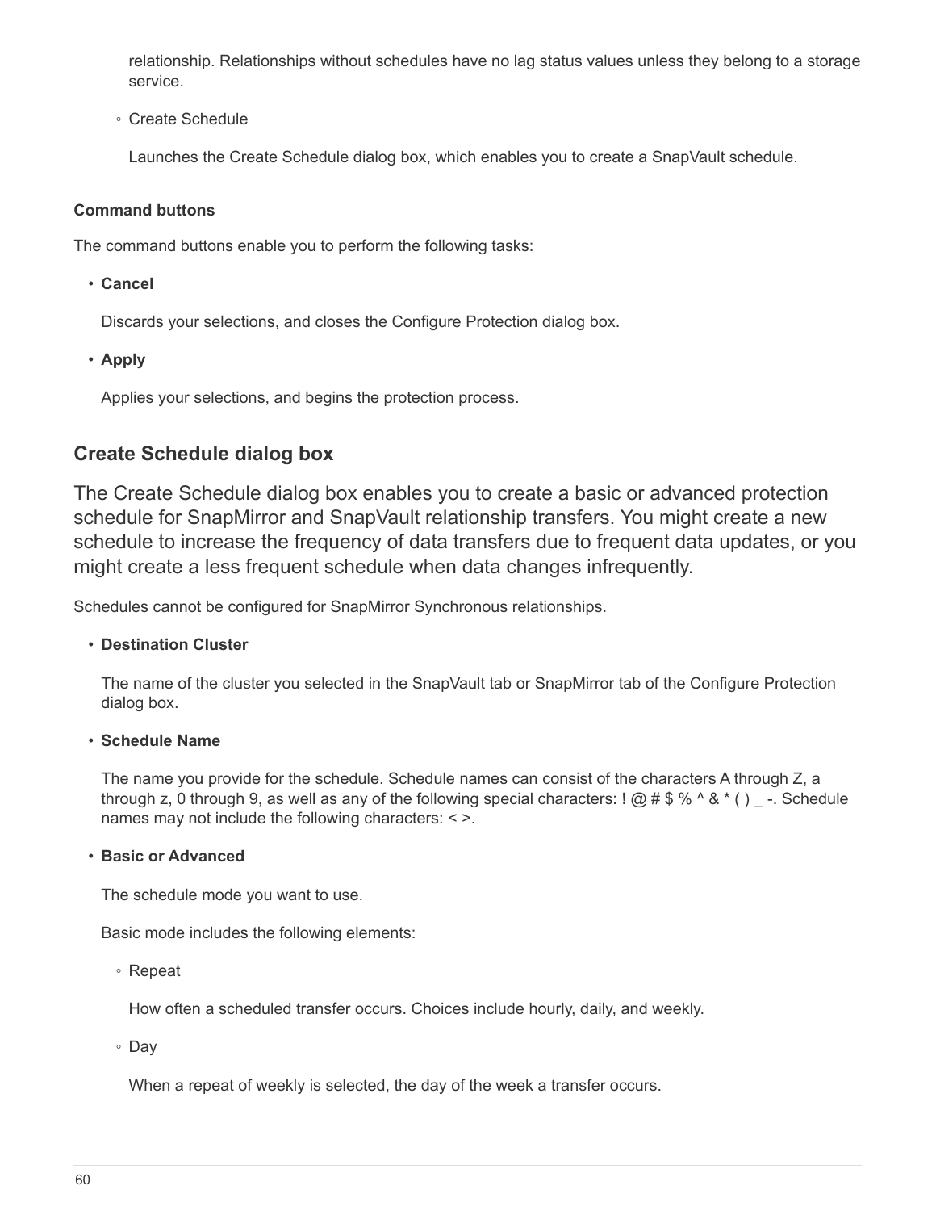relationship. Relationships without schedules have no lag status values unless they belong to a storage service.

  - Create Schedule

    Launches the Create Schedule dialog box, which enables you to create a SnapVault schedule.

#### Command buttons

The command buttons enable you to perform the following tasks:

- **Cancel**

  Discards your selections, and closes the Configure Protection dialog box.

- **Apply**

  Applies your selections, and begins the protection process.

## Create Schedule dialog box

The Create Schedule dialog box enables you to create a basic or advanced protection schedule for SnapMirror and SnapVault relationship transfers. You might create a new schedule to increase the frequency of data transfers due to frequent data updates, or you might create a less frequent schedule when data changes infrequently.

Schedules cannot be configured for SnapMirror Synchronous relationships.

- **Destination Cluster**

  The name of the cluster you selected in the SnapVault tab or SnapMirror tab of the Configure Protection dialog box.

- **Schedule Name**

  The name you provide for the schedule. Schedule names can consist of the characters A through Z, a through z, 0 through 9, as well as any of the following special characters: ! @ # $ % ^ & * ( ) _ -. Schedule names may not include the following characters: < >.

- **Basic or Advanced**

  The schedule mode you want to use.

  Basic mode includes the following elements:

  - Repeat

    How often a scheduled transfer occurs. Choices include hourly, daily, and weekly.

  - Day

    When a repeat of weekly is selected, the day of the week a transfer occurs.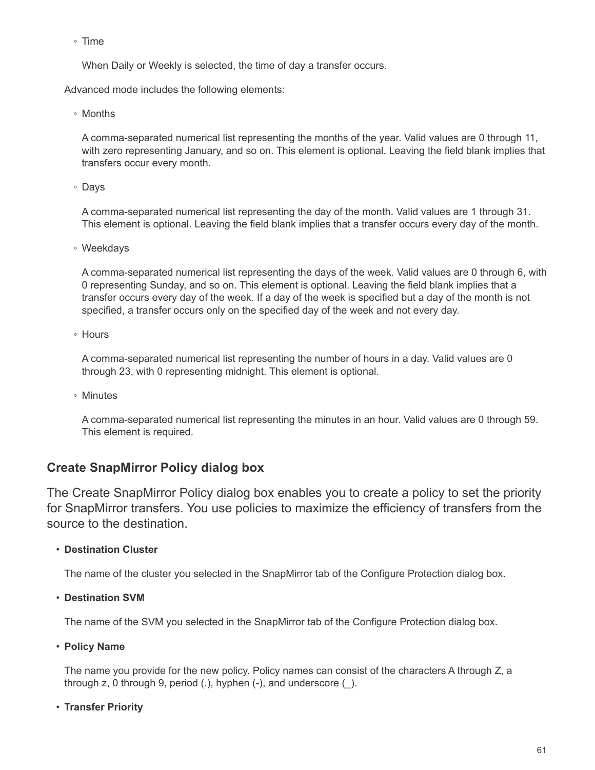- Time

  When Daily or Weekly is selected, the time of day a transfer occurs.

Advanced mode includes the following elements:

- Months

  A comma-separated numerical list representing the months of the year. Valid values are 0 through 11, with zero representing January, and so on. This element is optional. Leaving the field blank implies that transfers occur every month.

- Days

  A comma-separated numerical list representing the day of the month. Valid values are 1 through 31. This element is optional. Leaving the field blank implies that a transfer occurs every day of the month.

- Weekdays

  A comma-separated numerical list representing the days of the week. Valid values are 0 through 6, with 0 representing Sunday, and so on. This element is optional. Leaving the field blank implies that a transfer occurs every day of the week. If a day of the week is specified but a day of the month is not specified, a transfer occurs only on the specified day of the week and not every day.

- Hours

  A comma-separated numerical list representing the number of hours in a day. Valid values are 0 through 23, with 0 representing midnight. This element is optional.

- Minutes

  A comma-separated numerical list representing the minutes in an hour. Valid values are 0 through 59. This element is required.

### Create SnapMirror Policy dialog box

The Create SnapMirror Policy dialog box enables you to create a policy to set the priority for SnapMirror transfers. You use policies to maximize the efficiency of transfers from the source to the destination.

- **Destination Cluster**

  The name of the cluster you selected in the SnapMirror tab of the Configure Protection dialog box.

- **Destination SVM**

  The name of the SVM you selected in the SnapMirror tab of the Configure Protection dialog box.

- **Policy Name**

  The name you provide for the new policy. Policy names can consist of the characters A through Z, a through z, 0 through 9, period (.), hyphen (-), and underscore (_).

- **Transfer Priority**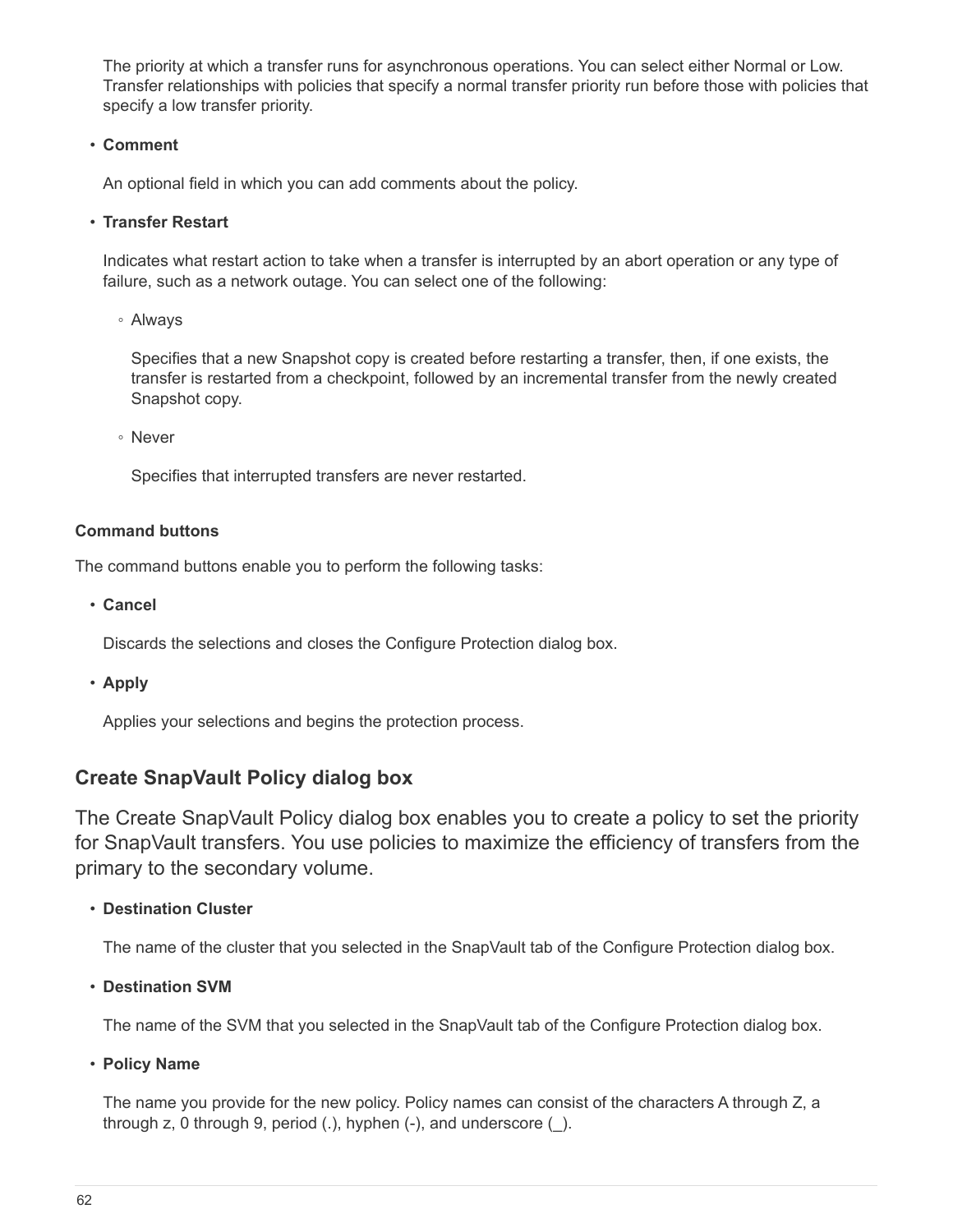The priority at which a transfer runs for asynchronous operations. You can select either Normal or Low. Transfer relationships with policies that specify a normal transfer priority run before those with policies that specify a low transfer priority.

- **Comment**

  An optional field in which you can add comments about the policy.

- **Transfer Restart**

  Indicates what restart action to take when a transfer is interrupted by an abort operation or any type of failure, such as a network outage. You can select one of the following:

  - Always

    Specifies that a new Snapshot copy is created before restarting a transfer, then, if one exists, the transfer is restarted from a checkpoint, followed by an incremental transfer from the newly created Snapshot copy.

  - Never

    Specifies that interrupted transfers are never restarted.

#### Command buttons

The command buttons enable you to perform the following tasks:

- **Cancel**

  Discards the selections and closes the Configure Protection dialog box.

- **Apply**

  Applies your selections and begins the protection process.

## Create SnapVault Policy dialog box

The Create SnapVault Policy dialog box enables you to create a policy to set the priority for SnapVault transfers. You use policies to maximize the efficiency of transfers from the primary to the secondary volume.

- **Destination Cluster**

  The name of the cluster that you selected in the SnapVault tab of the Configure Protection dialog box.

- **Destination SVM**

  The name of the SVM that you selected in the SnapVault tab of the Configure Protection dialog box.

- **Policy Name**

  The name you provide for the new policy. Policy names can consist of the characters A through Z, a through z, 0 through 9, period (.), hyphen (-), and underscore (_).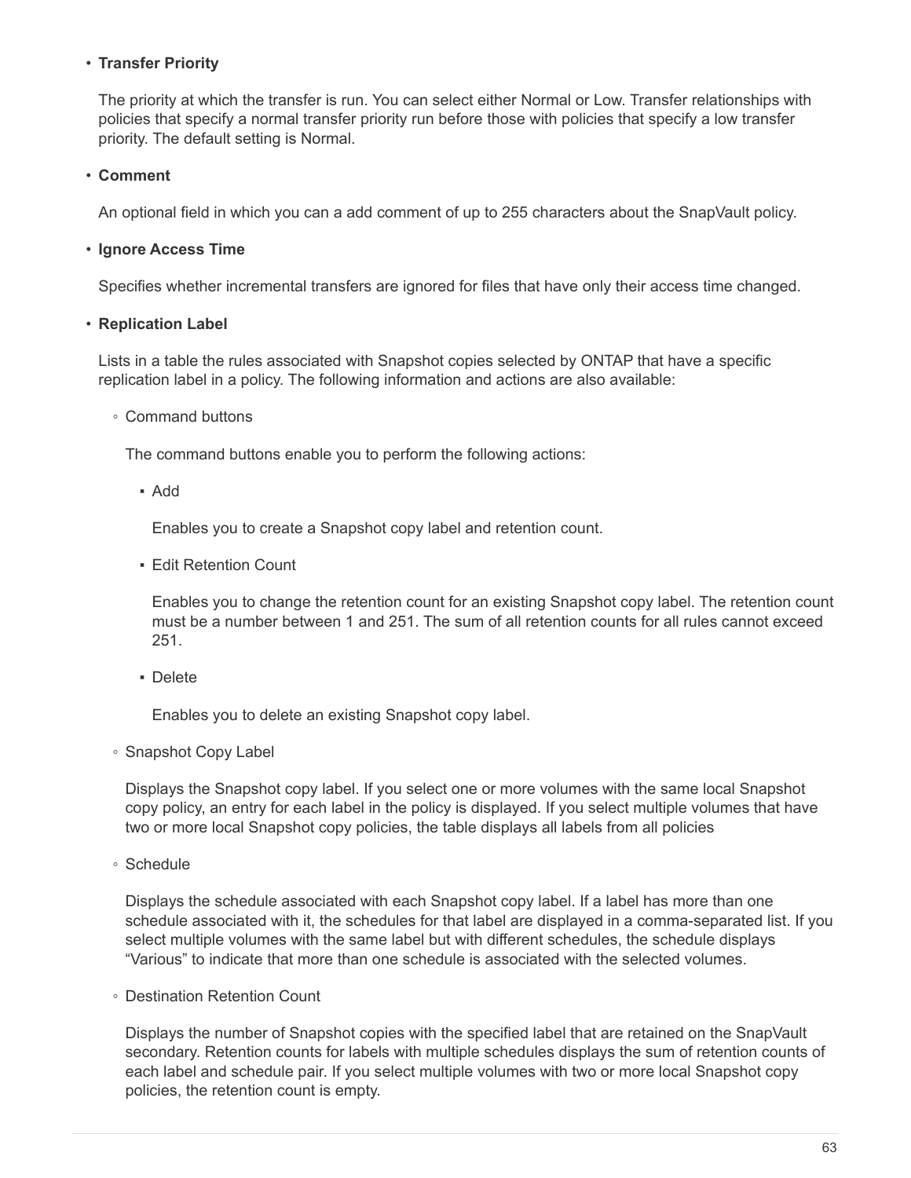- **Transfer Priority**

  The priority at which the transfer is run. You can select either Normal or Low. Transfer relationships with policies that specify a normal transfer priority run before those with policies that specify a low transfer priority. The default setting is Normal.

- **Comment**

  An optional field in which you can a add comment of up to 255 characters about the SnapVault policy.

- **Ignore Access Time**

  Specifies whether incremental transfers are ignored for files that have only their access time changed.

- **Replication Label**

  Lists in a table the rules associated with Snapshot copies selected by ONTAP that have a specific replication label in a policy. The following information and actions are also available:

  - Command buttons

    The command buttons enable you to perform the following actions:

    - Add

      Enables you to create a Snapshot copy label and retention count.

    - Edit Retention Count

      Enables you to change the retention count for an existing Snapshot copy label. The retention count must be a number between 1 and 251. The sum of all retention counts for all rules cannot exceed 251.

    - Delete

      Enables you to delete an existing Snapshot copy label.

  - Snapshot Copy Label

    Displays the Snapshot copy label. If you select one or more volumes with the same local Snapshot copy policy, an entry for each label in the policy is displayed. If you select multiple volumes that have two or more local Snapshot copy policies, the table displays all labels from all policies

  - Schedule

    Displays the schedule associated with each Snapshot copy label. If a label has more than one schedule associated with it, the schedules for that label are displayed in a comma-separated list. If you select multiple volumes with the same label but with different schedules, the schedule displays “Various” to indicate that more than one schedule is associated with the selected volumes.

  - Destination Retention Count

    Displays the number of Snapshot copies with the specified label that are retained on the SnapVault secondary. Retention counts for labels with multiple schedules displays the sum of retention counts of each label and schedule pair. If you select multiple volumes with two or more local Snapshot copy policies, the retention count is empty.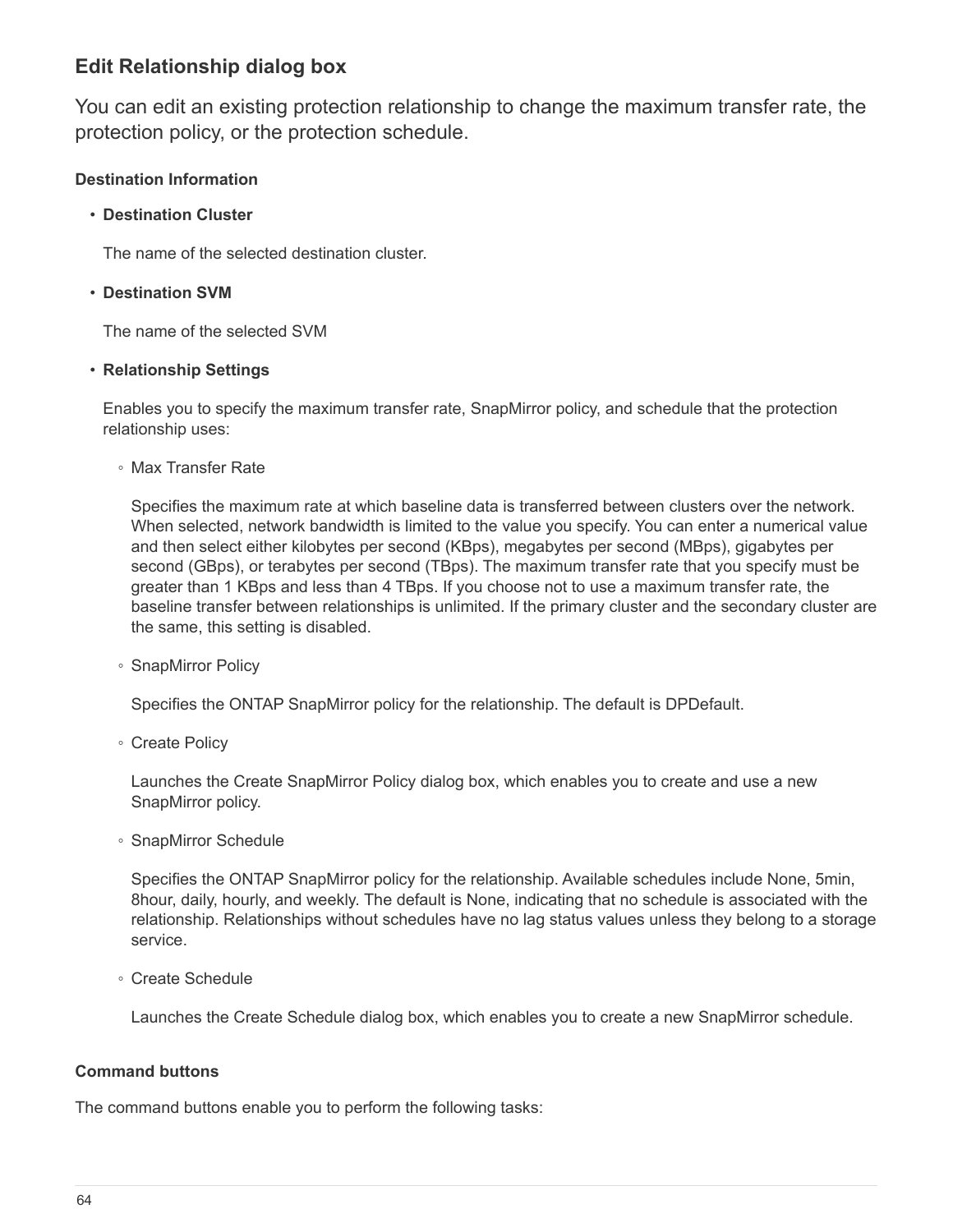## Edit Relationship dialog box

You can edit an existing protection relationship to change the maximum transfer rate, the protection policy, or the protection schedule.

#### Destination Information

- **Destination Cluster**

  The name of the selected destination cluster.

- **Destination SVM**

  The name of the selected SVM

- **Relationship Settings**

  Enables you to specify the maximum transfer rate, SnapMirror policy, and schedule that the protection relationship uses:

  - Max Transfer Rate

    Specifies the maximum rate at which baseline data is transferred between clusters over the network. When selected, network bandwidth is limited to the value you specify. You can enter a numerical value and then select either kilobytes per second (KBps), megabytes per second (MBps), gigabytes per second (GBps), or terabytes per second (TBps). The maximum transfer rate that you specify must be greater than 1 KBps and less than 4 TBps. If you choose not to use a maximum transfer rate, the baseline transfer between relationships is unlimited. If the primary cluster and the secondary cluster are the same, this setting is disabled.

  - SnapMirror Policy

    Specifies the ONTAP SnapMirror policy for the relationship. The default is DPDefault.

  - Create Policy

    Launches the Create SnapMirror Policy dialog box, which enables you to create and use a new SnapMirror policy.

  - SnapMirror Schedule

    Specifies the ONTAP SnapMirror policy for the relationship. Available schedules include None, 5min, 8hour, daily, hourly, and weekly. The default is None, indicating that no schedule is associated with the relationship. Relationships without schedules have no lag status values unless they belong to a storage service.

  - Create Schedule

    Launches the Create Schedule dialog box, which enables you to create a new SnapMirror schedule.

#### Command buttons

The command buttons enable you to perform the following tasks: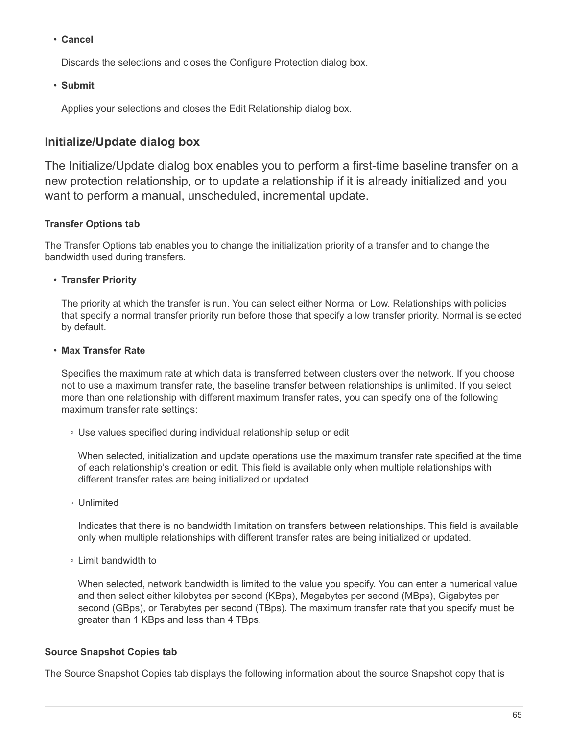- **Cancel**

  Discards the selections and closes the Configure Protection dialog box.

- **Submit**

  Applies your selections and closes the Edit Relationship dialog box.

## Initialize/Update dialog box

The Initialize/Update dialog box enables you to perform a first-time baseline transfer on a new protection relationship, or to update a relationship if it is already initialized and you want to perform a manual, unscheduled, incremental update.

#### Transfer Options tab

The Transfer Options tab enables you to change the initialization priority of a transfer and to change the bandwidth used during transfers.

- **Transfer Priority**

  The priority at which the transfer is run. You can select either Normal or Low. Relationships with policies that specify a normal transfer priority run before those that specify a low transfer priority. Normal is selected by default.

- **Max Transfer Rate**

  Specifies the maximum rate at which data is transferred between clusters over the network. If you choose not to use a maximum transfer rate, the baseline transfer between relationships is unlimited. If you select more than one relationship with different maximum transfer rates, you can specify one of the following maximum transfer rate settings:

  - Use values specified during individual relationship setup or edit

    When selected, initialization and update operations use the maximum transfer rate specified at the time of each relationship's creation or edit. This field is available only when multiple relationships with different transfer rates are being initialized or updated.

  - Unlimited

    Indicates that there is no bandwidth limitation on transfers between relationships. This field is available only when multiple relationships with different transfer rates are being initialized or updated.

  - Limit bandwidth to

    When selected, network bandwidth is limited to the value you specify. You can enter a numerical value and then select either kilobytes per second (KBps), Megabytes per second (MBps), Gigabytes per second (GBps), or Terabytes per second (TBps). The maximum transfer rate that you specify must be greater than 1 KBps and less than 4 TBps.

#### Source Snapshot Copies tab

The Source Snapshot Copies tab displays the following information about the source Snapshot copy that is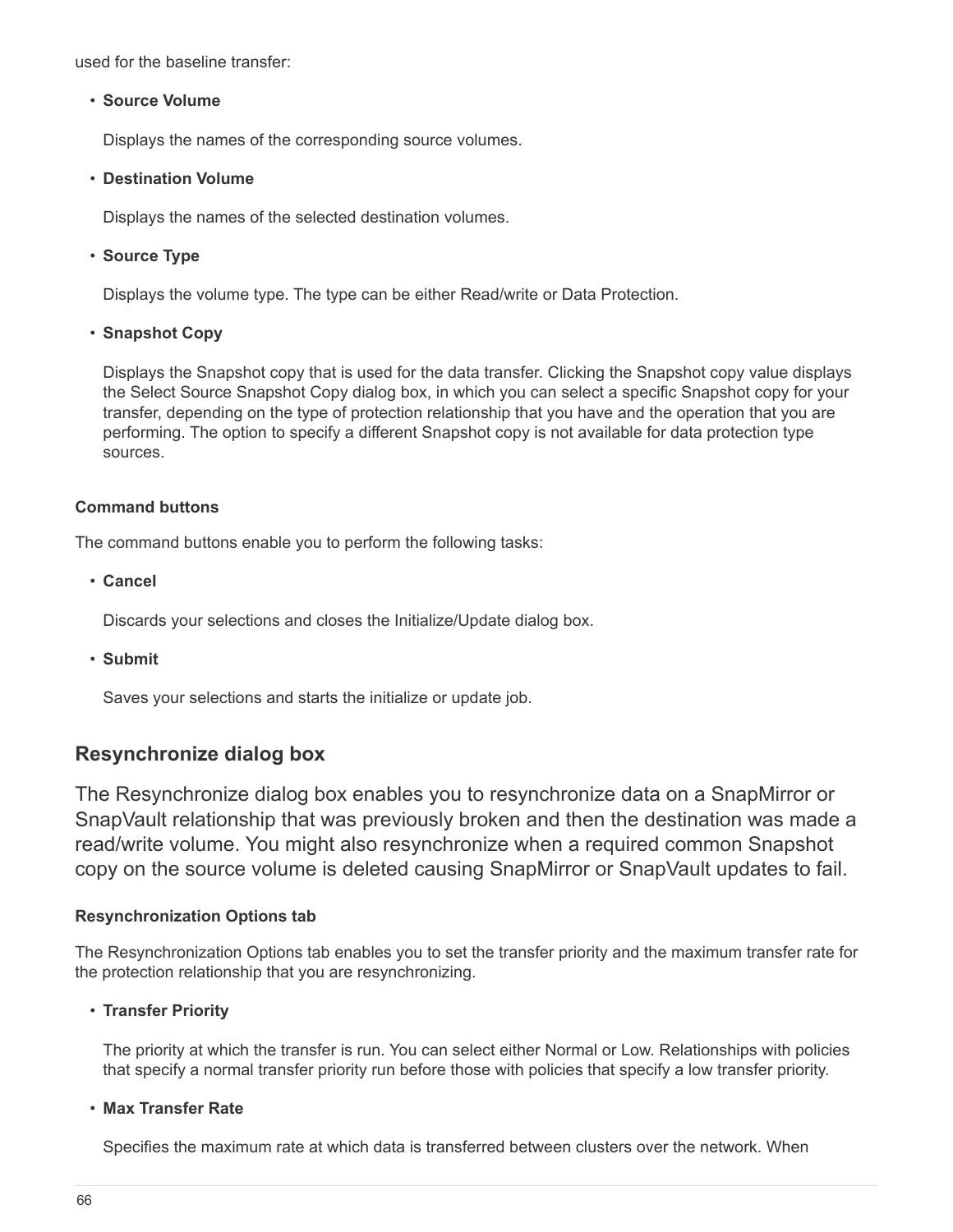used for the baseline transfer:

- **Source Volume**

  Displays the names of the corresponding source volumes.

- **Destination Volume**

  Displays the names of the selected destination volumes.

- **Source Type**

  Displays the volume type. The type can be either Read/write or Data Protection.

- **Snapshot Copy**

  Displays the Snapshot copy that is used for the data transfer. Clicking the Snapshot copy value displays the Select Source Snapshot Copy dialog box, in which you can select a specific Snapshot copy for your transfer, depending on the type of protection relationship that you have and the operation that you are performing. The option to specify a different Snapshot copy is not available for data protection type sources.

#### Command buttons

The command buttons enable you to perform the following tasks:

- **Cancel**

  Discards your selections and closes the Initialize/Update dialog box.

- **Submit**

  Saves your selections and starts the initialize or update job.

### Resynchronize dialog box

The Resynchronize dialog box enables you to resynchronize data on a SnapMirror or SnapVault relationship that was previously broken and then the destination was made a read/write volume. You might also resynchronize when a required common Snapshot copy on the source volume is deleted causing SnapMirror or SnapVault updates to fail.

#### Resynchronization Options tab

The Resynchronization Options tab enables you to set the transfer priority and the maximum transfer rate for the protection relationship that you are resynchronizing.

- **Transfer Priority**

  The priority at which the transfer is run. You can select either Normal or Low. Relationships with policies that specify a normal transfer priority run before those with policies that specify a low transfer priority.

- **Max Transfer Rate**

  Specifies the maximum rate at which data is transferred between clusters over the network. When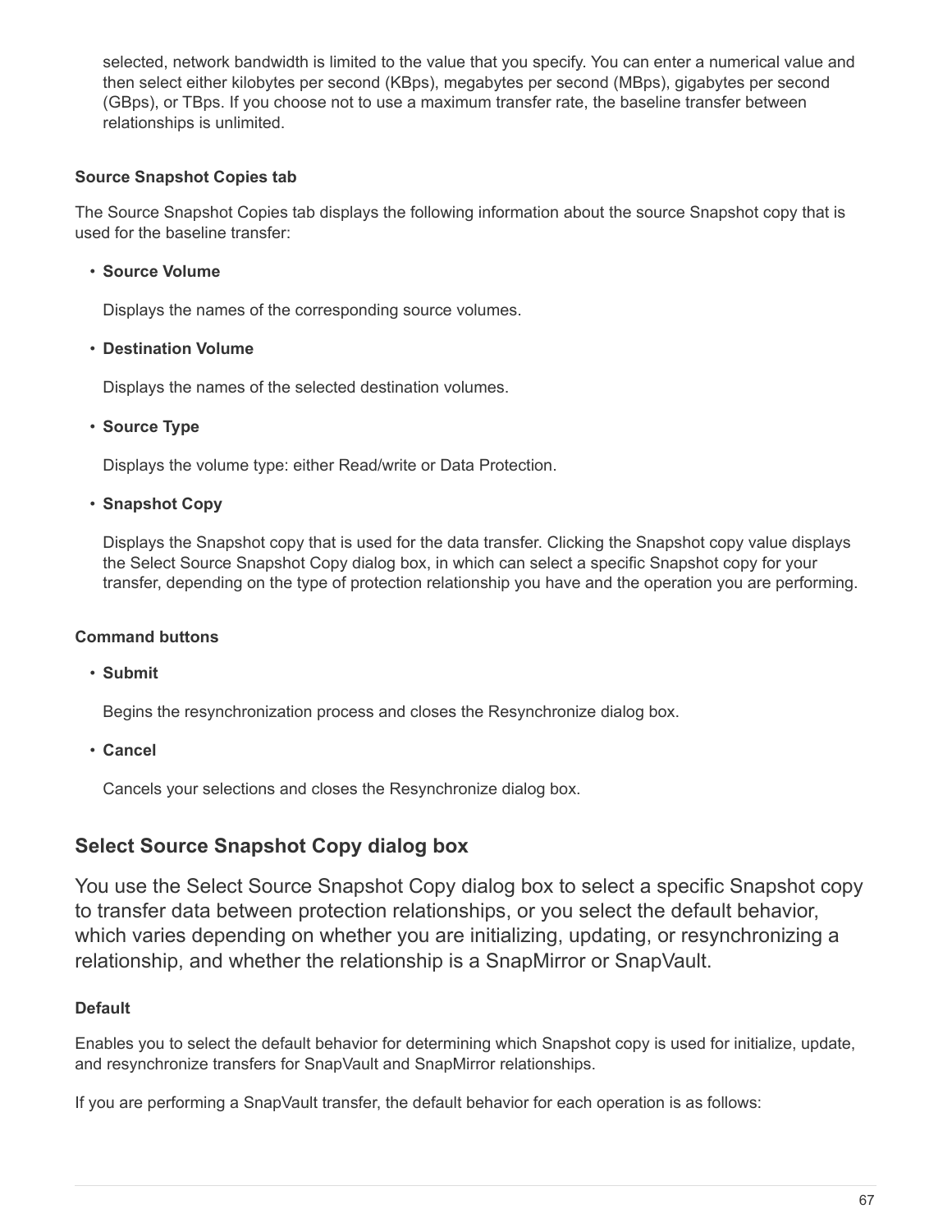selected, network bandwidth is limited to the value that you specify. You can enter a numerical value and then select either kilobytes per second (KBps), megabytes per second (MBps), gigabytes per second (GBps), or TBps. If you choose not to use a maximum transfer rate, the baseline transfer between relationships is unlimited.

#### Source Snapshot Copies tab

The Source Snapshot Copies tab displays the following information about the source Snapshot copy that is used for the baseline transfer:

- **Source Volume**

  Displays the names of the corresponding source volumes.

- **Destination Volume**

  Displays the names of the selected destination volumes.

- **Source Type**

  Displays the volume type: either Read/write or Data Protection.

- **Snapshot Copy**

  Displays the Snapshot copy that is used for the data transfer. Clicking the Snapshot copy value displays the Select Source Snapshot Copy dialog box, in which can select a specific Snapshot copy for your transfer, depending on the type of protection relationship you have and the operation you are performing.

#### Command buttons

- **Submit**

  Begins the resynchronization process and closes the Resynchronize dialog box.

- **Cancel**

  Cancels your selections and closes the Resynchronize dialog box.

## Select Source Snapshot Copy dialog box

You use the Select Source Snapshot Copy dialog box to select a specific Snapshot copy to transfer data between protection relationships, or you select the default behavior, which varies depending on whether you are initializing, updating, or resynchronizing a relationship, and whether the relationship is a SnapMirror or SnapVault.

#### Default

Enables you to select the default behavior for determining which Snapshot copy is used for initialize, update, and resynchronize transfers for SnapVault and SnapMirror relationships.

If you are performing a SnapVault transfer, the default behavior for each operation is as follows: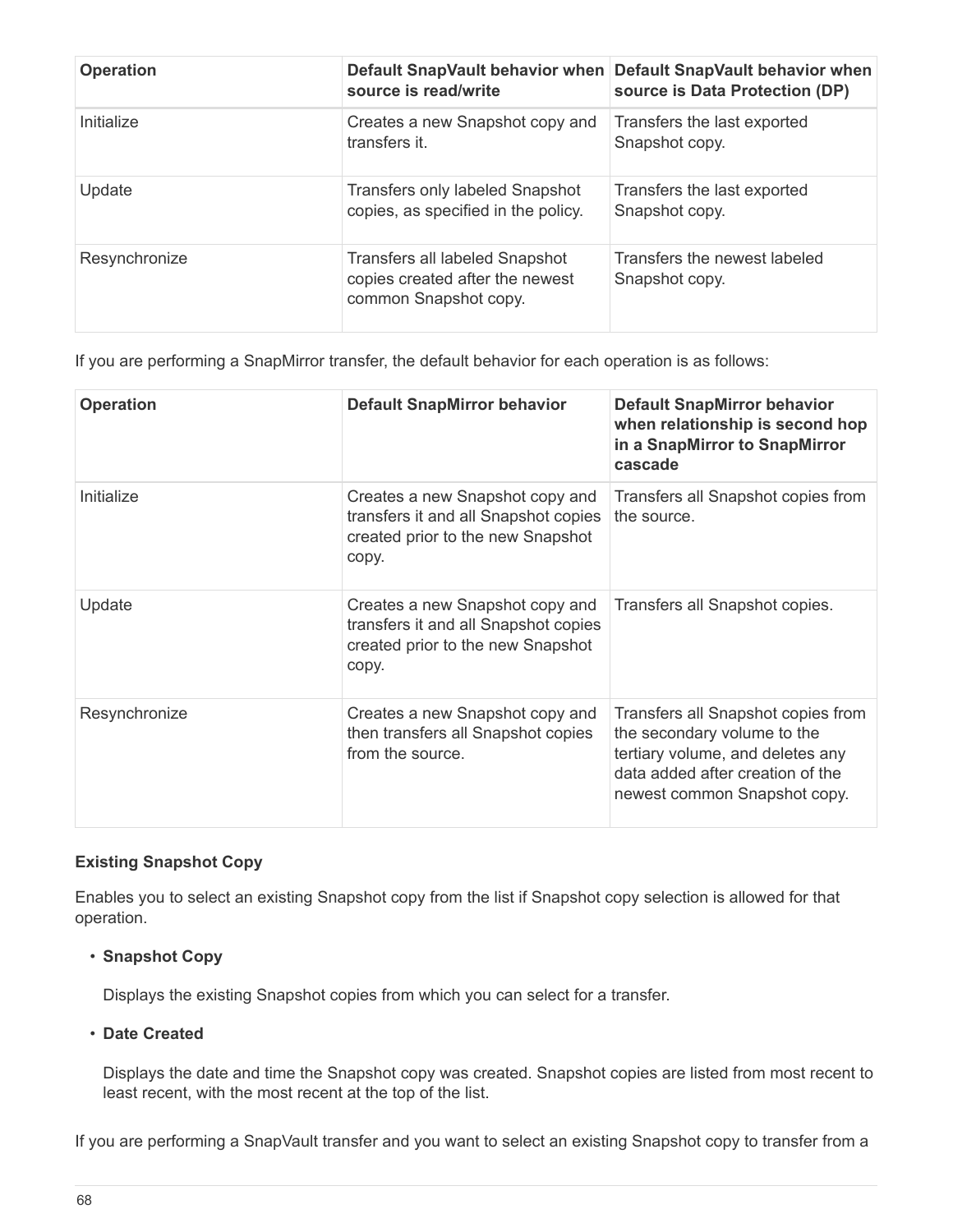| Operation | Default SnapVault behavior when source is read/write | Default SnapVault behavior when source is Data Protection (DP) |
| --- | --- | --- |
| Initialize | Creates a new Snapshot copy and transfers it. | Transfers the last exported Snapshot copy. |
| Update | Transfers only labeled Snapshot copies, as specified in the policy. | Transfers the last exported Snapshot copy. |
| Resynchronize | Transfers all labeled Snapshot copies created after the newest common Snapshot copy. | Transfers the newest labeled Snapshot copy. |

If you are performing a SnapMirror transfer, the default behavior for each operation is as follows:

| Operation | Default SnapMirror behavior | Default SnapMirror behavior when relationship is second hop in a SnapMirror to SnapMirror cascade |
| --- | --- | --- |
| Initialize | Creates a new Snapshot copy and transfers it and all Snapshot copies created prior to the new Snapshot copy. | Transfers all Snapshot copies from the source. |
| Update | Creates a new Snapshot copy and transfers it and all Snapshot copies created prior to the new Snapshot copy. | Transfers all Snapshot copies. |
| Resynchronize | Creates a new Snapshot copy and then transfers all Snapshot copies from the source. | Transfers all Snapshot copies from the secondary volume to the tertiary volume, and deletes any data added after creation of the newest common Snapshot copy. |

**Existing Snapshot Copy**

Enables you to select an existing Snapshot copy from the list if Snapshot copy selection is allowed for that operation.

- **Snapshot Copy**

  Displays the existing Snapshot copies from which you can select for a transfer.

- **Date Created**

  Displays the date and time the Snapshot copy was created. Snapshot copies are listed from most recent to least recent, with the most recent at the top of the list.

If you are performing a SnapVault transfer and you want to select an existing Snapshot copy to transfer from a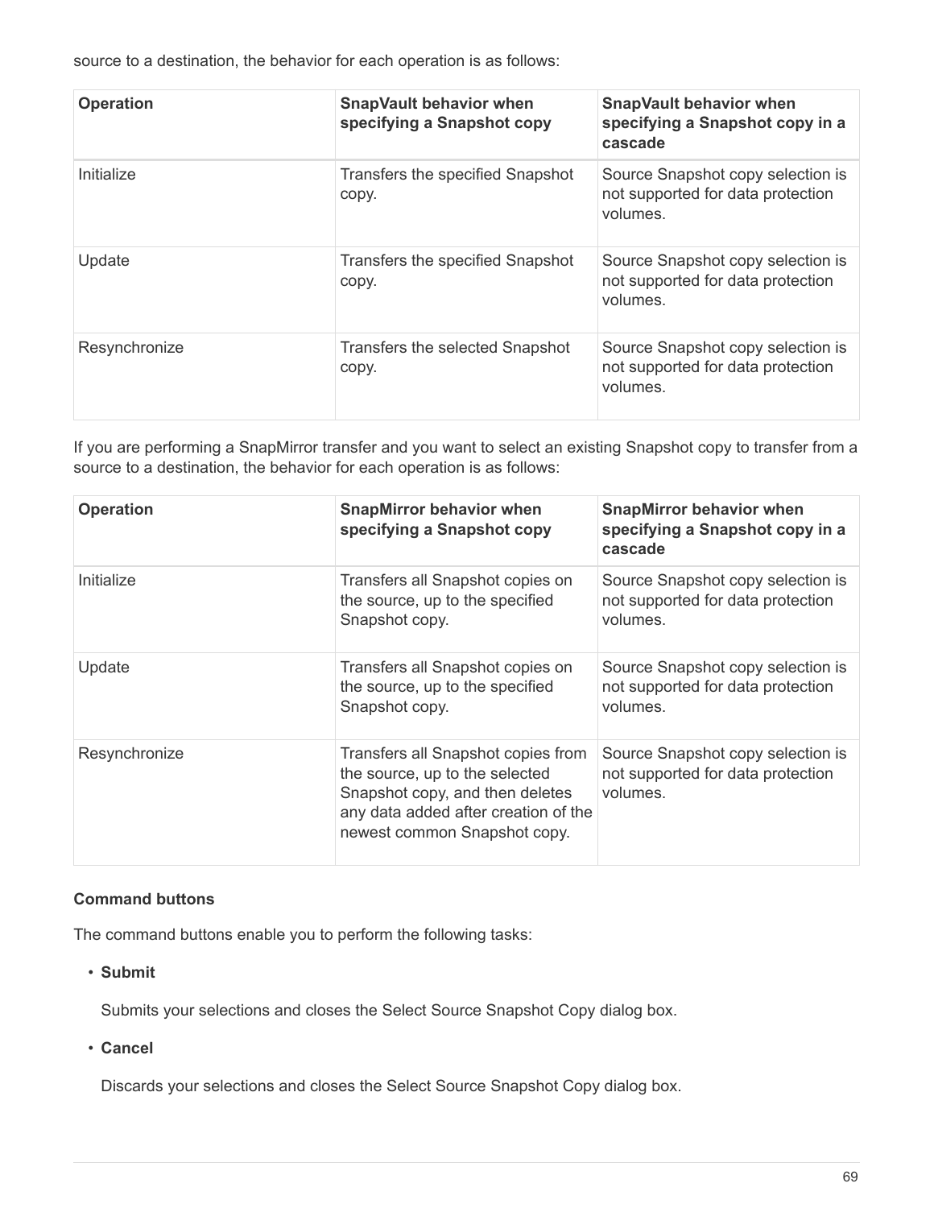source to a destination, the behavior for each operation is as follows:

| Operation | SnapVault behavior when specifying a Snapshot copy | SnapVault behavior when specifying a Snapshot copy in a cascade |
| --- | --- | --- |
| Initialize | Transfers the specified Snapshot copy. | Source Snapshot copy selection is not supported for data protection volumes. |
| Update | Transfers the specified Snapshot copy. | Source Snapshot copy selection is not supported for data protection volumes. |
| Resynchronize | Transfers the selected Snapshot copy. | Source Snapshot copy selection is not supported for data protection volumes. |

If you are performing a SnapMirror transfer and you want to select an existing Snapshot copy to transfer from a source to a destination, the behavior for each operation is as follows:

| Operation | SnapMirror behavior when specifying a Snapshot copy | SnapMirror behavior when specifying a Snapshot copy in a cascade |
| --- | --- | --- |
| Initialize | Transfers all Snapshot copies on the source, up to the specified Snapshot copy. | Source Snapshot copy selection is not supported for data protection volumes. |
| Update | Transfers all Snapshot copies on the source, up to the specified Snapshot copy. | Source Snapshot copy selection is not supported for data protection volumes. |
| Resynchronize | Transfers all Snapshot copies from the source, up to the selected Snapshot copy, and then deletes any data added after creation of the newest common Snapshot copy. | Source Snapshot copy selection is not supported for data protection volumes. |

#### Command buttons

The command buttons enable you to perform the following tasks:

- **Submit**

  Submits your selections and closes the Select Source Snapshot Copy dialog box.

- **Cancel**

  Discards your selections and closes the Select Source Snapshot Copy dialog box.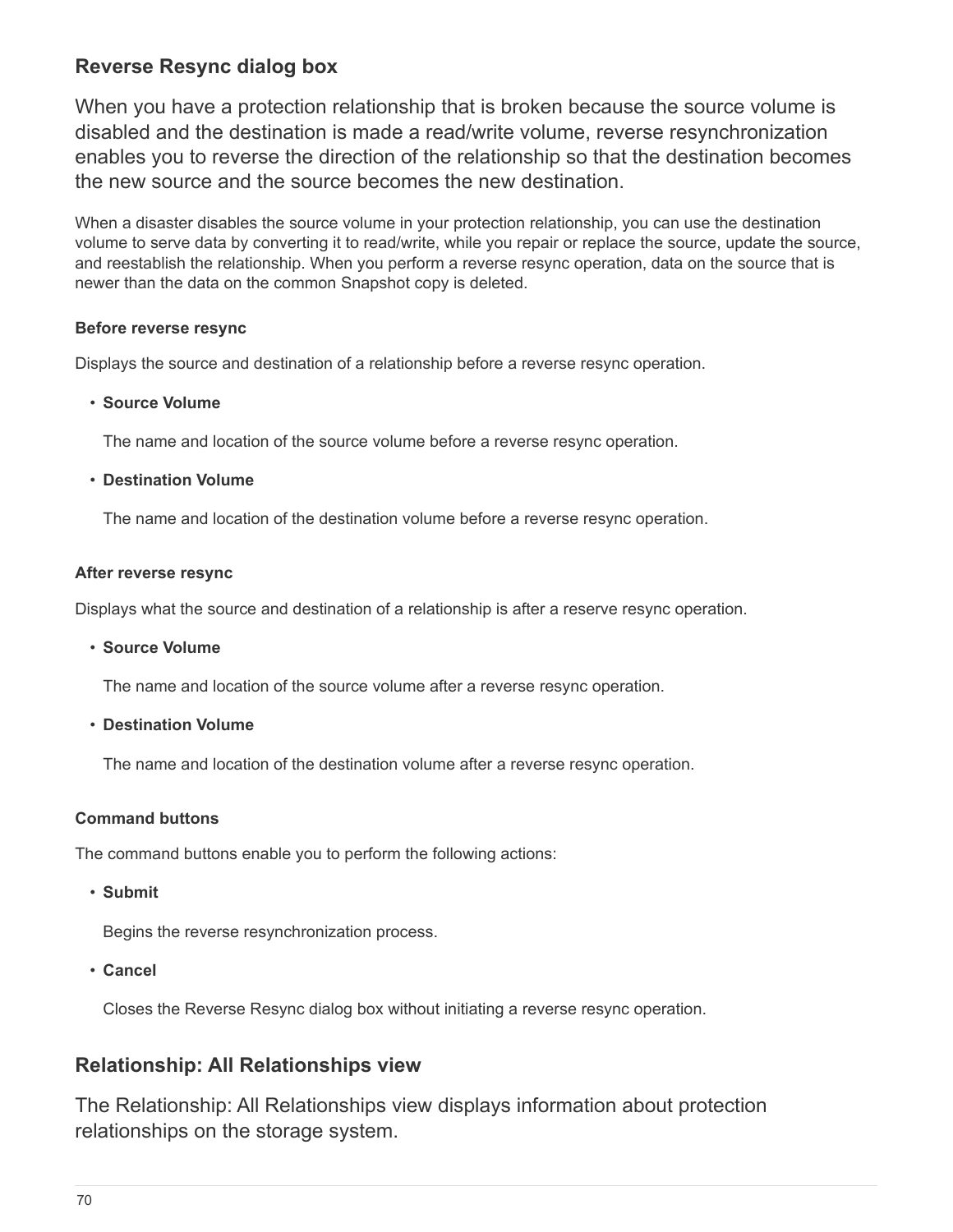## Reverse Resync dialog box

When you have a protection relationship that is broken because the source volume is disabled and the destination is made a read/write volume, reverse resynchronization enables you to reverse the direction of the relationship so that the destination becomes the new source and the source becomes the new destination.

When a disaster disables the source volume in your protection relationship, you can use the destination volume to serve data by converting it to read/write, while you repair or replace the source, update the source, and reestablish the relationship. When you perform a reverse resync operation, data on the source that is newer than the data on the common Snapshot copy is deleted.

#### Before reverse resync

Displays the source and destination of a relationship before a reverse resync operation.

- **Source Volume**

  The name and location of the source volume before a reverse resync operation.

- **Destination Volume**

  The name and location of the destination volume before a reverse resync operation.

#### After reverse resync

Displays what the source and destination of a relationship is after a reserve resync operation.

- **Source Volume**

  The name and location of the source volume after a reverse resync operation.

- **Destination Volume**

  The name and location of the destination volume after a reverse resync operation.

#### Command buttons

The command buttons enable you to perform the following actions:

- **Submit**

  Begins the reverse resynchronization process.

- **Cancel**

  Closes the Reverse Resync dialog box without initiating a reverse resync operation.

## Relationship: All Relationships view

The Relationship: All Relationships view displays information about protection relationships on the storage system.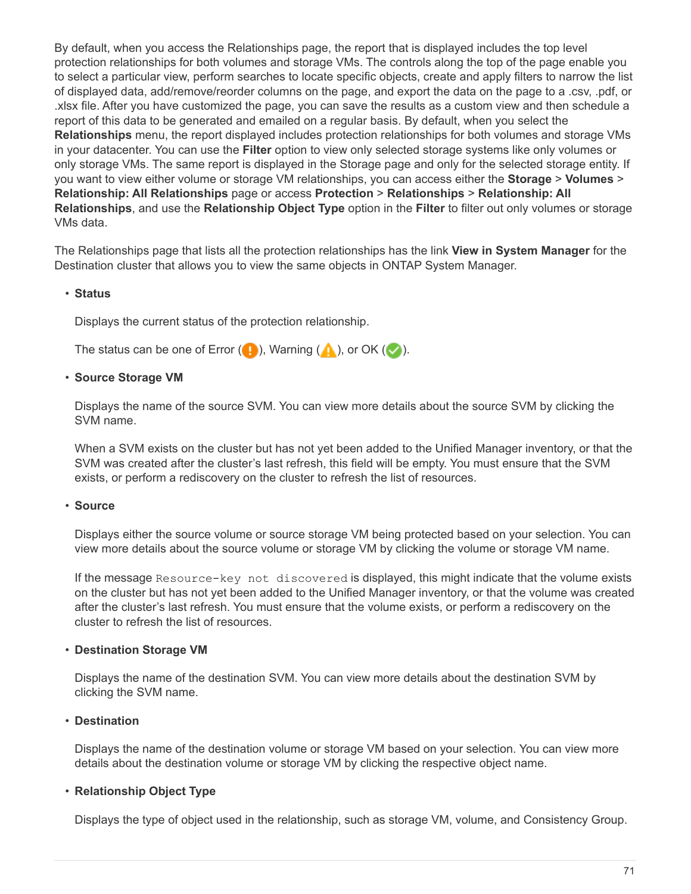By default, when you access the Relationships page, the report that is displayed includes the top level protection relationships for both volumes and storage VMs. The controls along the top of the page enable you to select a particular view, perform searches to locate specific objects, create and apply filters to narrow the list of displayed data, add/remove/reorder columns on the page, and export the data on the page to a .csv, .pdf, or .xlsx file. After you have customized the page, you can save the results as a custom view and then schedule a report of this data to be generated and emailed on a regular basis. By default, when you select the **Relationships** menu, the report displayed includes protection relationships for both volumes and storage VMs in your datacenter. You can use the **Filter** option to view only selected storage systems like only volumes or only storage VMs. The same report is displayed in the Storage page and only for the selected storage entity. If you want to view either volume or storage VM relationships, you can access either the **Storage** > **Volumes** > **Relationship: All Relationships** page or access **Protection** > **Relationships** > **Relationship: All Relationships**, and use the **Relationship Object Type** option in the **Filter** to filter out only volumes or storage VMs data.

The Relationships page that lists all the protection relationships has the link **View in System Manager** for the Destination cluster that allows you to view the same objects in ONTAP System Manager.

- **Status**

  Displays the current status of the protection relationship.

  The status can be one of Error (!), Warning (⚠), or OK (✔).

- **Source Storage VM**

  Displays the name of the source SVM. You can view more details about the source SVM by clicking the SVM name.

  When a SVM exists on the cluster but has not yet been added to the Unified Manager inventory, or that the SVM was created after the cluster's last refresh, this field will be empty. You must ensure that the SVM exists, or perform a rediscovery on the cluster to refresh the list of resources.

- **Source**

  Displays either the source volume or source storage VM being protected based on your selection. You can view more details about the source volume or storage VM by clicking the volume or storage VM name.

  If the message `Resource-key not discovered` is displayed, this might indicate that the volume exists on the cluster but has not yet been added to the Unified Manager inventory, or that the volume was created after the cluster's last refresh. You must ensure that the volume exists, or perform a rediscovery on the cluster to refresh the list of resources.

- **Destination Storage VM**

  Displays the name of the destination SVM. You can view more details about the destination SVM by clicking the SVM name.

- **Destination**

  Displays the name of the destination volume or storage VM based on your selection. You can view more details about the destination volume or storage VM by clicking the respective object name.

- **Relationship Object Type**

  Displays the type of object used in the relationship, such as storage VM, volume, and Consistency Group.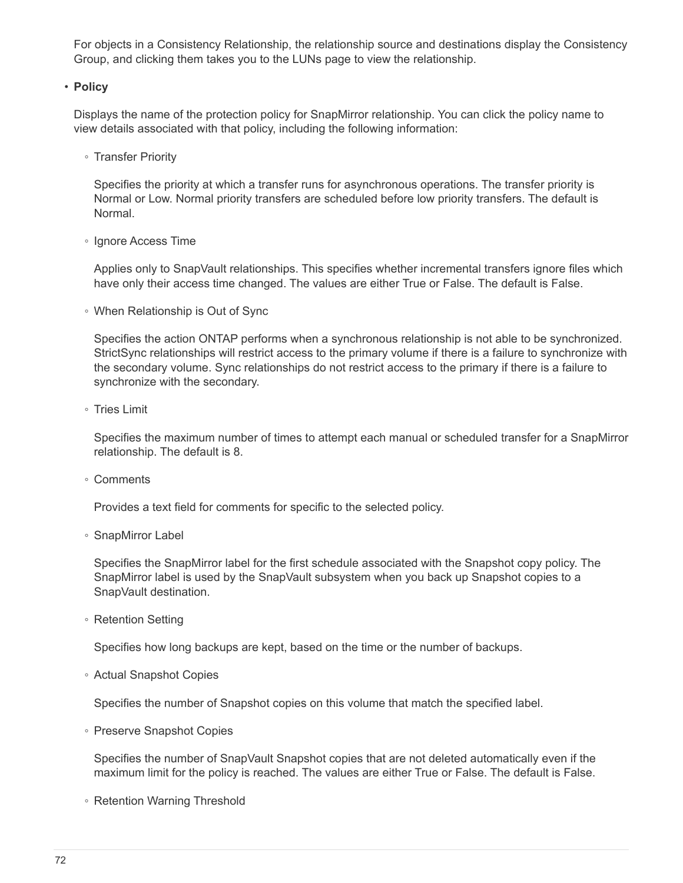For objects in a Consistency Relationship, the relationship source and destinations display the Consistency Group, and clicking them takes you to the LUNs page to view the relationship.

- **Policy**

  Displays the name of the protection policy for SnapMirror relationship. You can click the policy name to view details associated with that policy, including the following information:

  - Transfer Priority

    Specifies the priority at which a transfer runs for asynchronous operations. The transfer priority is Normal or Low. Normal priority transfers are scheduled before low priority transfers. The default is Normal.

  - Ignore Access Time

    Applies only to SnapVault relationships. This specifies whether incremental transfers ignore files which have only their access time changed. The values are either True or False. The default is False.

  - When Relationship is Out of Sync

    Specifies the action ONTAP performs when a synchronous relationship is not able to be synchronized. StrictSync relationships will restrict access to the primary volume if there is a failure to synchronize with the secondary volume. Sync relationships do not restrict access to the primary if there is a failure to synchronize with the secondary.

  - Tries Limit

    Specifies the maximum number of times to attempt each manual or scheduled transfer for a SnapMirror relationship. The default is 8.

  - Comments

    Provides a text field for comments for specific to the selected policy.

  - SnapMirror Label

    Specifies the SnapMirror label for the first schedule associated with the Snapshot copy policy. The SnapMirror label is used by the SnapVault subsystem when you back up Snapshot copies to a SnapVault destination.

  - Retention Setting

    Specifies how long backups are kept, based on the time or the number of backups.

  - Actual Snapshot Copies

    Specifies the number of Snapshot copies on this volume that match the specified label.

  - Preserve Snapshot Copies

    Specifies the number of SnapVault Snapshot copies that are not deleted automatically even if the maximum limit for the policy is reached. The values are either True or False. The default is False.

  - Retention Warning Threshold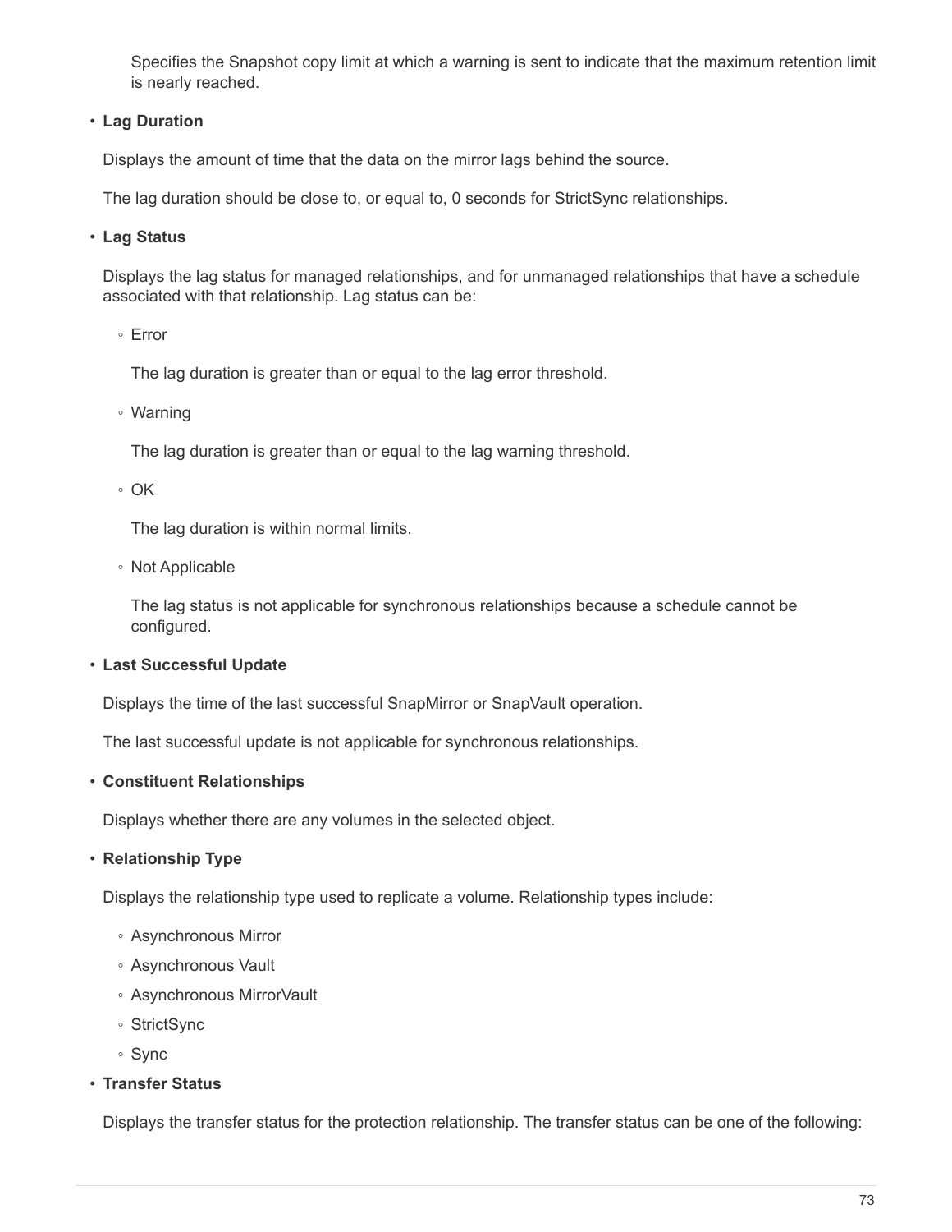Specifies the Snapshot copy limit at which a warning is sent to indicate that the maximum retention limit is nearly reached.

- **Lag Duration**

  Displays the amount of time that the data on the mirror lags behind the source.

  The lag duration should be close to, or equal to, 0 seconds for StrictSync relationships.

- **Lag Status**

  Displays the lag status for managed relationships, and for unmanaged relationships that have a schedule associated with that relationship. Lag status can be:

  - Error

    The lag duration is greater than or equal to the lag error threshold.

  - Warning

    The lag duration is greater than or equal to the lag warning threshold.

  - OK

    The lag duration is within normal limits.

  - Not Applicable

    The lag status is not applicable for synchronous relationships because a schedule cannot be configured.

- **Last Successful Update**

  Displays the time of the last successful SnapMirror or SnapVault operation.

  The last successful update is not applicable for synchronous relationships.

- **Constituent Relationships**

  Displays whether there are any volumes in the selected object.

- **Relationship Type**

  Displays the relationship type used to replicate a volume. Relationship types include:

  - Asynchronous Mirror
  - Asynchronous Vault
  - Asynchronous MirrorVault
  - StrictSync
  - Sync

- **Transfer Status**

  Displays the transfer status for the protection relationship. The transfer status can be one of the following: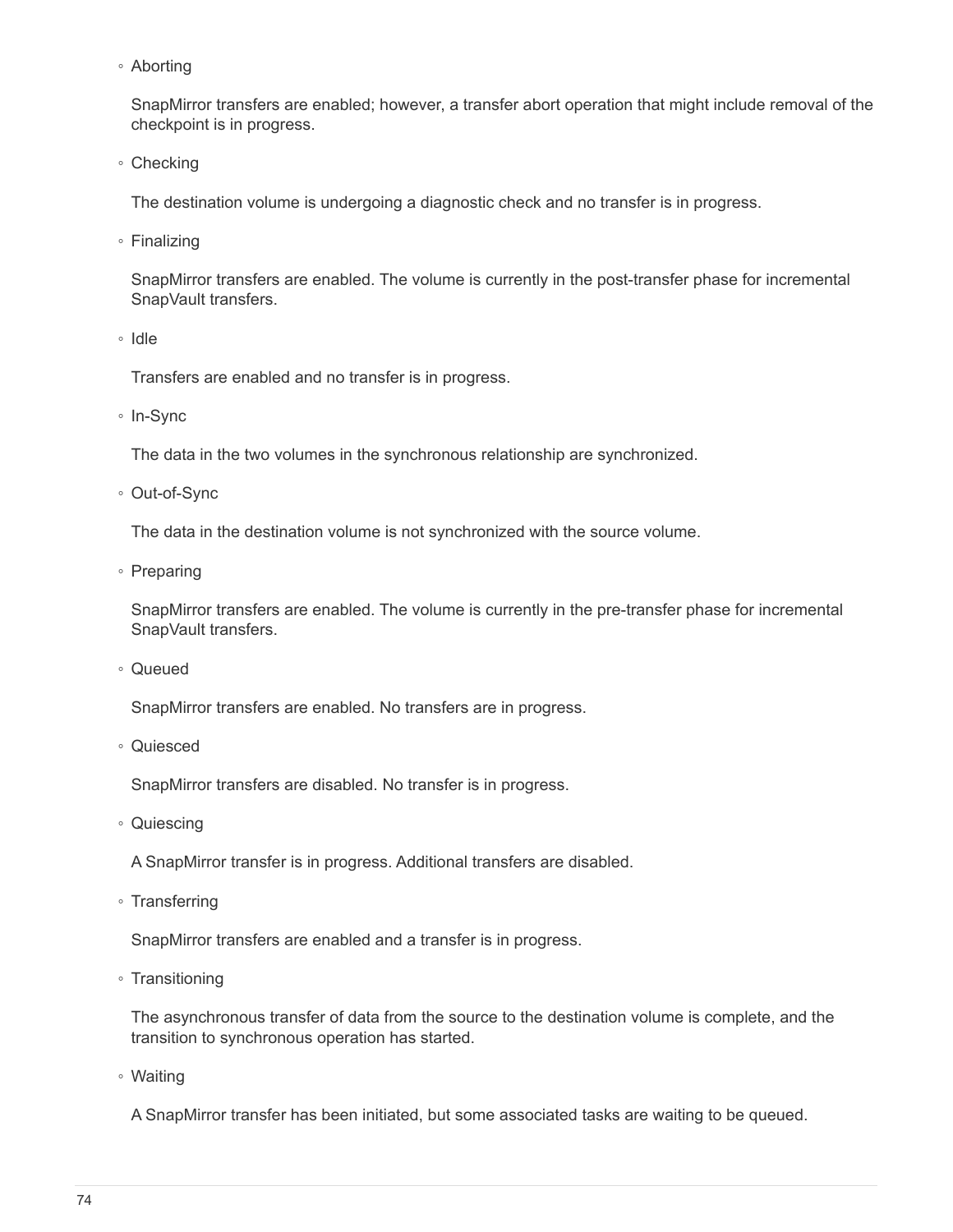- Aborting

  SnapMirror transfers are enabled; however, a transfer abort operation that might include removal of the checkpoint is in progress.

- Checking

  The destination volume is undergoing a diagnostic check and no transfer is in progress.

- Finalizing

  SnapMirror transfers are enabled. The volume is currently in the post-transfer phase for incremental SnapVault transfers.

- Idle

  Transfers are enabled and no transfer is in progress.

- In-Sync

  The data in the two volumes in the synchronous relationship are synchronized.

- Out-of-Sync

  The data in the destination volume is not synchronized with the source volume.

- Preparing

  SnapMirror transfers are enabled. The volume is currently in the pre-transfer phase for incremental SnapVault transfers.

- Queued

  SnapMirror transfers are enabled. No transfers are in progress.

- Quiesced

  SnapMirror transfers are disabled. No transfer is in progress.

- Quiescing

  A SnapMirror transfer is in progress. Additional transfers are disabled.

- Transferring

  SnapMirror transfers are enabled and a transfer is in progress.

- Transitioning

  The asynchronous transfer of data from the source to the destination volume is complete, and the transition to synchronous operation has started.

- Waiting

  A SnapMirror transfer has been initiated, but some associated tasks are waiting to be queued.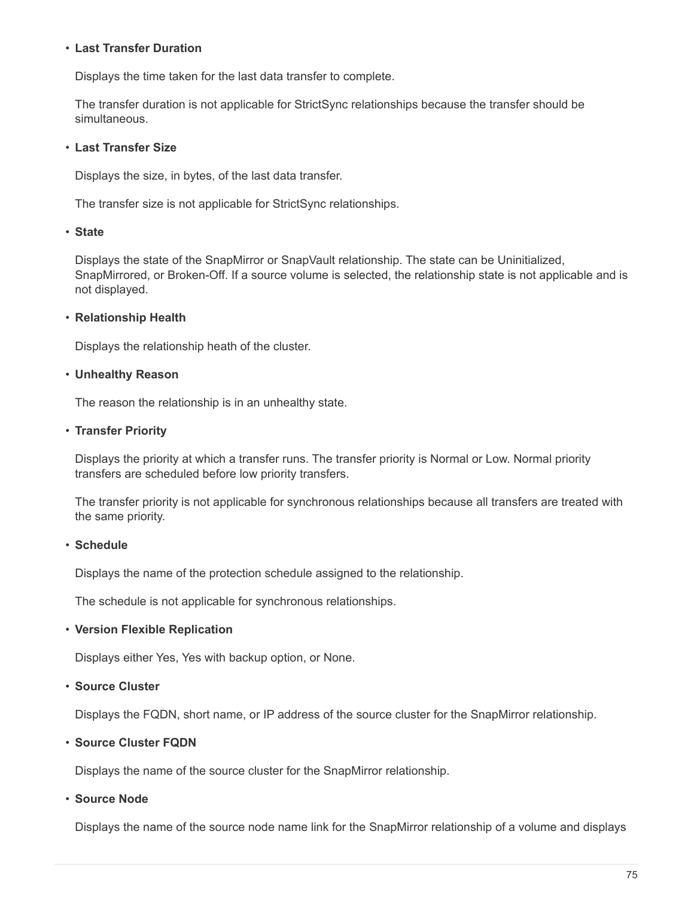- **Last Transfer Duration**

  Displays the time taken for the last data transfer to complete.

  The transfer duration is not applicable for StrictSync relationships because the transfer should be simultaneous.

- **Last Transfer Size**

  Displays the size, in bytes, of the last data transfer.

  The transfer size is not applicable for StrictSync relationships.

- **State**

  Displays the state of the SnapMirror or SnapVault relationship. The state can be Uninitialized, SnapMirrored, or Broken-Off. If a source volume is selected, the relationship state is not applicable and is not displayed.

- **Relationship Health**

  Displays the relationship heath of the cluster.

- **Unhealthy Reason**

  The reason the relationship is in an unhealthy state.

- **Transfer Priority**

  Displays the priority at which a transfer runs. The transfer priority is Normal or Low. Normal priority transfers are scheduled before low priority transfers.

  The transfer priority is not applicable for synchronous relationships because all transfers are treated with the same priority.

- **Schedule**

  Displays the name of the protection schedule assigned to the relationship.

  The schedule is not applicable for synchronous relationships.

- **Version Flexible Replication**

  Displays either Yes, Yes with backup option, or None.

- **Source Cluster**

  Displays the FQDN, short name, or IP address of the source cluster for the SnapMirror relationship.

- **Source Cluster FQDN**

  Displays the name of the source cluster for the SnapMirror relationship.

- **Source Node**

  Displays the name of the source node name link for the SnapMirror relationship of a volume and displays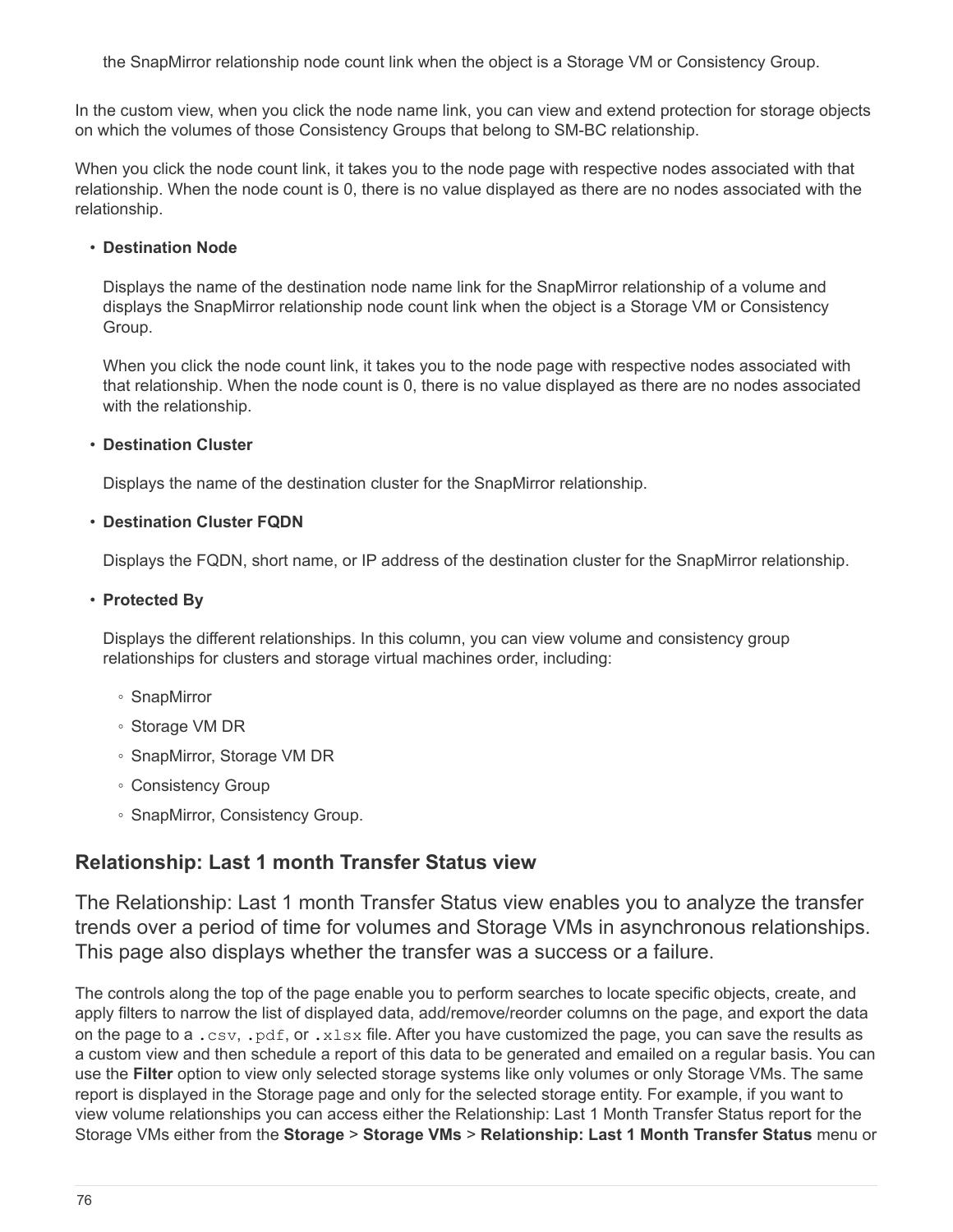the SnapMirror relationship node count link when the object is a Storage VM or Consistency Group.

In the custom view, when you click the node name link, you can view and extend protection for storage objects on which the volumes of those Consistency Groups that belong to SM-BC relationship.

When you click the node count link, it takes you to the node page with respective nodes associated with that relationship. When the node count is 0, there is no value displayed as there are no nodes associated with the relationship.

- **Destination Node**

  Displays the name of the destination node name link for the SnapMirror relationship of a volume and displays the SnapMirror relationship node count link when the object is a Storage VM or Consistency Group.

  When you click the node count link, it takes you to the node page with respective nodes associated with that relationship. When the node count is 0, there is no value displayed as there are no nodes associated with the relationship.

- **Destination Cluster**

  Displays the name of the destination cluster for the SnapMirror relationship.

- **Destination Cluster FQDN**

  Displays the FQDN, short name, or IP address of the destination cluster for the SnapMirror relationship.

- **Protected By**

  Displays the different relationships. In this column, you can view volume and consistency group relationships for clusters and storage virtual machines order, including:

  - SnapMirror
  - Storage VM DR
  - SnapMirror, Storage VM DR
  - Consistency Group
  - SnapMirror, Consistency Group.

## Relationship: Last 1 month Transfer Status view

The Relationship: Last 1 month Transfer Status view enables you to analyze the transfer trends over a period of time for volumes and Storage VMs in asynchronous relationships. This page also displays whether the transfer was a success or a failure.

The controls along the top of the page enable you to perform searches to locate specific objects, create, and apply filters to narrow the list of displayed data, add/remove/reorder columns on the page, and export the data on the page to a `.csv`, `.pdf`, or `.xlsx` file. After you have customized the page, you can save the results as a custom view and then schedule a report of this data to be generated and emailed on a regular basis. You can use the **Filter** option to view only selected storage systems like only volumes or only Storage VMs. The same report is displayed in the Storage page and only for the selected storage entity. For example, if you want to view volume relationships you can access either the Relationship: Last 1 Month Transfer Status report for the Storage VMs either from the **Storage** > **Storage VMs** > **Relationship: Last 1 Month Transfer Status** menu or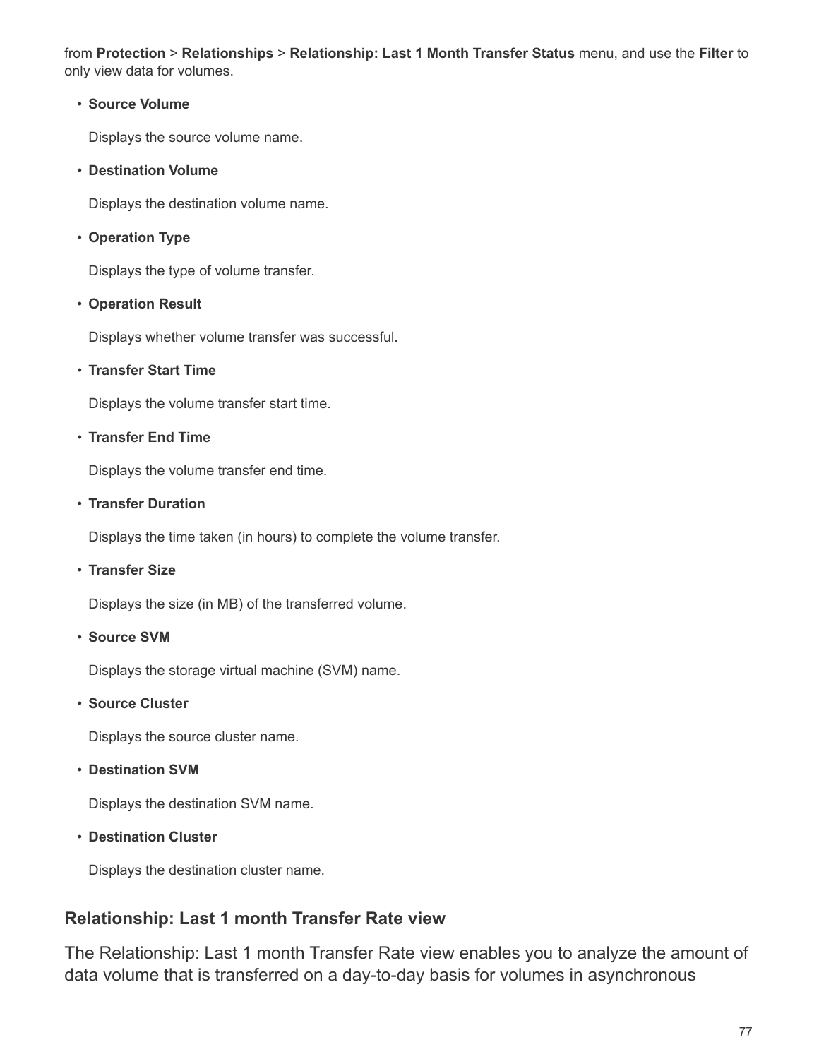from **Protection** > **Relationships** > **Relationship: Last 1 Month Transfer Status** menu, and use the **Filter** to only view data for volumes.

- **Source Volume**

  Displays the source volume name.

- **Destination Volume**

  Displays the destination volume name.

- **Operation Type**

  Displays the type of volume transfer.

- **Operation Result**

  Displays whether volume transfer was successful.

- **Transfer Start Time**

  Displays the volume transfer start time.

- **Transfer End Time**

  Displays the volume transfer end time.

- **Transfer Duration**

  Displays the time taken (in hours) to complete the volume transfer.

- **Transfer Size**

  Displays the size (in MB) of the transferred volume.

- **Source SVM**

  Displays the storage virtual machine (SVM) name.

- **Source Cluster**

  Displays the source cluster name.

- **Destination SVM**

  Displays the destination SVM name.

- **Destination Cluster**

  Displays the destination cluster name.

## Relationship: Last 1 month Transfer Rate view

The Relationship: Last 1 month Transfer Rate view enables you to analyze the amount of data volume that is transferred on a day-to-day basis for volumes in asynchronous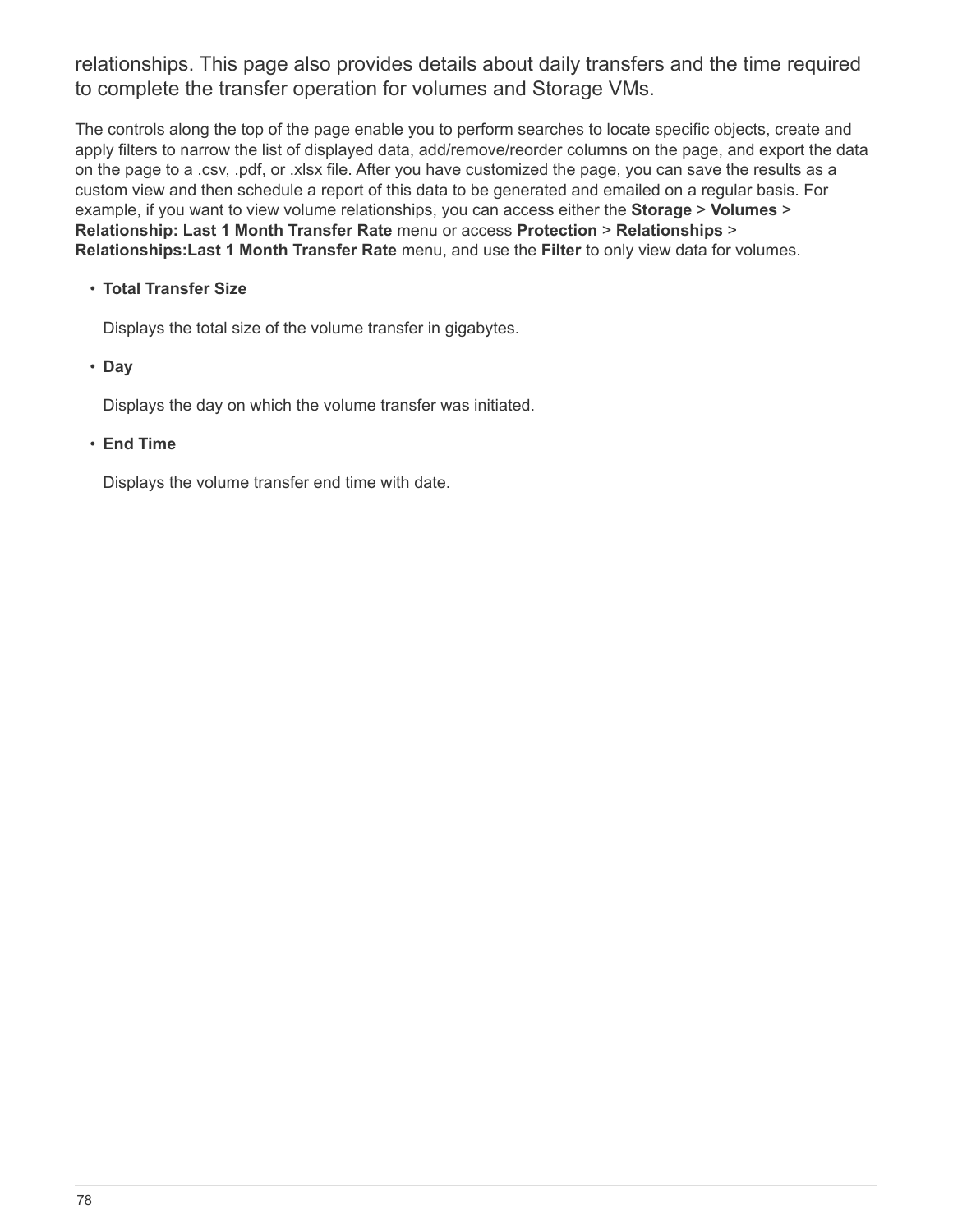relationships. This page also provides details about daily transfers and the time required to complete the transfer operation for volumes and Storage VMs.

The controls along the top of the page enable you to perform searches to locate specific objects, create and apply filters to narrow the list of displayed data, add/remove/reorder columns on the page, and export the data on the page to a .csv, .pdf, or .xlsx file. After you have customized the page, you can save the results as a custom view and then schedule a report of this data to be generated and emailed on a regular basis. For example, if you want to view volume relationships, you can access either the **Storage** > **Volumes** > **Relationship: Last 1 Month Transfer Rate** menu or access **Protection** > **Relationships** > **Relationships:Last 1 Month Transfer Rate** menu, and use the **Filter** to only view data for volumes.

- **Total Transfer Size**

  Displays the total size of the volume transfer in gigabytes.

- **Day**

  Displays the day on which the volume transfer was initiated.

- **End Time**

  Displays the volume transfer end time with date.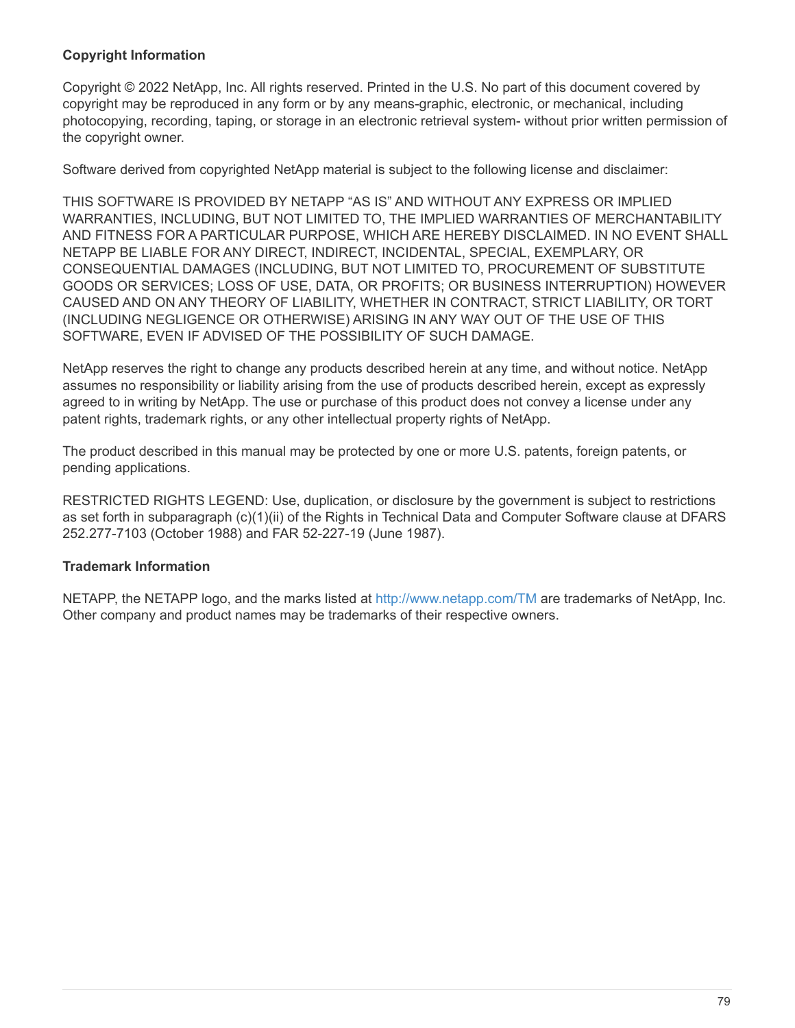### Copyright Information

Copyright © 2022 NetApp, Inc. All rights reserved. Printed in the U.S. No part of this document covered by copyright may be reproduced in any form or by any means-graphic, electronic, or mechanical, including photocopying, recording, taping, or storage in an electronic retrieval system- without prior written permission of the copyright owner.

Software derived from copyrighted NetApp material is subject to the following license and disclaimer:

THIS SOFTWARE IS PROVIDED BY NETAPP "AS IS" AND WITHOUT ANY EXPRESS OR IMPLIED WARRANTIES, INCLUDING, BUT NOT LIMITED TO, THE IMPLIED WARRANTIES OF MERCHANTABILITY AND FITNESS FOR A PARTICULAR PURPOSE, WHICH ARE HEREBY DISCLAIMED. IN NO EVENT SHALL NETAPP BE LIABLE FOR ANY DIRECT, INDIRECT, INCIDENTAL, SPECIAL, EXEMPLARY, OR CONSEQUENTIAL DAMAGES (INCLUDING, BUT NOT LIMITED TO, PROCUREMENT OF SUBSTITUTE GOODS OR SERVICES; LOSS OF USE, DATA, OR PROFITS; OR BUSINESS INTERRUPTION) HOWEVER CAUSED AND ON ANY THEORY OF LIABILITY, WHETHER IN CONTRACT, STRICT LIABILITY, OR TORT (INCLUDING NEGLIGENCE OR OTHERWISE) ARISING IN ANY WAY OUT OF THE USE OF THIS SOFTWARE, EVEN IF ADVISED OF THE POSSIBILITY OF SUCH DAMAGE.

NetApp reserves the right to change any products described herein at any time, and without notice. NetApp assumes no responsibility or liability arising from the use of products described herein, except as expressly agreed to in writing by NetApp. The use or purchase of this product does not convey a license under any patent rights, trademark rights, or any other intellectual property rights of NetApp.

The product described in this manual may be protected by one or more U.S. patents, foreign patents, or pending applications.

RESTRICTED RIGHTS LEGEND: Use, duplication, or disclosure by the government is subject to restrictions as set forth in subparagraph (c)(1)(ii) of the Rights in Technical Data and Computer Software clause at DFARS 252.277-7103 (October 1988) and FAR 52-227-19 (June 1987).

### Trademark Information

NETAPP, the NETAPP logo, and the marks listed at http://www.netapp.com/TM are trademarks of NetApp, Inc. Other company and product names may be trademarks of their respective owners.